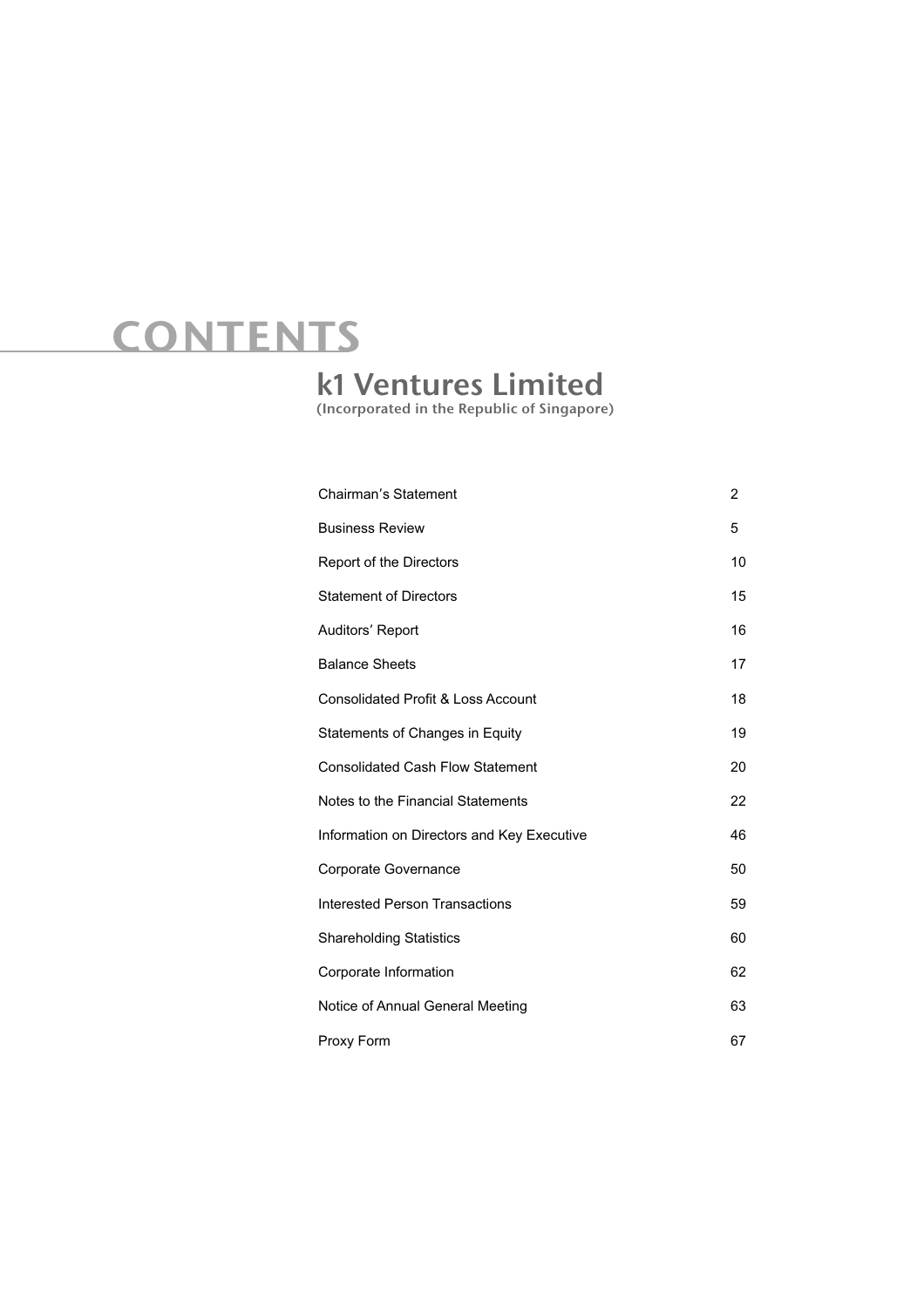# CONTENTS

## k1 Ventures Limited

(Incorporated in the Republic of Singapore)

| | |
|---|---|
| Chairman's Statement | 2 |
| Business Review | 5 |
| Report of the Directors | 10 |
| Statement of Directors | 15 |
| Auditors' Report | 16 |
| Balance Sheets | 17 |
| Consolidated Profit & Loss Account | 18 |
| Statements of Changes in Equity | 19 |
| Consolidated Cash Flow Statement | 20 |
| Notes to the Financial Statements | 22 |
| Information on Directors and Key Executive | 46 |
| Corporate Governance | 50 |
| Interested Person Transactions | 59 |
| Shareholding Statistics | 60 |
| Corporate Information | 62 |
| Notice of Annual General Meeting | 63 |
| Proxy Form | 67 |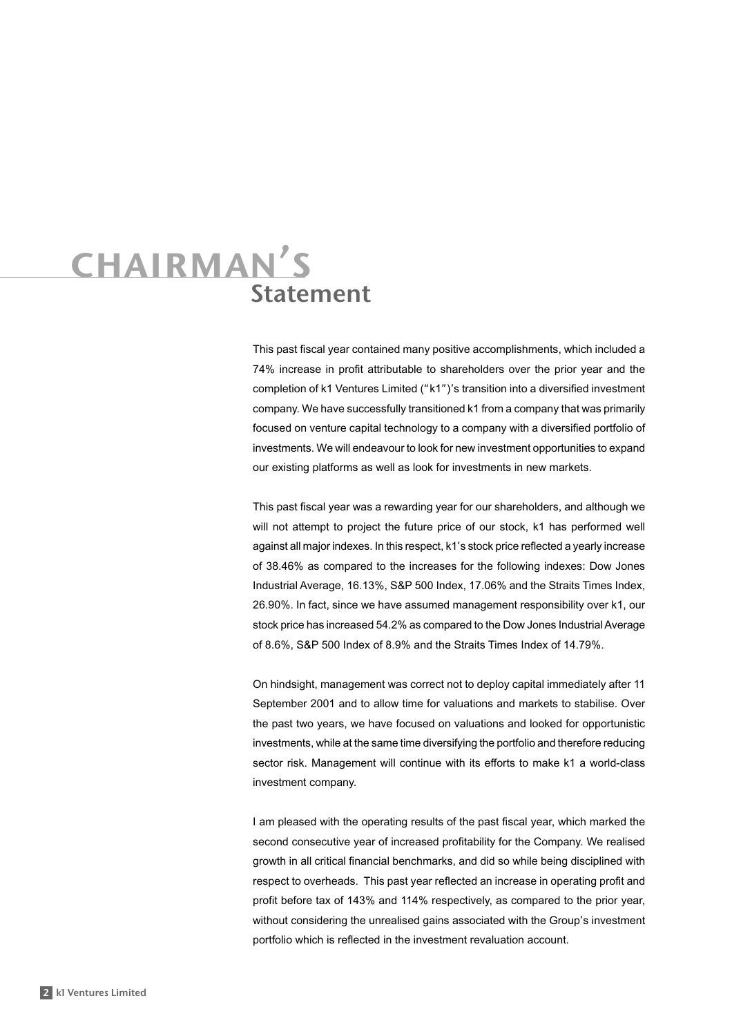# CHAIRMAN'S Statement

This past fiscal year contained many positive accomplishments, which included a 74% increase in profit attributable to shareholders over the prior year and the completion of k1 Ventures Limited ("k1")'s transition into a diversified investment company. We have successfully transitioned k1 from a company that was primarily focused on venture capital technology to a company with a diversified portfolio of investments. We will endeavour to look for new investment opportunities to expand our existing platforms as well as look for investments in new markets.

This past fiscal year was a rewarding year for our shareholders, and although we will not attempt to project the future price of our stock, k1 has performed well against all major indexes. In this respect, k1's stock price reflected a yearly increase of 38.46% as compared to the increases for the following indexes: Dow Jones Industrial Average, 16.13%, S&P 500 Index, 17.06% and the Straits Times Index, 26.90%. In fact, since we have assumed management responsibility over k1, our stock price has increased 54.2% as compared to the Dow Jones Industrial Average of 8.6%, S&P 500 Index of 8.9% and the Straits Times Index of 14.79%.

On hindsight, management was correct not to deploy capital immediately after 11 September 2001 and to allow time for valuations and markets to stabilise. Over the past two years, we have focused on valuations and looked for opportunistic investments, while at the same time diversifying the portfolio and therefore reducing sector risk. Management will continue with its efforts to make k1 a world-class investment company.

I am pleased with the operating results of the past fiscal year, which marked the second consecutive year of increased profitability for the Company. We realised growth in all critical financial benchmarks, and did so while being disciplined with respect to overheads. This past year reflected an increase in operating profit and profit before tax of 143% and 114% respectively, as compared to the prior year, without considering the unrealised gains associated with the Group's investment portfolio which is reflected in the investment revaluation account.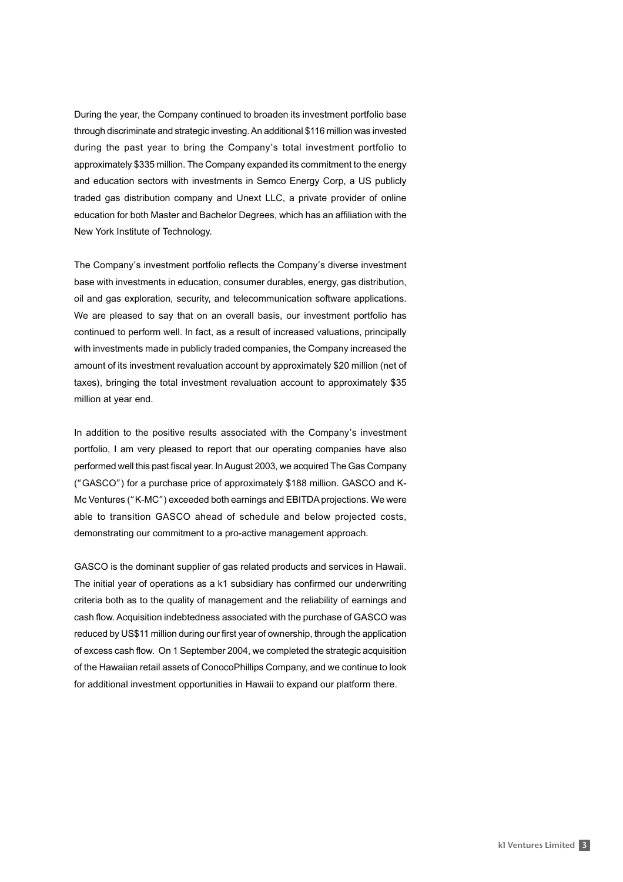During the year, the Company continued to broaden its investment portfolio base through discriminate and strategic investing. An additional $116 million was invested during the past year to bring the Company's total investment portfolio to approximately $335 million. The Company expanded its commitment to the energy and education sectors with investments in Semco Energy Corp, a US publicly traded gas distribution company and Unext LLC, a private provider of online education for both Master and Bachelor Degrees, which has an affiliation with the New York Institute of Technology.

The Company's investment portfolio reflects the Company's diverse investment base with investments in education, consumer durables, energy, gas distribution, oil and gas exploration, security, and telecommunication software applications. We are pleased to say that on an overall basis, our investment portfolio has continued to perform well. In fact, as a result of increased valuations, principally with investments made in publicly traded companies, the Company increased the amount of its investment revaluation account by approximately $20 million (net of taxes), bringing the total investment revaluation account to approximately $35 million at year end.

In addition to the positive results associated with the Company's investment portfolio, I am very pleased to report that our operating companies have also performed well this past fiscal year. In August 2003, we acquired The Gas Company ("GASCO") for a purchase price of approximately $188 million. GASCO and K-Mc Ventures ("K-MC") exceeded both earnings and EBITDA projections. We were able to transition GASCO ahead of schedule and below projected costs, demonstrating our commitment to a pro-active management approach.

GASCO is the dominant supplier of gas related products and services in Hawaii. The initial year of operations as a k1 subsidiary has confirmed our underwriting criteria both as to the quality of management and the reliability of earnings and cash flow. Acquisition indebtedness associated with the purchase of GASCO was reduced by US$11 million during our first year of ownership, through the application of excess cash flow. On 1 September 2004, we completed the strategic acquisition of the Hawaiian retail assets of ConocoPhillips Company, and we continue to look for additional investment opportunities in Hawaii to expand our platform there.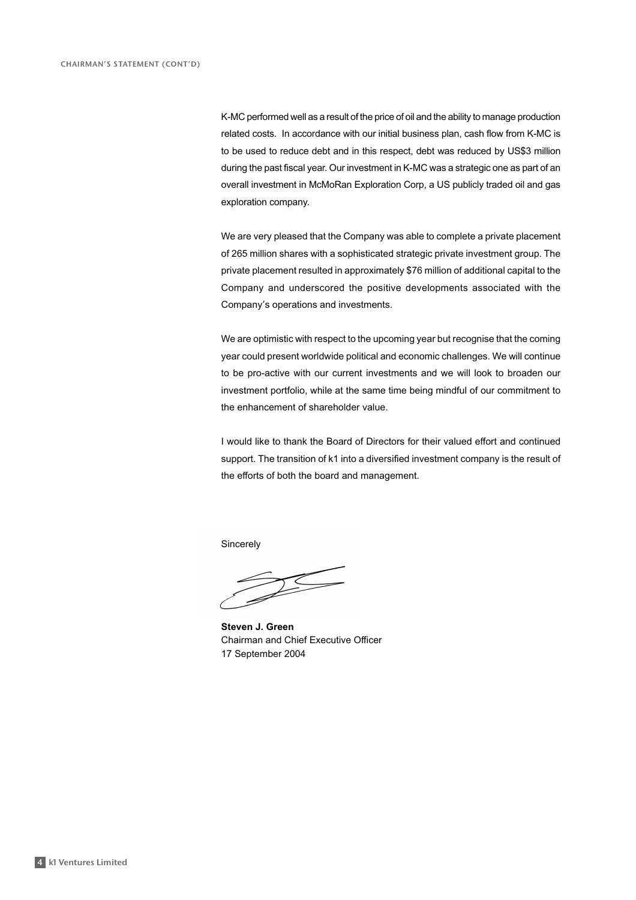K-MC performed well as a result of the price of oil and the ability to manage production related costs. In accordance with our initial business plan, cash flow from K-MC is to be used to reduce debt and in this respect, debt was reduced by US$3 million during the past fiscal year. Our investment in K-MC was a strategic one as part of an overall investment in McMoRan Exploration Corp, a US publicly traded oil and gas exploration company.

We are very pleased that the Company was able to complete a private placement of 265 million shares with a sophisticated strategic private investment group. The private placement resulted in approximately $76 million of additional capital to the Company and underscored the positive developments associated with the Company's operations and investments.

We are optimistic with respect to the upcoming year but recognise that the coming year could present worldwide political and economic challenges. We will continue to be pro-active with our current investments and we will look to broaden our investment portfolio, while at the same time being mindful of our commitment to the enhancement of shareholder value.

I would like to thank the Board of Directors for their valued effort and continued support. The transition of k1 into a diversified investment company is the result of the efforts of both the board and management.

Sincerely

**Steven J. Green**
Chairman and Chief Executive Officer
17 September 2004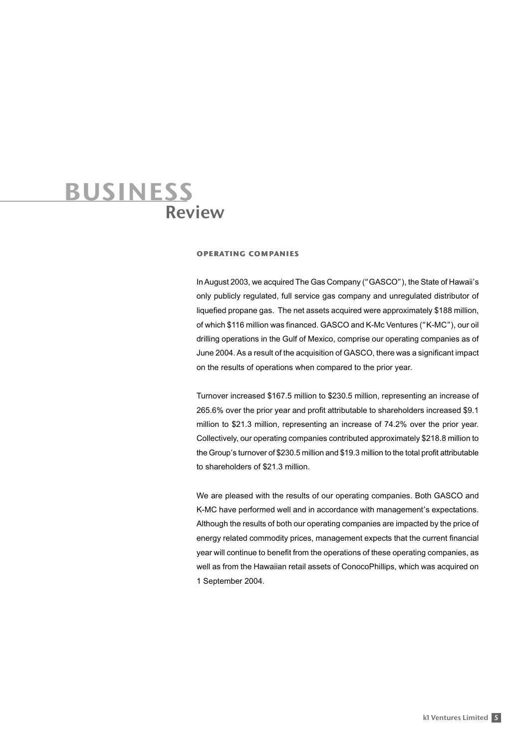# BUSINESS Review

## OPERATING COMPANIES

In August 2003, we acquired The Gas Company ("GASCO"), the State of Hawaii's only publicly regulated, full service gas company and unregulated distributor of liquefied propane gas. The net assets acquired were approximately $188 million, of which $116 million was financed. GASCO and K-Mc Ventures ("K-MC"), our oil drilling operations in the Gulf of Mexico, comprise our operating companies as of June 2004. As a result of the acquisition of GASCO, there was a significant impact on the results of operations when compared to the prior year.

Turnover increased $167.5 million to $230.5 million, representing an increase of 265.6% over the prior year and profit attributable to shareholders increased $9.1 million to $21.3 million, representing an increase of 74.2% over the prior year. Collectively, our operating companies contributed approximately $218.8 million to the Group's turnover of $230.5 million and $19.3 million to the total profit attributable to shareholders of $21.3 million.

We are pleased with the results of our operating companies. Both GASCO and K-MC have performed well and in accordance with management's expectations. Although the results of both our operating companies are impacted by the price of energy related commodity prices, management expects that the current financial year will continue to benefit from the operations of these operating companies, as well as from the Hawaiian retail assets of ConocoPhillips, which was acquired on 1 September 2004.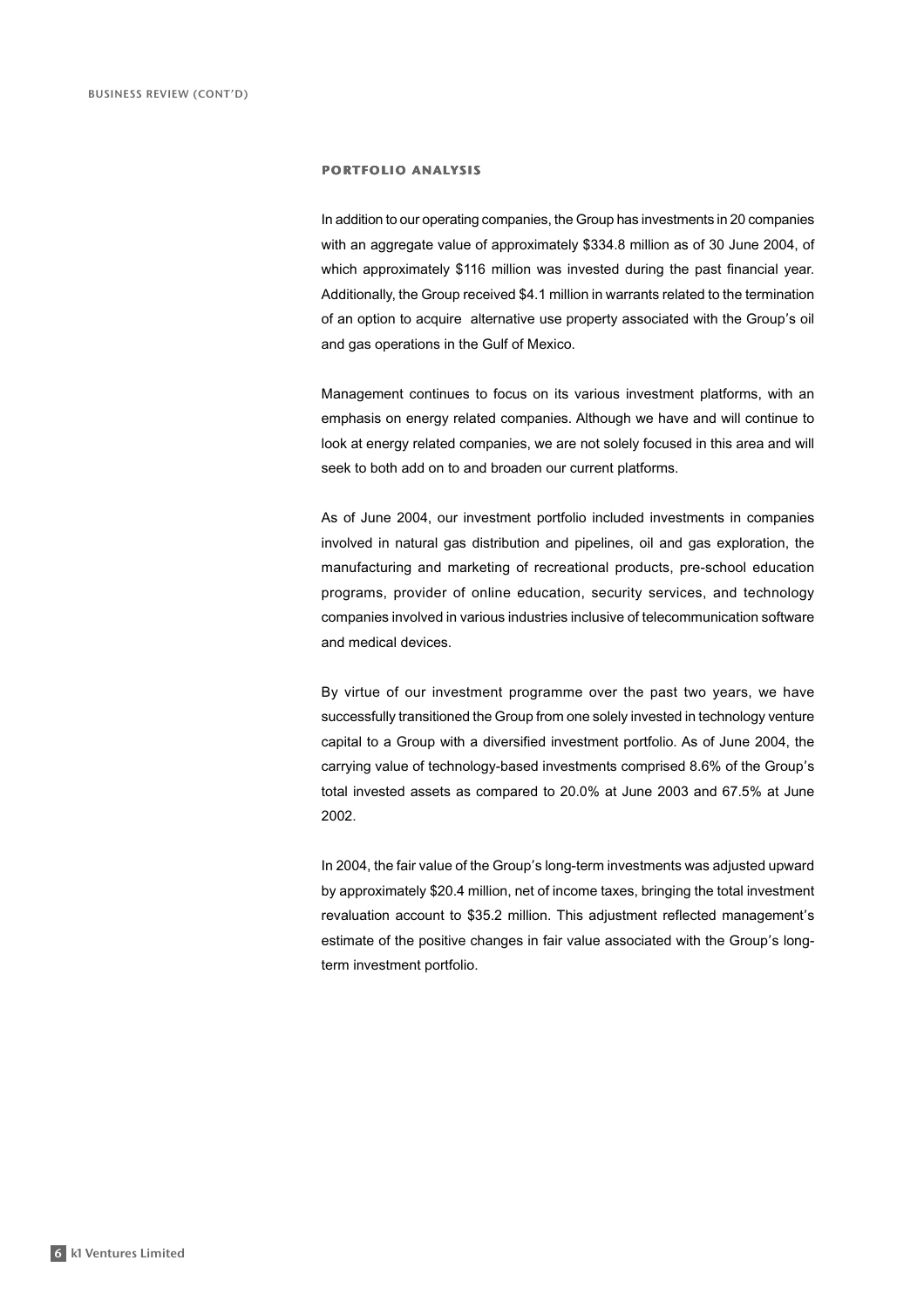## PORTFOLIO ANALYSIS

In addition to our operating companies, the Group has investments in 20 companies with an aggregate value of approximately $334.8 million as of 30 June 2004, of which approximately $116 million was invested during the past financial year. Additionally, the Group received $4.1 million in warrants related to the termination of an option to acquire alternative use property associated with the Group's oil and gas operations in the Gulf of Mexico.

Management continues to focus on its various investment platforms, with an emphasis on energy related companies. Although we have and will continue to look at energy related companies, we are not solely focused in this area and will seek to both add on to and broaden our current platforms.

As of June 2004, our investment portfolio included investments in companies involved in natural gas distribution and pipelines, oil and gas exploration, the manufacturing and marketing of recreational products, pre-school education programs, provider of online education, security services, and technology companies involved in various industries inclusive of telecommunication software and medical devices.

By virtue of our investment programme over the past two years, we have successfully transitioned the Group from one solely invested in technology venture capital to a Group with a diversified investment portfolio. As of June 2004, the carrying value of technology-based investments comprised 8.6% of the Group's total invested assets as compared to 20.0% at June 2003 and 67.5% at June 2002.

In 2004, the fair value of the Group's long-term investments was adjusted upward by approximately $20.4 million, net of income taxes, bringing the total investment revaluation account to $35.2 million. This adjustment reflected management's estimate of the positive changes in fair value associated with the Group's long-term investment portfolio.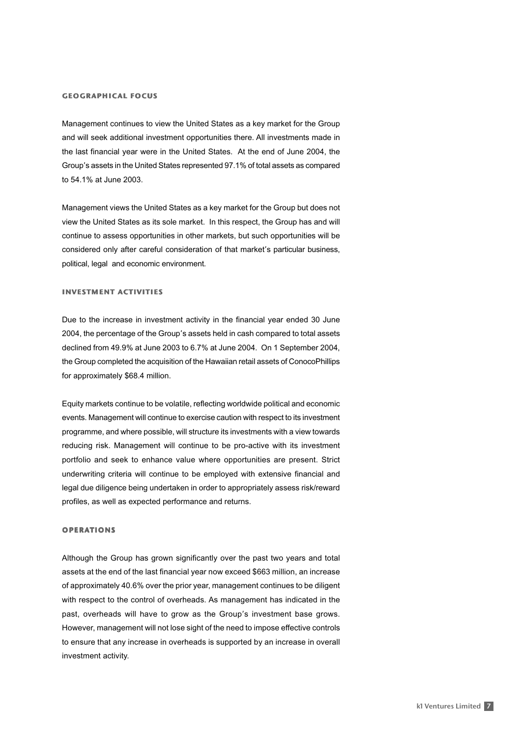## GEOGRAPHICAL FOCUS

Management continues to view the United States as a key market for the Group and will seek additional investment opportunities there. All investments made in the last financial year were in the United States. At the end of June 2004, the Group's assets in the United States represented 97.1% of total assets as compared to 54.1% at June 2003.

Management views the United States as a key market for the Group but does not view the United States as its sole market. In this respect, the Group has and will continue to assess opportunities in other markets, but such opportunities will be considered only after careful consideration of that market's particular business, political, legal and economic environment.

## INVESTMENT ACTIVITIES

Due to the increase in investment activity in the financial year ended 30 June 2004, the percentage of the Group's assets held in cash compared to total assets declined from 49.9% at June 2003 to 6.7% at June 2004. On 1 September 2004, the Group completed the acquisition of the Hawaiian retail assets of ConocoPhillips for approximately $68.4 million.

Equity markets continue to be volatile, reflecting worldwide political and economic events. Management will continue to exercise caution with respect to its investment programme, and where possible, will structure its investments with a view towards reducing risk. Management will continue to be pro-active with its investment portfolio and seek to enhance value where opportunities are present. Strict underwriting criteria will continue to be employed with extensive financial and legal due diligence being undertaken in order to appropriately assess risk/reward profiles, as well as expected performance and returns.

## OPERATIONS

Although the Group has grown significantly over the past two years and total assets at the end of the last financial year now exceed $663 million, an increase of approximately 40.6% over the prior year, management continues to be diligent with respect to the control of overheads. As management has indicated in the past, overheads will have to grow as the Group's investment base grows. However, management will not lose sight of the need to impose effective controls to ensure that any increase in overheads is supported by an increase in overall investment activity.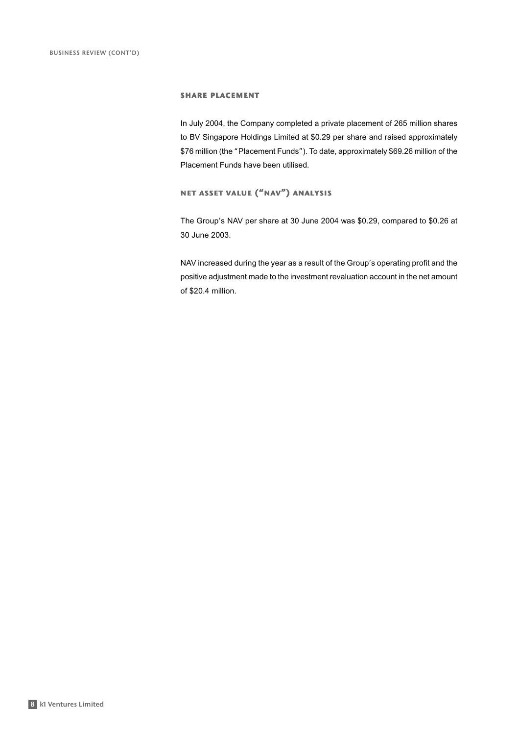## SHARE PLACEMENT

In July 2004, the Company completed a private placement of 265 million shares to BV Singapore Holdings Limited at $0.29 per share and raised approximately $76 million (the "Placement Funds"). To date, approximately $69.26 million of the Placement Funds have been utilised.

## NET ASSET VALUE ("NAV") ANALYSIS

The Group's NAV per share at 30 June 2004 was $0.29, compared to $0.26 at 30 June 2003.

NAV increased during the year as a result of the Group's operating profit and the positive adjustment made to the investment revaluation account in the net amount of $20.4 million.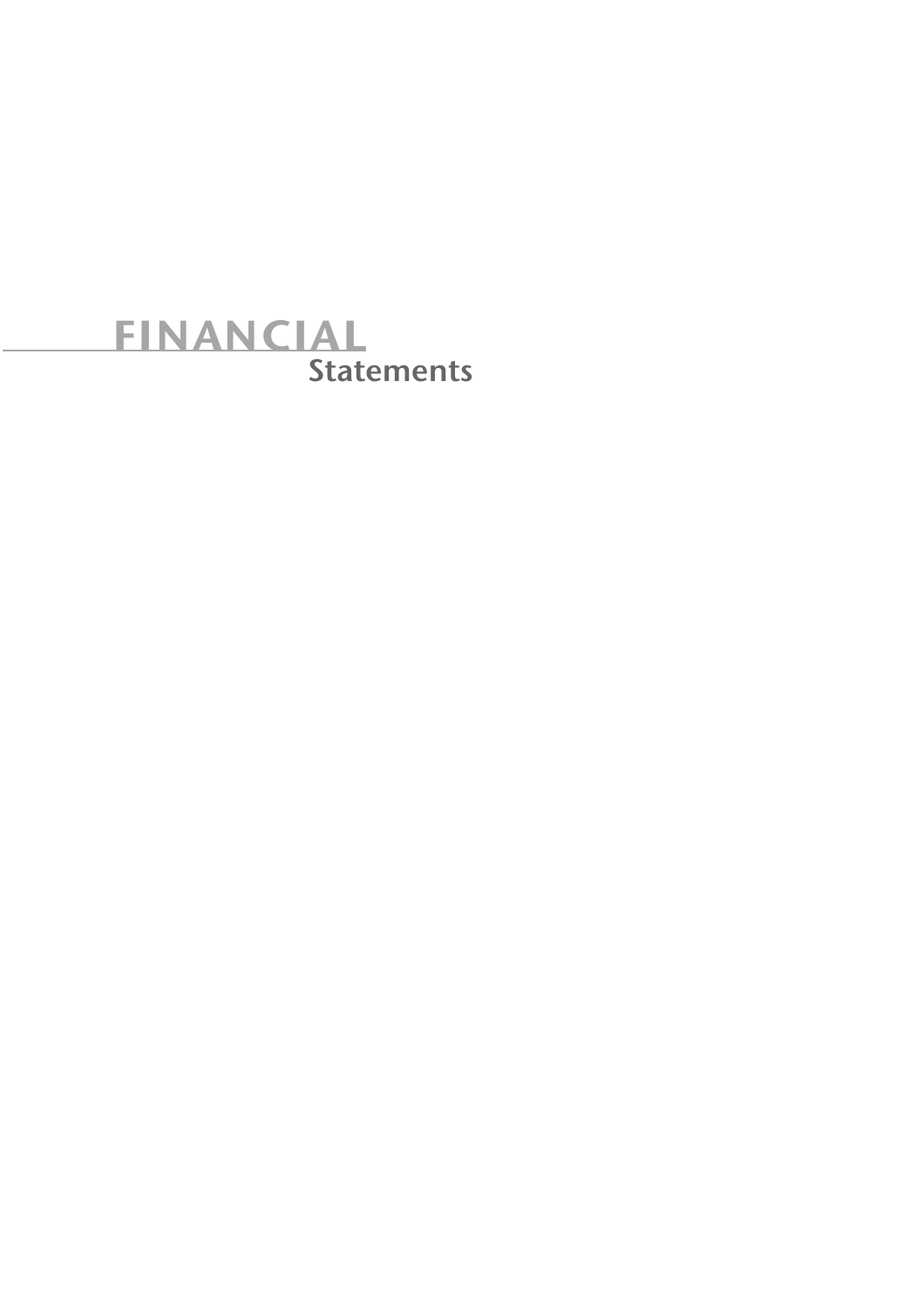# FINANCIAL Statements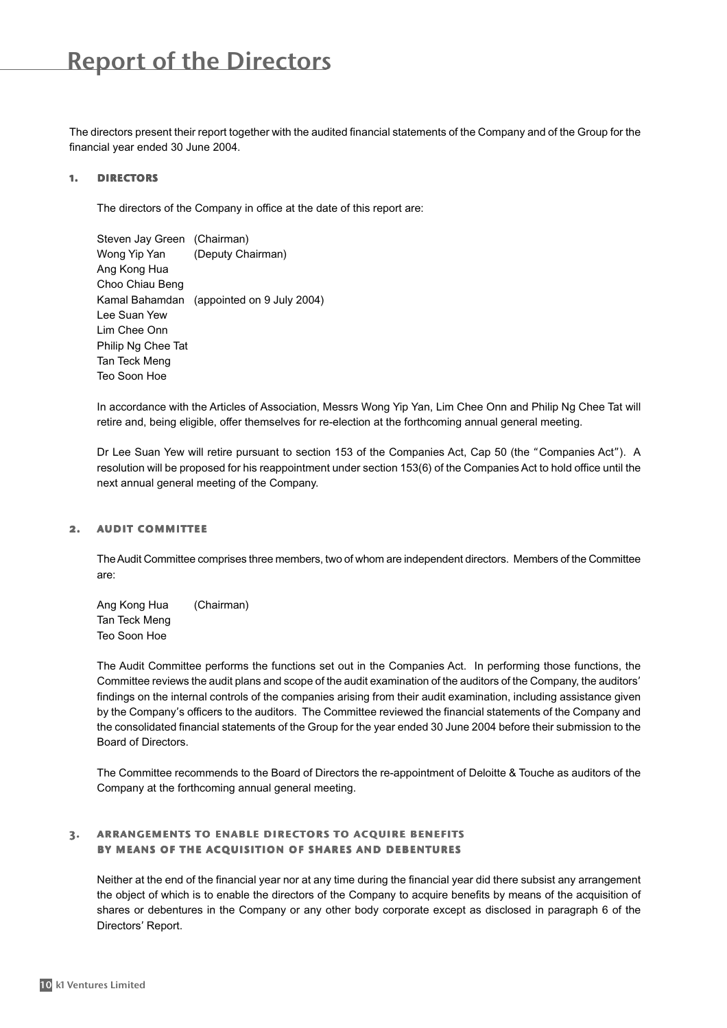# Report of the Directors

The directors present their report together with the audited financial statements of the Company and of the Group for the financial year ended 30 June 2004.

## 1. DIRECTORS

The directors of the Company in office at the date of this report are:

Steven Jay Green (Chairman)
Wong Yip Yan (Deputy Chairman)
Ang Kong Hua
Choo Chiau Beng
Kamal Bahamdan (appointed on 9 July 2004)
Lee Suan Yew
Lim Chee Onn
Philip Ng Chee Tat
Tan Teck Meng
Teo Soon Hoe

In accordance with the Articles of Association, Messrs Wong Yip Yan, Lim Chee Onn and Philip Ng Chee Tat will retire and, being eligible, offer themselves for re-election at the forthcoming annual general meeting.

Dr Lee Suan Yew will retire pursuant to section 153 of the Companies Act, Cap 50 (the "Companies Act"). A resolution will be proposed for his reappointment under section 153(6) of the Companies Act to hold office until the next annual general meeting of the Company.

## 2. AUDIT COMMITTEE

The Audit Committee comprises three members, two of whom are independent directors. Members of the Committee are:

Ang Kong Hua (Chairman)
Tan Teck Meng
Teo Soon Hoe

The Audit Committee performs the functions set out in the Companies Act. In performing those functions, the Committee reviews the audit plans and scope of the audit examination of the auditors of the Company, the auditors' findings on the internal controls of the companies arising from their audit examination, including assistance given by the Company's officers to the auditors. The Committee reviewed the financial statements of the Company and the consolidated financial statements of the Group for the year ended 30 June 2004 before their submission to the Board of Directors.

The Committee recommends to the Board of Directors the re-appointment of Deloitte & Touche as auditors of the Company at the forthcoming annual general meeting.

## 3. ARRANGEMENTS TO ENABLE DIRECTORS TO ACQUIRE BENEFITS BY MEANS OF THE ACQUISITION OF SHARES AND DEBENTURES

Neither at the end of the financial year nor at any time during the financial year did there subsist any arrangement the object of which is to enable the directors of the Company to acquire benefits by means of the acquisition of shares or debentures in the Company or any other body corporate except as disclosed in paragraph 6 of the Directors' Report.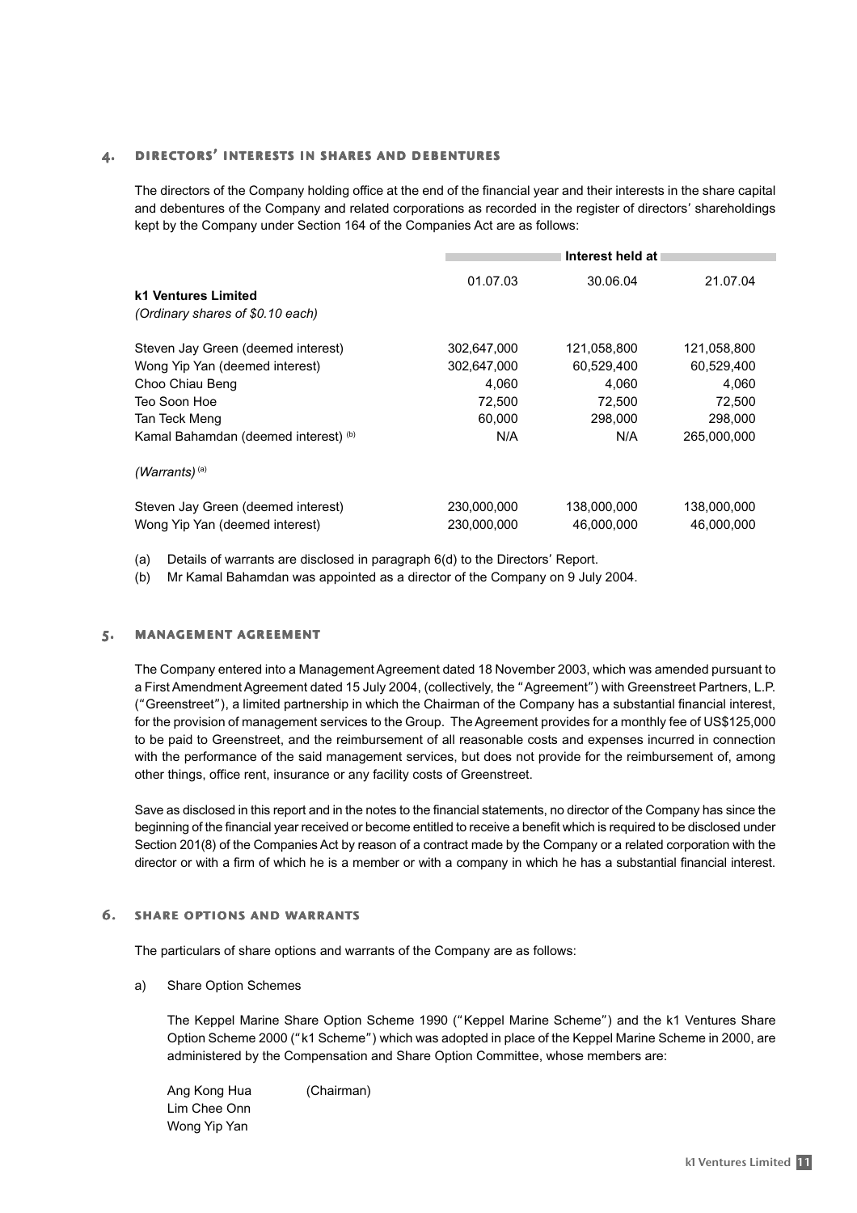## 4. DIRECTORS' INTERESTS IN SHARES AND DEBENTURES

The directors of the Company holding office at the end of the financial year and their interests in the share capital and debentures of the Company and related corporations as recorded in the register of directors' shareholdings kept by the Company under Section 164 of the Companies Act are as follows:

| | Interest held at | | |
|---|---|---|---|
| | 01.07.03 | 30.06.04 | 21.07.04 |
| **k1 Ventures Limited** | | | |
| *(Ordinary shares of $0.10 each)* | | | |
| Steven Jay Green (deemed interest) | 302,647,000 | 121,058,800 | 121,058,800 |
| Wong Yip Yan (deemed interest) | 302,647,000 | 60,529,400 | 60,529,400 |
| Choo Chiau Beng | 4,060 | 4,060 | 4,060 |
| Teo Soon Hoe | 72,500 | 72,500 | 72,500 |
| Tan Teck Meng | 60,000 | 298,000 | 298,000 |
| Kamal Bahamdan (deemed interest) [b] | N/A | N/A | 265,000,000 |
| *(Warrants)* [a] | | | |
| Steven Jay Green (deemed interest) | 230,000,000 | 138,000,000 | 138,000,000 |
| Wong Yip Yan (deemed interest) | 230,000,000 | 46,000,000 | 46,000,000 |

(a) Details of warrants are disclosed in paragraph 6(d) to the Directors' Report.

(b) Mr Kamal Bahamdan was appointed as a director of the Company on 9 July 2004.

## 5. MANAGEMENT AGREEMENT

The Company entered into a Management Agreement dated 18 November 2003, which was amended pursuant to a First Amendment Agreement dated 15 July 2004, (collectively, the "Agreement") with Greenstreet Partners, L.P. ("Greenstreet"), a limited partnership in which the Chairman of the Company has a substantial financial interest, for the provision of management services to the Group. The Agreement provides for a monthly fee of US$125,000 to be paid to Greenstreet, and the reimbursement of all reasonable costs and expenses incurred in connection with the performance of the said management services, but does not provide for the reimbursement of, among other things, office rent, insurance or any facility costs of Greenstreet.

Save as disclosed in this report and in the notes to the financial statements, no director of the Company has since the beginning of the financial year received or become entitled to receive a benefit which is required to be disclosed under Section 201(8) of the Companies Act by reason of a contract made by the Company or a related corporation with the director or with a firm of which he is a member or with a company in which he has a substantial financial interest.

## 6. SHARE OPTIONS AND WARRANTS

The particulars of share options and warrants of the Company are as follows:

a) Share Option Schemes

The Keppel Marine Share Option Scheme 1990 ("Keppel Marine Scheme") and the k1 Ventures Share Option Scheme 2000 ("k1 Scheme") which was adopted in place of the Keppel Marine Scheme in 2000, are administered by the Compensation and Share Option Committee, whose members are:

Ang Kong Hua (Chairman)
Lim Chee Onn
Wong Yip Yan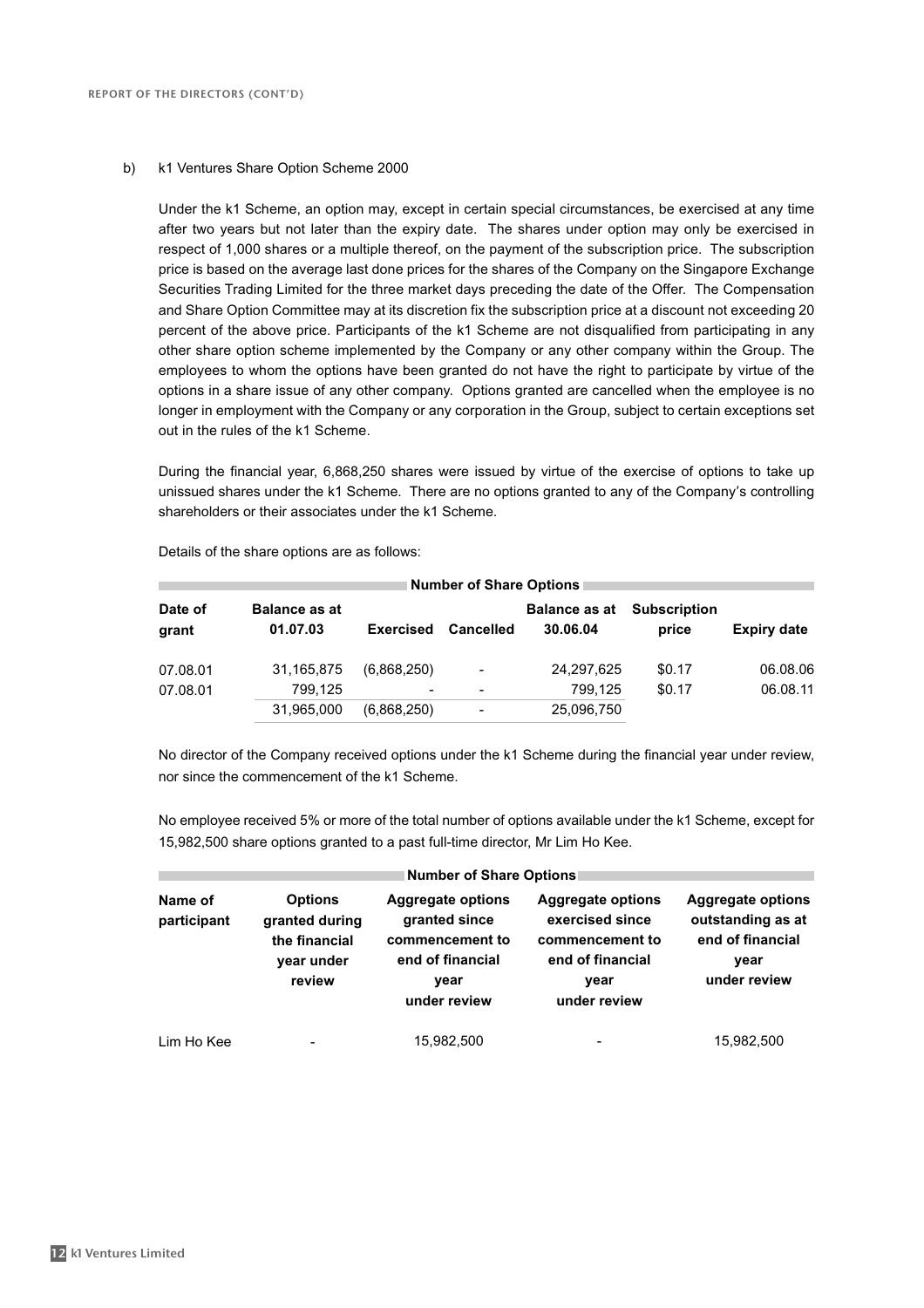b) k1 Ventures Share Option Scheme 2000

Under the k1 Scheme, an option may, except in certain special circumstances, be exercised at any time after two years but not later than the expiry date. The shares under option may only be exercised in respect of 1,000 shares or a multiple thereof, on the payment of the subscription price. The subscription price is based on the average last done prices for the shares of the Company on the Singapore Exchange Securities Trading Limited for the three market days preceding the date of the Offer. The Compensation and Share Option Committee may at its discretion fix the subscription price at a discount not exceeding 20 percent of the above price. Participants of the k1 Scheme are not disqualified from participating in any other share option scheme implemented by the Company or any other company within the Group. The employees to whom the options have been granted do not have the right to participate by virtue of the options in a share issue of any other company. Options granted are cancelled when the employee is no longer in employment with the Company or any corporation in the Group, subject to certain exceptions set out in the rules of the k1 Scheme.

During the financial year, 6,868,250 shares were issued by virtue of the exercise of options to take up unissued shares under the k1 Scheme. There are no options granted to any of the Company's controlling shareholders or their associates under the k1 Scheme.

Details of the share options are as follows:

| | Number of Share Options | | | | | |
|---|---|---|---|---|---|---|
| **Date of grant** | **Balance as at 01.07.03** | **Exercised** | **Cancelled** | **Balance as at 30.06.04** | **Subscription price** | **Expiry date** |
| 07.08.01 | 31,165,875 | (6,868,250) | - | 24,297,625 | $0.17 | 06.08.06 |
| 07.08.01 | 799,125 | - | - | 799,125 | $0.17 | 06.08.11 |
| | 31,965,000 | (6,868,250) | - | 25,096,750 | | |

No director of the Company received options under the k1 Scheme during the financial year under review, nor since the commencement of the k1 Scheme.

No employee received 5% or more of the total number of options available under the k1 Scheme, except for 15,982,500 share options granted to a past full-time director, Mr Lim Ho Kee.

| | Number of Share Options | | | |
|---|---|---|---|---|
| **Name of participant** | **Options granted during the financial year under review** | **Aggregate options granted since commencement to end of financial year under review** | **Aggregate options exercised since commencement to end of financial year under review** | **Aggregate options outstanding as at end of financial year under review** |
| Lim Ho Kee | - | 15,982,500 | - | 15,982,500 |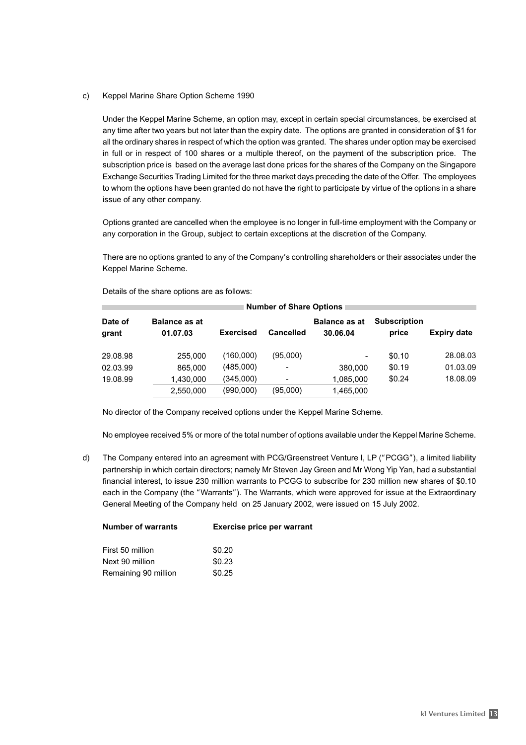c) Keppel Marine Share Option Scheme 1990

Under the Keppel Marine Scheme, an option may, except in certain special circumstances, be exercised at any time after two years but not later than the expiry date. The options are granted in consideration of $1 for all the ordinary shares in respect of which the option was granted. The shares under option may be exercised in full or in respect of 100 shares or a multiple thereof, on the payment of the subscription price. The subscription price is based on the average last done prices for the shares of the Company on the Singapore Exchange Securities Trading Limited for the three market days preceding the date of the Offer. The employees to whom the options have been granted do not have the right to participate by virtue of the options in a share issue of any other company.

Options granted are cancelled when the employee is no longer in full-time employment with the Company or any corporation in the Group, subject to certain exceptions at the discretion of the Company.

There are no options granted to any of the Company's controlling shareholders or their associates under the Keppel Marine Scheme.

Details of the share options are as follows:

| | Number of Share Options | | | | | |
|---|---|---|---|---|---|---|
| Date of grant | Balance as at 01.07.03 | Exercised | Cancelled | Balance as at 30.06.04 | Subscription price | Expiry date |
| 29.08.98 | 255,000 | (160,000) | (95,000) | - | $0.10 | 28.08.03 |
| 02.03.99 | 865,000 | (485,000) | - | 380,000 | $0.19 | 01.03.09 |
| 19.08.99 | 1,430,000 | (345,000) | - | 1,085,000 | $0.24 | 18.08.09 |
| | 2,550,000 | (990,000) | (95,000) | 1,465,000 | | |

No director of the Company received options under the Keppel Marine Scheme.

No employee received 5% or more of the total number of options available under the Keppel Marine Scheme.

d) The Company entered into an agreement with PCG/Greenstreet Venture I, LP ("PCGG"), a limited liability partnership in which certain directors; namely Mr Steven Jay Green and Mr Wong Yip Yan, had a substantial financial interest, to issue 230 million warrants to PCGG to subscribe for 230 million new shares of $0.10 each in the Company (the "Warrants"). The Warrants, which were approved for issue at the Extraordinary General Meeting of the Company held on 25 January 2002, were issued on 15 July 2002.

| Number of warrants | Exercise price per warrant |
|---|---|
| First 50 million | $0.20 |
| Next 90 million | $0.23 |
| Remaining 90 million | $0.25 |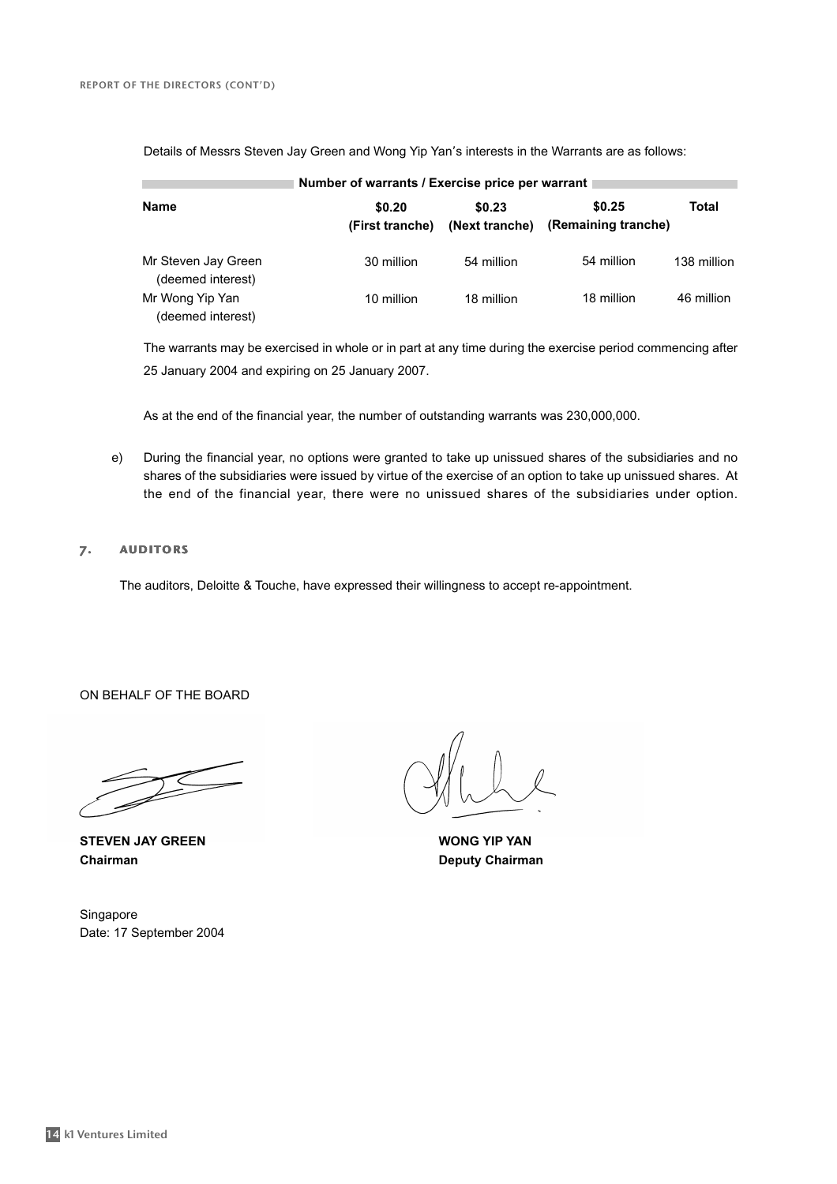Details of Messrs Steven Jay Green and Wong Yip Yan's interests in the Warrants are as follows:

| Name | Number of warrants / Exercise price per warrant | | | |
|---|---|---|---|---|
| | $0.20 (First tranche) | $0.23 (Next tranche) | $0.25 (Remaining tranche) | Total |
| Mr Steven Jay Green (deemed interest) | 30 million | 54 million | 54 million | 138 million |
| Mr Wong Yip Yan (deemed interest) | 10 million | 18 million | 18 million | 46 million |

The warrants may be exercised in whole or in part at any time during the exercise period commencing after 25 January 2004 and expiring on 25 January 2007.

As at the end of the financial year, the number of outstanding warrants was 230,000,000.

e) During the financial year, no options were granted to take up unissued shares of the subsidiaries and no shares of the subsidiaries were issued by virtue of the exercise of an option to take up unissued shares. At the end of the financial year, there were no unissued shares of the subsidiaries under option.

## 7. AUDITORS

The auditors, Deloitte & Touche, have expressed their willingness to accept re-appointment.

ON BEHALF OF THE BOARD

**STEVEN JAY GREEN**
**Chairman**

**WONG YIP YAN**
**Deputy Chairman**

Singapore
Date: 17 September 2004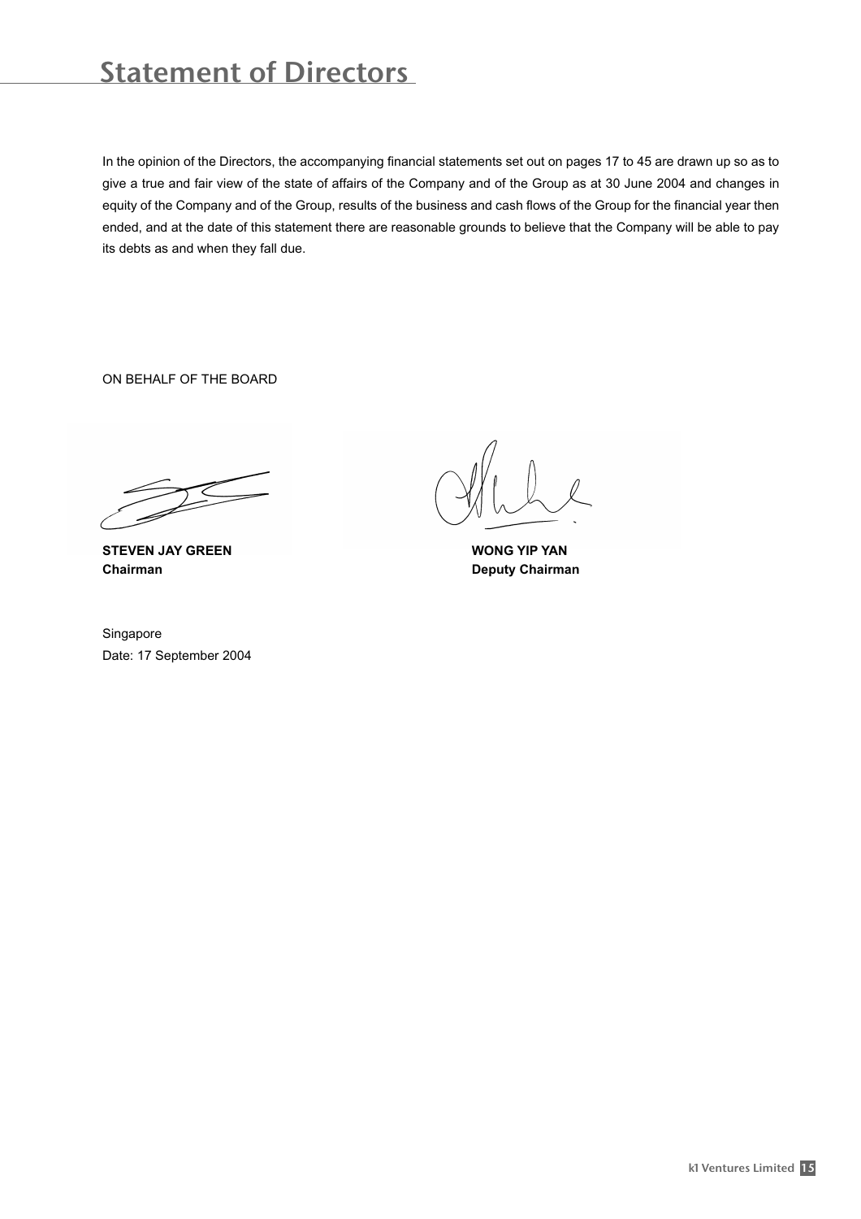# Statement of Directors

In the opinion of the Directors, the accompanying financial statements set out on pages 17 to 45 are drawn up so as to give a true and fair view of the state of affairs of the Company and of the Group as at 30 June 2004 and changes in equity of the Company and of the Group, results of the business and cash flows of the Group for the financial year then ended, and at the date of this statement there are reasonable grounds to believe that the Company will be able to pay its debts as and when they fall due.

ON BEHALF OF THE BOARD

**STEVEN JAY GREEN**
**Chairman**

**WONG YIP YAN**
**Deputy Chairman**

Singapore
Date: 17 September 2004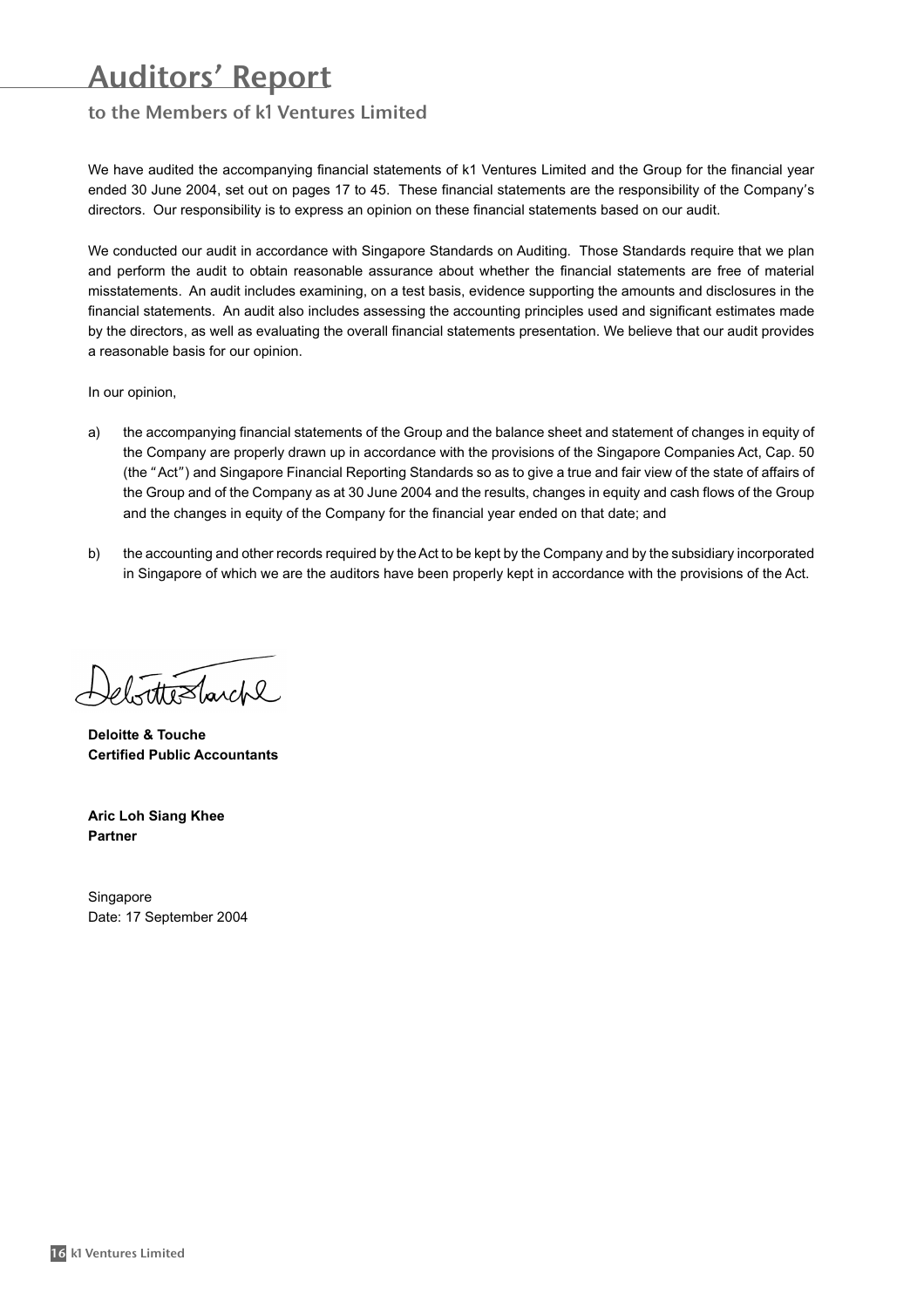# Auditors' Report

## to the Members of k1 Ventures Limited

We have audited the accompanying financial statements of k1 Ventures Limited and the Group for the financial year ended 30 June 2004, set out on pages 17 to 45. These financial statements are the responsibility of the Company's directors. Our responsibility is to express an opinion on these financial statements based on our audit.

We conducted our audit in accordance with Singapore Standards on Auditing. Those Standards require that we plan and perform the audit to obtain reasonable assurance about whether the financial statements are free of material misstatements. An audit includes examining, on a test basis, evidence supporting the amounts and disclosures in the financial statements. An audit also includes assessing the accounting principles used and significant estimates made by the directors, as well as evaluating the overall financial statements presentation. We believe that our audit provides a reasonable basis for our opinion.

In our opinion,

a) the accompanying financial statements of the Group and the balance sheet and statement of changes in equity of the Company are properly drawn up in accordance with the provisions of the Singapore Companies Act, Cap. 50 (the "Act") and Singapore Financial Reporting Standards so as to give a true and fair view of the state of affairs of the Group and of the Company as at 30 June 2004 and the results, changes in equity and cash flows of the Group and the changes in equity of the Company for the financial year ended on that date; and

b) the accounting and other records required by the Act to be kept by the Company and by the subsidiary incorporated in Singapore of which we are the auditors have been properly kept in accordance with the provisions of the Act.

**Deloitte & Touche**
**Certified Public Accountants**

**Aric Loh Siang Khee**
**Partner**

Singapore
Date: 17 September 2004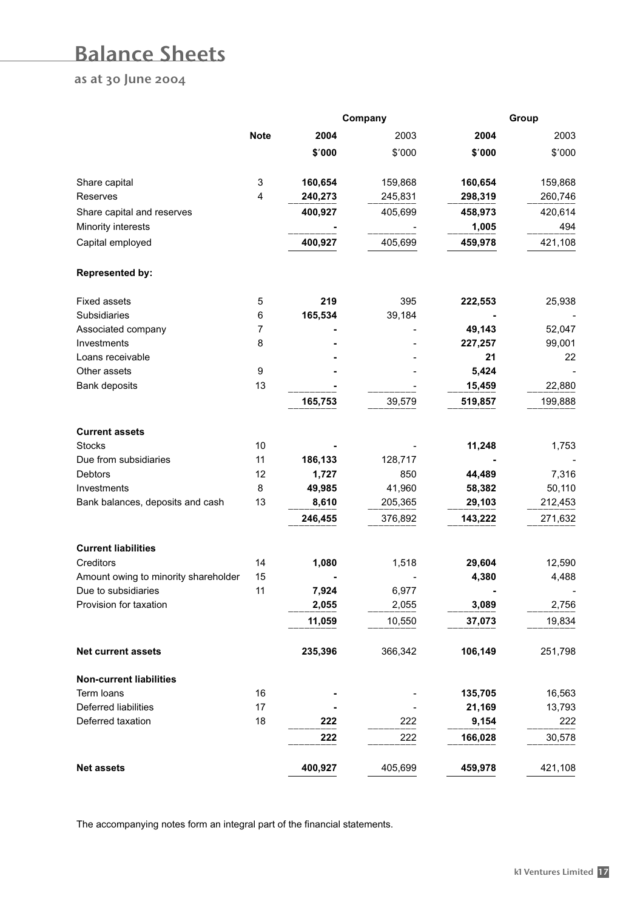# Balance Sheets

## as at 30 June 2004

| | Note | Company | | Group | |
|---|---|---|---|---|---|
| | | **2004** | 2003 | **2004** | 2003 |
| | | **$'000** | $'000 | **$'000** | $'000 |
| Share capital | 3 | **160,654** | 159,868 | **160,654** | 159,868 |
| Reserves | 4 | **240,273** | 245,831 | **298,319** | 260,746 |
| Share capital and reserves | | **400,927** | 405,699 | **458,973** | 420,614 |
| Minority interests | | **-** | - | **1,005** | 494 |
| Capital employed | | **400,927** | 405,699 | **459,978** | 421,108 |
| **Represented by:** | | | | | |
| Fixed assets | 5 | **219** | 395 | **222,553** | 25,938 |
| Subsidiaries | 6 | **165,534** | 39,184 | **-** | - |
| Associated company | 7 | **-** | - | **49,143** | 52,047 |
| Investments | 8 | **-** | - | **227,257** | 99,001 |
| Loans receivable | | **-** | - | **21** | 22 |
| Other assets | 9 | **-** | - | **5,424** | - |
| Bank deposits | 13 | **-** | - | **15,459** | 22,880 |
| | | **165,753** | 39,579 | **519,857** | 199,888 |
| **Current assets** | | | | | |
| Stocks | 10 | **-** | - | **11,248** | 1,753 |
| Due from subsidiaries | 11 | **186,133** | 128,717 | **-** | - |
| Debtors | 12 | **1,727** | 850 | **44,489** | 7,316 |
| Investments | 8 | **49,985** | 41,960 | **58,382** | 50,110 |
| Bank balances, deposits and cash | 13 | **8,610** | 205,365 | **29,103** | 212,453 |
| | | **246,455** | 376,892 | **143,222** | 271,632 |
| **Current liabilities** | | | | | |
| Creditors | 14 | **1,080** | 1,518 | **29,604** | 12,590 |
| Amount owing to minority shareholder | 15 | **-** | - | **4,380** | 4,488 |
| Due to subsidiaries | 11 | **7,924** | 6,977 | **-** | - |
| Provision for taxation | | **2,055** | 2,055 | **3,089** | 2,756 |
| | | **11,059** | 10,550 | **37,073** | 19,834 |
| **Net current assets** | | **235,396** | 366,342 | **106,149** | 251,798 |
| **Non-current liabilities** | | | | | |
| Term loans | 16 | **-** | - | **135,705** | 16,563 |
| Deferred liabilities | 17 | **-** | - | **21,169** | 13,793 |
| Deferred taxation | 18 | **222** | 222 | **9,154** | 222 |
| | | **222** | 222 | **166,028** | 30,578 |
| **Net assets** | | **400,927** | 405,699 | **459,978** | 421,108 |

The accompanying notes form an integral part of the financial statements.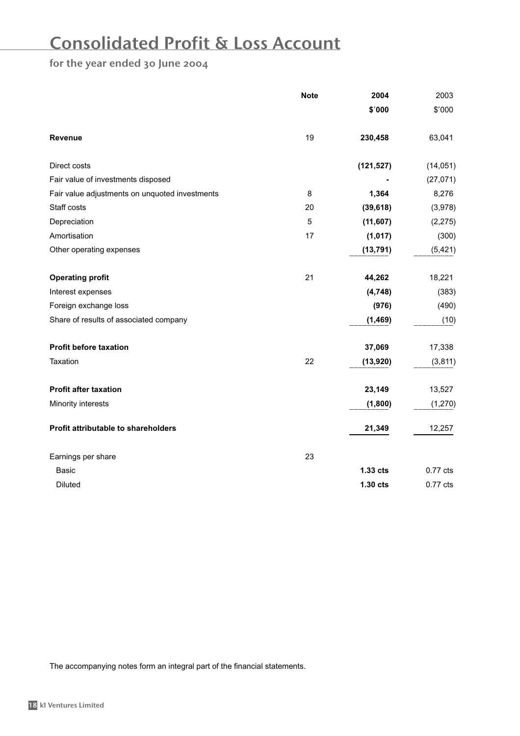# Consolidated Profit & Loss Account

## for the year ended 30 June 2004

| | Note | 2004 | 2003 |
|---|---|---|---|
| | | $'000 | $'000 |
| **Revenue** | 19 | **230,458** | 63,041 |
| Direct costs | | **(121,527)** | (14,051) |
| Fair value of investments disposed | | **-** | (27,071) |
| Fair value adjustments on unquoted investments | 8 | **1,364** | 8,276 |
| Staff costs | 20 | **(39,618)** | (3,978) |
| Depreciation | 5 | **(11,607)** | (2,275) |
| Amortisation | 17 | **(1,017)** | (300) |
| Other operating expenses | | **(13,791)** | (5,421) |
| **Operating profit** | 21 | **44,262** | 18,221 |
| Interest expenses | | **(4,748)** | (383) |
| Foreign exchange loss | | **(976)** | (490) |
| Share of results of associated company | | **(1,469)** | (10) |
| **Profit before taxation** | | **37,069** | 17,338 |
| Taxation | 22 | **(13,920)** | (3,811) |
| **Profit after taxation** | | **23,149** | 13,527 |
| Minority interests | | **(1,800)** | (1,270) |
| **Profit attributable to shareholders** | | **21,349** | 12,257 |
| Earnings per share | 23 | | |
| Basic | | **1.33 cts** | 0.77 cts |
| Diluted | | **1.30 cts** | 0.77 cts |

The accompanying notes form an integral part of the financial statements.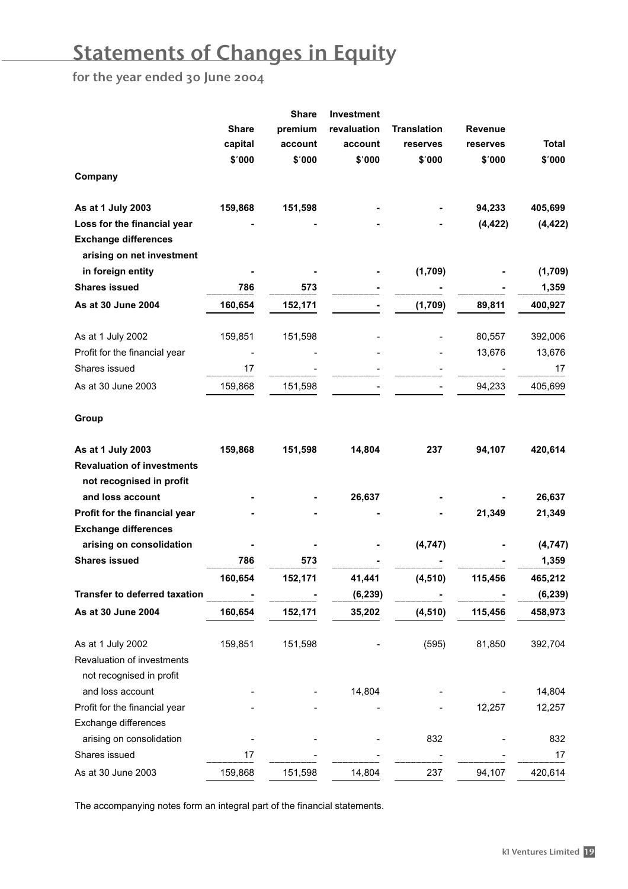# Statements of Changes in Equity

## for the year ended 30 June 2004

| | Share capital $'000 | Share premium account $'000 | Investment revaluation account $'000 | Translation reserves $'000 | Revenue reserves $'000 | Total $'000 |
|---|---|---|---|---|---|---|
| **Company** | | | | | | |
| **As at 1 July 2003** | **159,868** | **151,598** | **-** | **-** | **94,233** | **405,699** |
| **Loss for the financial year** | **-** | **-** | **-** | **-** | **(4,422)** | **(4,422)** |
| **Exchange differences arising on net investment in foreign entity** | **-** | **-** | **-** | **(1,709)** | **-** | **(1,709)** |
| **Shares issued** | **786** | **573** | **-** | **-** | **-** | **1,359** |
| **As at 30 June 2004** | **160,654** | **152,171** | **-** | **(1,709)** | **89,811** | **400,927** |
| As at 1 July 2002 | 159,851 | 151,598 | - | - | 80,557 | 392,006 |
| Profit for the financial year | - | - | - | - | 13,676 | 13,676 |
| Shares issued | 17 | - | - | - | - | 17 |
| As at 30 June 2003 | 159,868 | 151,598 | - | - | 94,233 | 405,699 |
| **Group** | | | | | | |
| **As at 1 July 2003** | **159,868** | **151,598** | **14,804** | **237** | **94,107** | **420,614** |
| **Revaluation of investments not recognised in profit and loss account** | **-** | **-** | **26,637** | **-** | **-** | **26,637** |
| **Profit for the financial year** | **-** | **-** | **-** | **-** | **21,349** | **21,349** |
| **Exchange differences arising on consolidation** | **-** | **-** | **-** | **(4,747)** | **-** | **(4,747)** |
| **Shares issued** | **786** | **573** | **-** | **-** | **-** | **1,359** |
| | **160,654** | **152,171** | **41,441** | **(4,510)** | **115,456** | **465,212** |
| **Transfer to deferred taxation** | **-** | **-** | **(6,239)** | **-** | **-** | **(6,239)** |
| **As at 30 June 2004** | **160,654** | **152,171** | **35,202** | **(4,510)** | **115,456** | **458,973** |
| As at 1 July 2002 | 159,851 | 151,598 | - | (595) | 81,850 | 392,704 |
| Revaluation of investments not recognised in profit and loss account | - | - | 14,804 | - | - | 14,804 |
| Profit for the financial year | - | - | - | - | 12,257 | 12,257 |
| Exchange differences arising on consolidation | - | - | - | 832 | - | 832 |
| Shares issued | 17 | - | - | - | - | 17 |
| As at 30 June 2003 | 159,868 | 151,598 | 14,804 | 237 | 94,107 | 420,614 |

The accompanying notes form an integral part of the financial statements.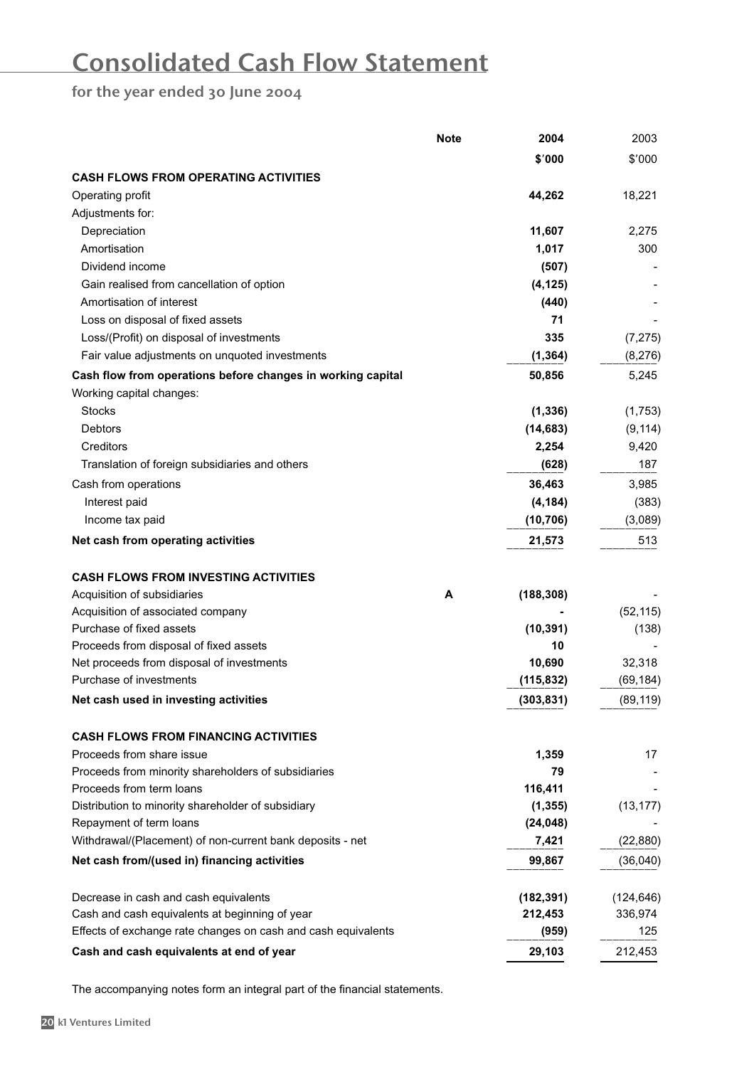# Consolidated Cash Flow Statement

## for the year ended 30 June 2004

| | Note | 2004 | 2003 |
|---|---|---|---|
| | | $'000 | $'000 |
| **CASH FLOWS FROM OPERATING ACTIVITIES** | | | |
| Operating profit | | **44,262** | 18,221 |
| Adjustments for: | | | |
| Depreciation | | **11,607** | 2,275 |
| Amortisation | | **1,017** | 300 |
| Dividend income | | **(507)** | - |
| Gain realised from cancellation of option | | **(4,125)** | - |
| Amortisation of interest | | **(440)** | - |
| Loss on disposal of fixed assets | | **71** | - |
| Loss/(Profit) on disposal of investments | | **335** | (7,275) |
| Fair value adjustments on unquoted investments | | **(1,364)** | (8,276) |
| **Cash flow from operations before changes in working capital** | | **50,856** | 5,245 |
| Working capital changes: | | | |
| Stocks | | **(1,336)** | (1,753) |
| Debtors | | **(14,683)** | (9,114) |
| Creditors | | **2,254** | 9,420 |
| Translation of foreign subsidiaries and others | | **(628)** | 187 |
| Cash from operations | | **36,463** | 3,985 |
| Interest paid | | **(4,184)** | (383) |
| Income tax paid | | **(10,706)** | (3,089) |
| **Net cash from operating activities** | | **21,573** | 513 |
| | | | |
| **CASH FLOWS FROM INVESTING ACTIVITIES** | | | |
| Acquisition of subsidiaries | A | **(188,308)** | - |
| Acquisition of associated company | | **-** | (52,115) |
| Purchase of fixed assets | | **(10,391)** | (138) |
| Proceeds from disposal of fixed assets | | **10** | - |
| Net proceeds from disposal of investments | | **10,690** | 32,318 |
| Purchase of investments | | **(115,832)** | (69,184) |
| **Net cash used in investing activities** | | **(303,831)** | (89,119) |
| | | | |
| **CASH FLOWS FROM FINANCING ACTIVITIES** | | | |
| Proceeds from share issue | | **1,359** | 17 |
| Proceeds from minority shareholders of subsidiaries | | **79** | - |
| Proceeds from term loans | | **116,411** | - |
| Distribution to minority shareholder of subsidiary | | **(1,355)** | (13,177) |
| Repayment of term loans | | **(24,048)** | - |
| Withdrawal/(Placement) of non-current bank deposits - net | | **7,421** | (22,880) |
| **Net cash from/(used in) financing activities** | | **99,867** | (36,040) |
| | | | |
| Decrease in cash and cash equivalents | | **(182,391)** | (124,646) |
| Cash and cash equivalents at beginning of year | | **212,453** | 336,974 |
| Effects of exchange rate changes on cash and cash equivalents | | **(959)** | 125 |
| **Cash and cash equivalents at end of year** | | **29,103** | 212,453 |

The accompanying notes form an integral part of the financial statements.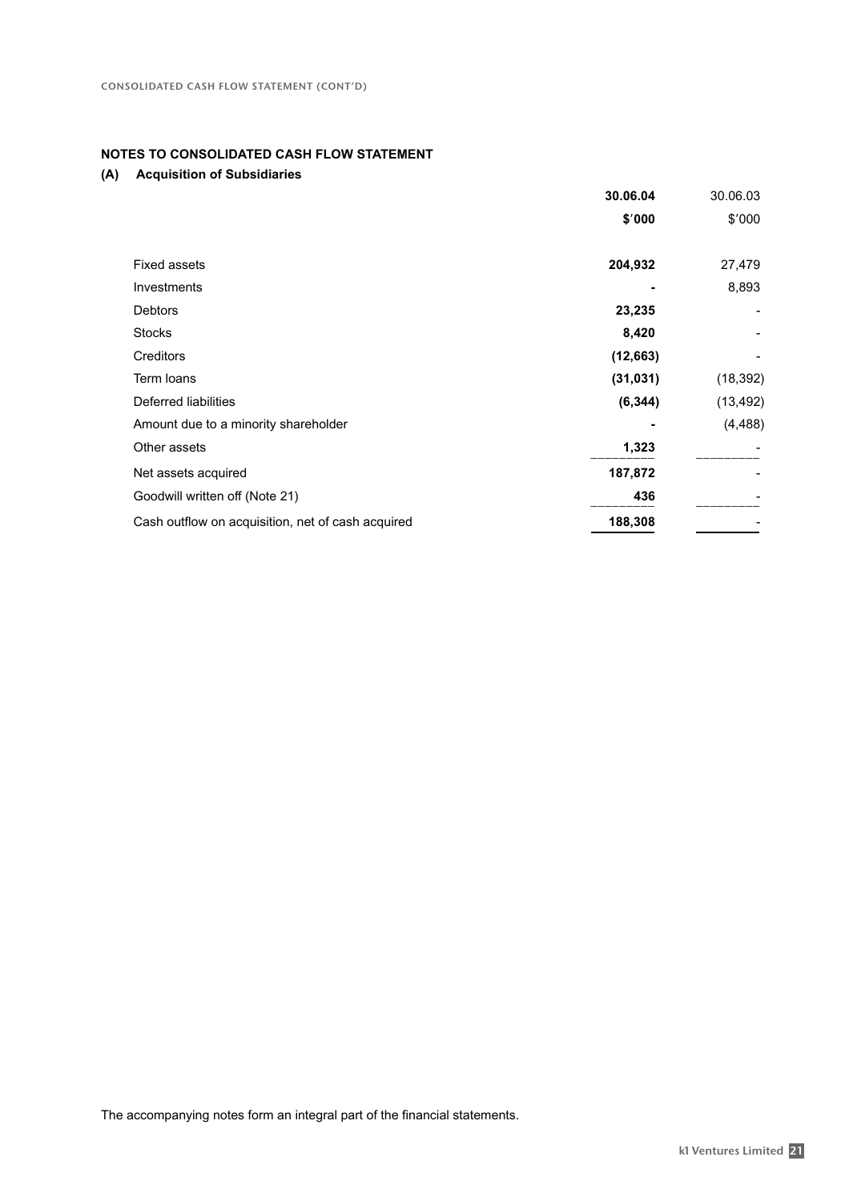CONSOLIDATED CASH FLOW STATEMENT (CONT'D)

## NOTES TO CONSOLIDATED CASH FLOW STATEMENT

### (A) Acquisition of Subsidiaries

| | **30.06.04** | 30.06.03 |
|---|---|---|
| | **$'000** | $'000 |
| Fixed assets | **204,932** | 27,479 |
| Investments | **-** | 8,893 |
| Debtors | **23,235** | - |
| Stocks | **8,420** | - |
| Creditors | **(12,663)** | - |
| Term loans | **(31,031)** | (18,392) |
| Deferred liabilities | **(6,344)** | (13,492) |
| Amount due to a minority shareholder | **-** | (4,488) |
| Other assets | **1,323** | - |
| Net assets acquired | **187,872** | - |
| Goodwill written off (Note 21) | **436** | - |
| Cash outflow on acquisition, net of cash acquired | **188,308** | - |

The accompanying notes form an integral part of the financial statements.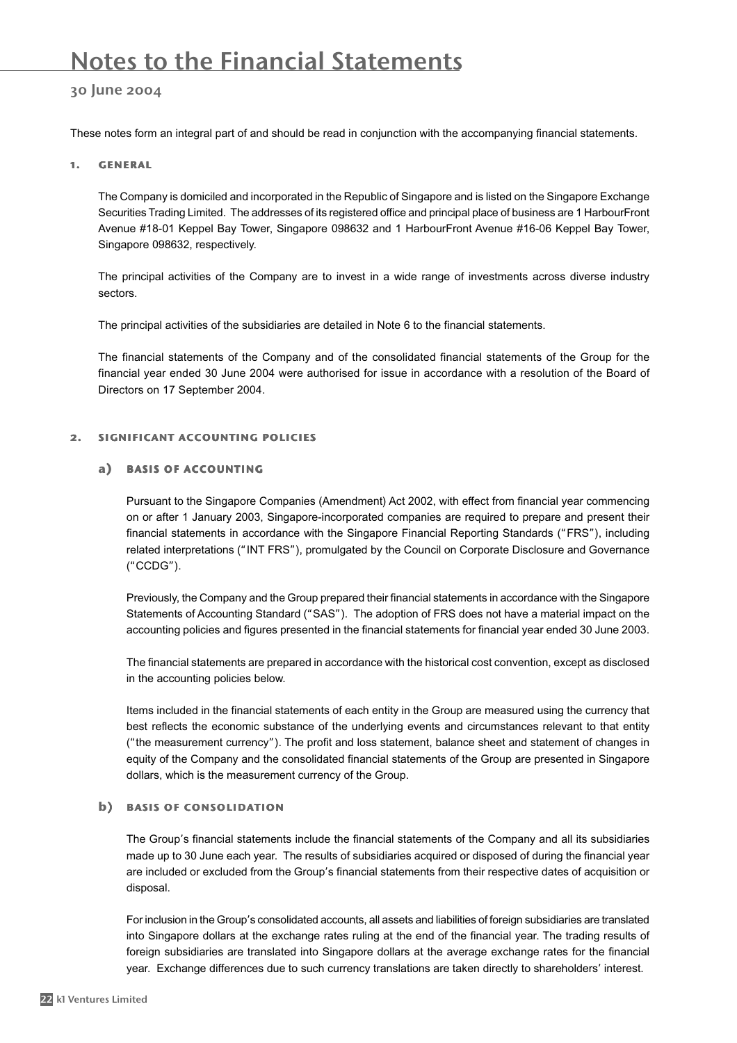# Notes to the Financial Statements

## 30 June 2004

These notes form an integral part of and should be read in conjunction with the accompanying financial statements.

### 1. GENERAL

The Company is domiciled and incorporated in the Republic of Singapore and is listed on the Singapore Exchange Securities Trading Limited. The addresses of its registered office and principal place of business are 1 HarbourFront Avenue #18-01 Keppel Bay Tower, Singapore 098632 and 1 HarbourFront Avenue #16-06 Keppel Bay Tower, Singapore 098632, respectively.

The principal activities of the Company are to invest in a wide range of investments across diverse industry sectors.

The principal activities of the subsidiaries are detailed in Note 6 to the financial statements.

The financial statements of the Company and of the consolidated financial statements of the Group for the financial year ended 30 June 2004 were authorised for issue in accordance with a resolution of the Board of Directors on 17 September 2004.

### 2. SIGNIFICANT ACCOUNTING POLICIES

#### a) BASIS OF ACCOUNTING

Pursuant to the Singapore Companies (Amendment) Act 2002, with effect from financial year commencing on or after 1 January 2003, Singapore-incorporated companies are required to prepare and present their financial statements in accordance with the Singapore Financial Reporting Standards ("FRS"), including related interpretations ("INT FRS"), promulgated by the Council on Corporate Disclosure and Governance ("CCDG").

Previously, the Company and the Group prepared their financial statements in accordance with the Singapore Statements of Accounting Standard ("SAS"). The adoption of FRS does not have a material impact on the accounting policies and figures presented in the financial statements for financial year ended 30 June 2003.

The financial statements are prepared in accordance with the historical cost convention, except as disclosed in the accounting policies below.

Items included in the financial statements of each entity in the Group are measured using the currency that best reflects the economic substance of the underlying events and circumstances relevant to that entity ("the measurement currency"). The profit and loss statement, balance sheet and statement of changes in equity of the Company and the consolidated financial statements of the Group are presented in Singapore dollars, which is the measurement currency of the Group.

#### b) BASIS OF CONSOLIDATION

The Group's financial statements include the financial statements of the Company and all its subsidiaries made up to 30 June each year. The results of subsidiaries acquired or disposed of during the financial year are included or excluded from the Group's financial statements from their respective dates of acquisition or disposal.

For inclusion in the Group's consolidated accounts, all assets and liabilities of foreign subsidiaries are translated into Singapore dollars at the exchange rates ruling at the end of the financial year. The trading results of foreign subsidiaries are translated into Singapore dollars at the average exchange rates for the financial year. Exchange differences due to such currency translations are taken directly to shareholders' interest.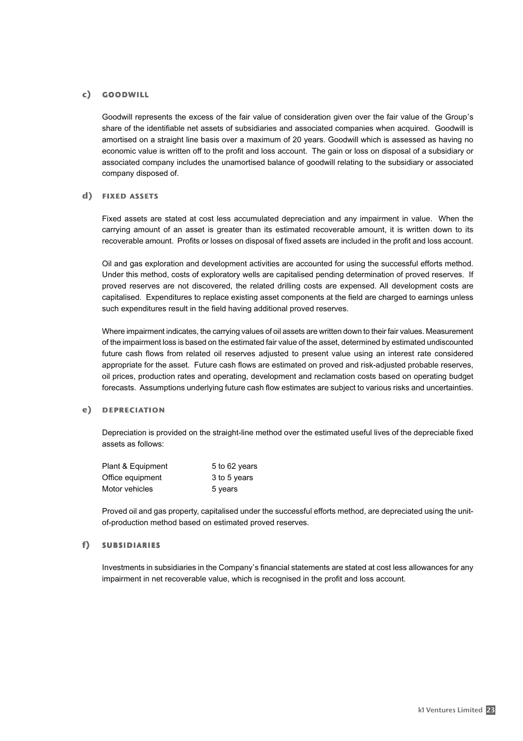### c) GOODWILL

Goodwill represents the excess of the fair value of consideration given over the fair value of the Group's share of the identifiable net assets of subsidiaries and associated companies when acquired. Goodwill is amortised on a straight line basis over a maximum of 20 years. Goodwill which is assessed as having no economic value is written off to the profit and loss account. The gain or loss on disposal of a subsidiary or associated company includes the unamortised balance of goodwill relating to the subsidiary or associated company disposed of.

### d) FIXED ASSETS

Fixed assets are stated at cost less accumulated depreciation and any impairment in value. When the carrying amount of an asset is greater than its estimated recoverable amount, it is written down to its recoverable amount. Profits or losses on disposal of fixed assets are included in the profit and loss account.

Oil and gas exploration and development activities are accounted for using the successful efforts method. Under this method, costs of exploratory wells are capitalised pending determination of proved reserves. If proved reserves are not discovered, the related drilling costs are expensed. All development costs are capitalised. Expenditures to replace existing asset components at the field are charged to earnings unless such expenditures result in the field having additional proved reserves.

Where impairment indicates, the carrying values of oil assets are written down to their fair values. Measurement of the impairment loss is based on the estimated fair value of the asset, determined by estimated undiscounted future cash flows from related oil reserves adjusted to present value using an interest rate considered appropriate for the asset. Future cash flows are estimated on proved and risk-adjusted probable reserves, oil prices, production rates and operating, development and reclamation costs based on operating budget forecasts. Assumptions underlying future cash flow estimates are subject to various risks and uncertainties.

### e) DEPRECIATION

Depreciation is provided on the straight-line method over the estimated useful lives of the depreciable fixed assets as follows:

| | |
|---|---|
| Plant & Equipment | 5 to 62 years |
| Office equipment | 3 to 5 years |
| Motor vehicles | 5 years |

Proved oil and gas property, capitalised under the successful efforts method, are depreciated using the unit-of-production method based on estimated proved reserves.

### f) SUBSIDIARIES

Investments in subsidiaries in the Company's financial statements are stated at cost less allowances for any impairment in net recoverable value, which is recognised in the profit and loss account.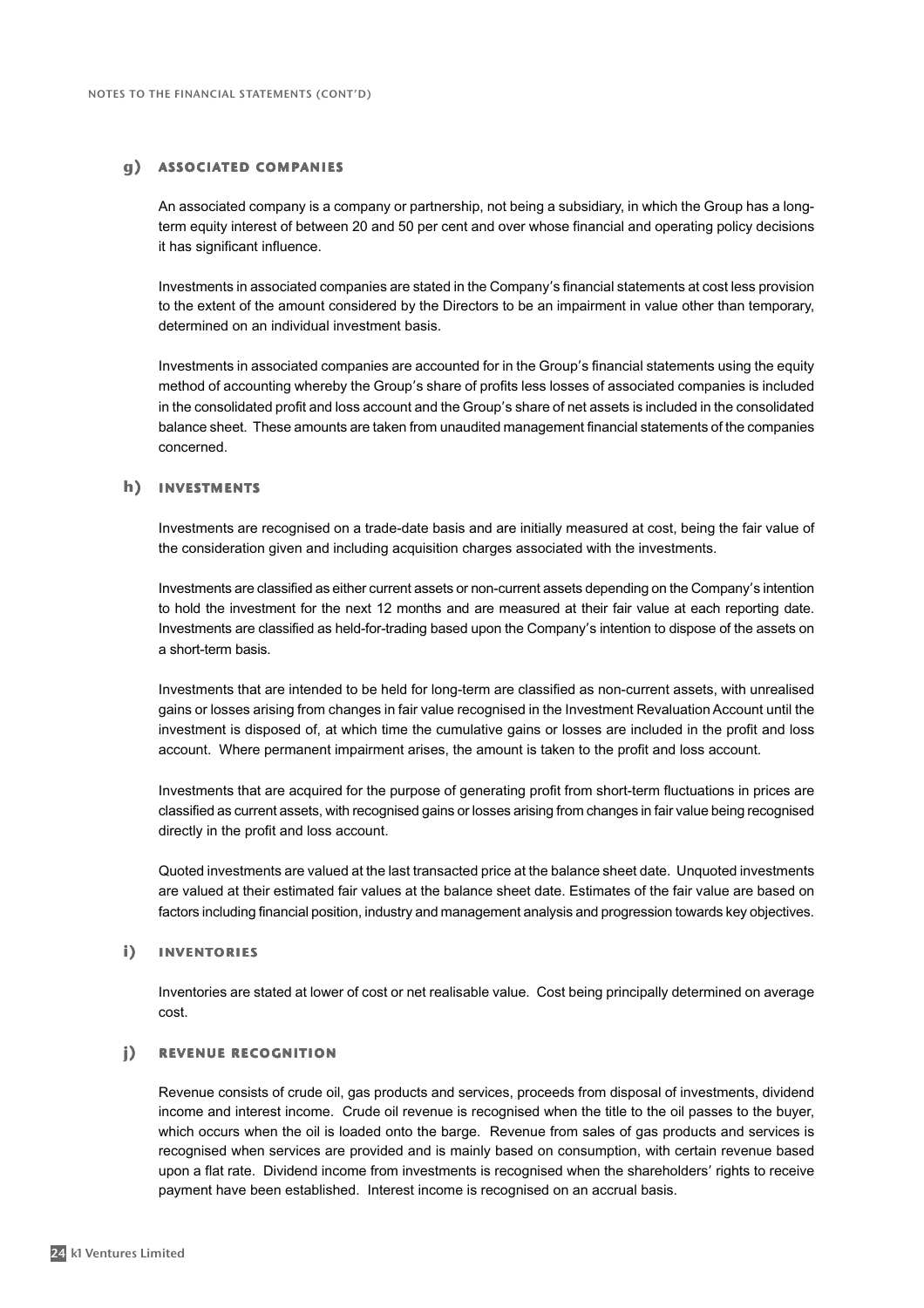### g) Associated Companies

An associated company is a company or partnership, not being a subsidiary, in which the Group has a long-term equity interest of between 20 and 50 per cent and over whose financial and operating policy decisions it has significant influence.

Investments in associated companies are stated in the Company's financial statements at cost less provision to the extent of the amount considered by the Directors to be an impairment in value other than temporary, determined on an individual investment basis.

Investments in associated companies are accounted for in the Group's financial statements using the equity method of accounting whereby the Group's share of profits less losses of associated companies is included in the consolidated profit and loss account and the Group's share of net assets is included in the consolidated balance sheet. These amounts are taken from unaudited management financial statements of the companies concerned.

### h) Investments

Investments are recognised on a trade-date basis and are initially measured at cost, being the fair value of the consideration given and including acquisition charges associated with the investments.

Investments are classified as either current assets or non-current assets depending on the Company's intention to hold the investment for the next 12 months and are measured at their fair value at each reporting date. Investments are classified as held-for-trading based upon the Company's intention to dispose of the assets on a short-term basis.

Investments that are intended to be held for long-term are classified as non-current assets, with unrealised gains or losses arising from changes in fair value recognised in the Investment Revaluation Account until the investment is disposed of, at which time the cumulative gains or losses are included in the profit and loss account. Where permanent impairment arises, the amount is taken to the profit and loss account.

Investments that are acquired for the purpose of generating profit from short-term fluctuations in prices are classified as current assets, with recognised gains or losses arising from changes in fair value being recognised directly in the profit and loss account.

Quoted investments are valued at the last transacted price at the balance sheet date. Unquoted investments are valued at their estimated fair values at the balance sheet date. Estimates of the fair value are based on factors including financial position, industry and management analysis and progression towards key objectives.

### i) Inventories

Inventories are stated at lower of cost or net realisable value. Cost being principally determined on average cost.

### j) Revenue Recognition

Revenue consists of crude oil, gas products and services, proceeds from disposal of investments, dividend income and interest income. Crude oil revenue is recognised when the title to the oil passes to the buyer, which occurs when the oil is loaded onto the barge. Revenue from sales of gas products and services is recognised when services are provided and is mainly based on consumption, with certain revenue based upon a flat rate. Dividend income from investments is recognised when the shareholders' rights to receive payment have been established. Interest income is recognised on an accrual basis.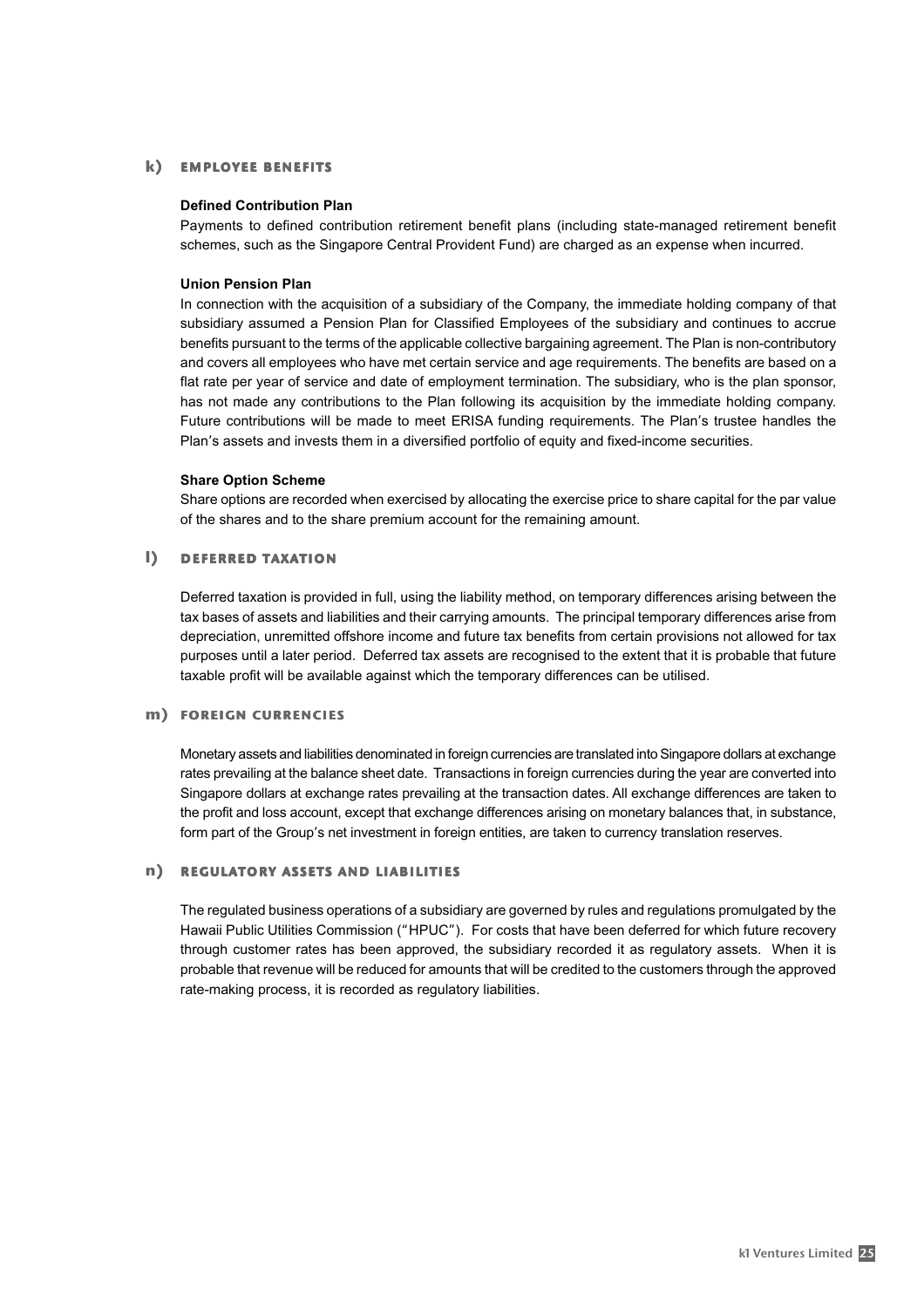## k) EMPLOYEE BENEFITS

**Defined Contribution Plan**

Payments to defined contribution retirement benefit plans (including state-managed retirement benefit schemes, such as the Singapore Central Provident Fund) are charged as an expense when incurred.

**Union Pension Plan**

In connection with the acquisition of a subsidiary of the Company, the immediate holding company of that subsidiary assumed a Pension Plan for Classified Employees of the subsidiary and continues to accrue benefits pursuant to the terms of the applicable collective bargaining agreement. The Plan is non-contributory and covers all employees who have met certain service and age requirements. The benefits are based on a flat rate per year of service and date of employment termination. The subsidiary, who is the plan sponsor, has not made any contributions to the Plan following its acquisition by the immediate holding company. Future contributions will be made to meet ERISA funding requirements. The Plan's trustee handles the Plan's assets and invests them in a diversified portfolio of equity and fixed-income securities.

**Share Option Scheme**

Share options are recorded when exercised by allocating the exercise price to share capital for the par value of the shares and to the share premium account for the remaining amount.

## l) DEFERRED TAXATION

Deferred taxation is provided in full, using the liability method, on temporary differences arising between the tax bases of assets and liabilities and their carrying amounts. The principal temporary differences arise from depreciation, unremitted offshore income and future tax benefits from certain provisions not allowed for tax purposes until a later period. Deferred tax assets are recognised to the extent that it is probable that future taxable profit will be available against which the temporary differences can be utilised.

## m) FOREIGN CURRENCIES

Monetary assets and liabilities denominated in foreign currencies are translated into Singapore dollars at exchange rates prevailing at the balance sheet date. Transactions in foreign currencies during the year are converted into Singapore dollars at exchange rates prevailing at the transaction dates. All exchange differences are taken to the profit and loss account, except that exchange differences arising on monetary balances that, in substance, form part of the Group's net investment in foreign entities, are taken to currency translation reserves.

## n) REGULATORY ASSETS AND LIABILITIES

The regulated business operations of a subsidiary are governed by rules and regulations promulgated by the Hawaii Public Utilities Commission ("HPUC"). For costs that have been deferred for which future recovery through customer rates has been approved, the subsidiary recorded it as regulatory assets. When it is probable that revenue will be reduced for amounts that will be credited to the customers through the approved rate-making process, it is recorded as regulatory liabilities.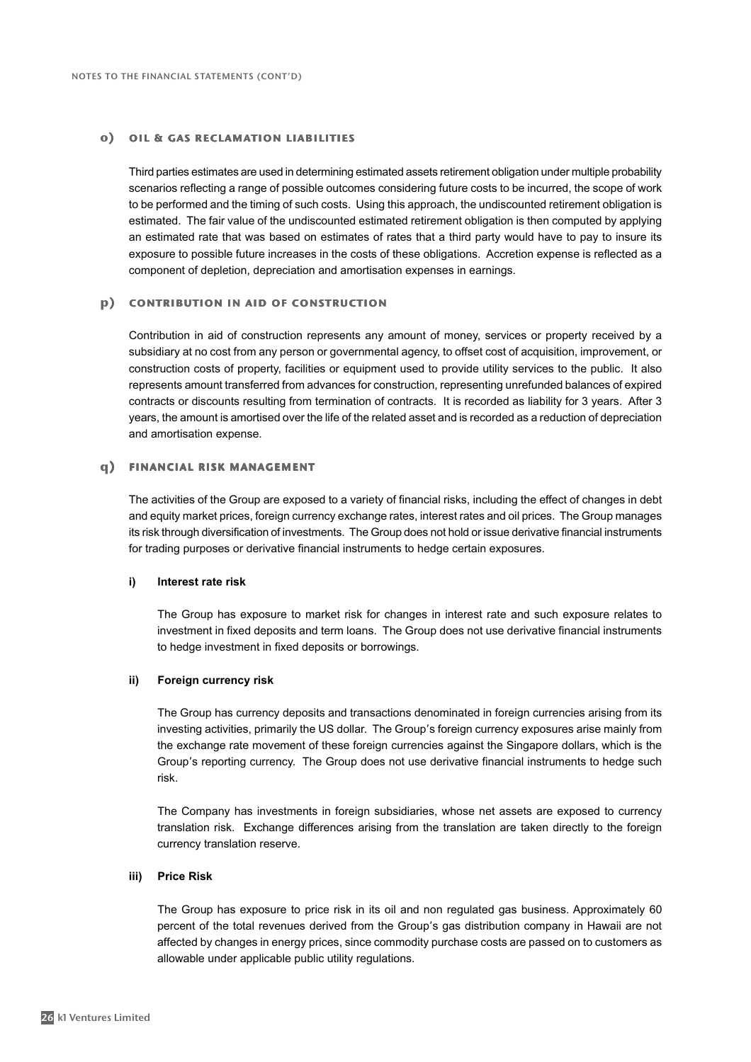### o) OIL & GAS RECLAMATION LIABILITIES

Third parties estimates are used in determining estimated assets retirement obligation under multiple probability scenarios reflecting a range of possible outcomes considering future costs to be incurred, the scope of work to be performed and the timing of such costs. Using this approach, the undiscounted retirement obligation is estimated. The fair value of the undiscounted estimated retirement obligation is then computed by applying an estimated rate that was based on estimates of rates that a third party would have to pay to insure its exposure to possible future increases in the costs of these obligations. Accretion expense is reflected as a component of depletion, depreciation and amortisation expenses in earnings.

### p) CONTRIBUTION IN AID OF CONSTRUCTION

Contribution in aid of construction represents any amount of money, services or property received by a subsidiary at no cost from any person or governmental agency, to offset cost of acquisition, improvement, or construction costs of property, facilities or equipment used to provide utility services to the public. It also represents amount transferred from advances for construction, representing unrefunded balances of expired contracts or discounts resulting from termination of contracts. It is recorded as liability for 3 years. After 3 years, the amount is amortised over the life of the related asset and is recorded as a reduction of depreciation and amortisation expense.

### q) FINANCIAL RISK MANAGEMENT

The activities of the Group are exposed to a variety of financial risks, including the effect of changes in debt and equity market prices, foreign currency exchange rates, interest rates and oil prices. The Group manages its risk through diversification of investments. The Group does not hold or issue derivative financial instruments for trading purposes or derivative financial instruments to hedge certain exposures.

**i) Interest rate risk**

The Group has exposure to market risk for changes in interest rate and such exposure relates to investment in fixed deposits and term loans. The Group does not use derivative financial instruments to hedge investment in fixed deposits or borrowings.

**ii) Foreign currency risk**

The Group has currency deposits and transactions denominated in foreign currencies arising from its investing activities, primarily the US dollar. The Group's foreign currency exposures arise mainly from the exchange rate movement of these foreign currencies against the Singapore dollars, which is the Group's reporting currency. The Group does not use derivative financial instruments to hedge such risk.

The Company has investments in foreign subsidiaries, whose net assets are exposed to currency translation risk. Exchange differences arising from the translation are taken directly to the foreign currency translation reserve.

**iii) Price Risk**

The Group has exposure to price risk in its oil and non regulated gas business. Approximately 60 percent of the total revenues derived from the Group's gas distribution company in Hawaii are not affected by changes in energy prices, since commodity purchase costs are passed on to customers as allowable under applicable public utility regulations.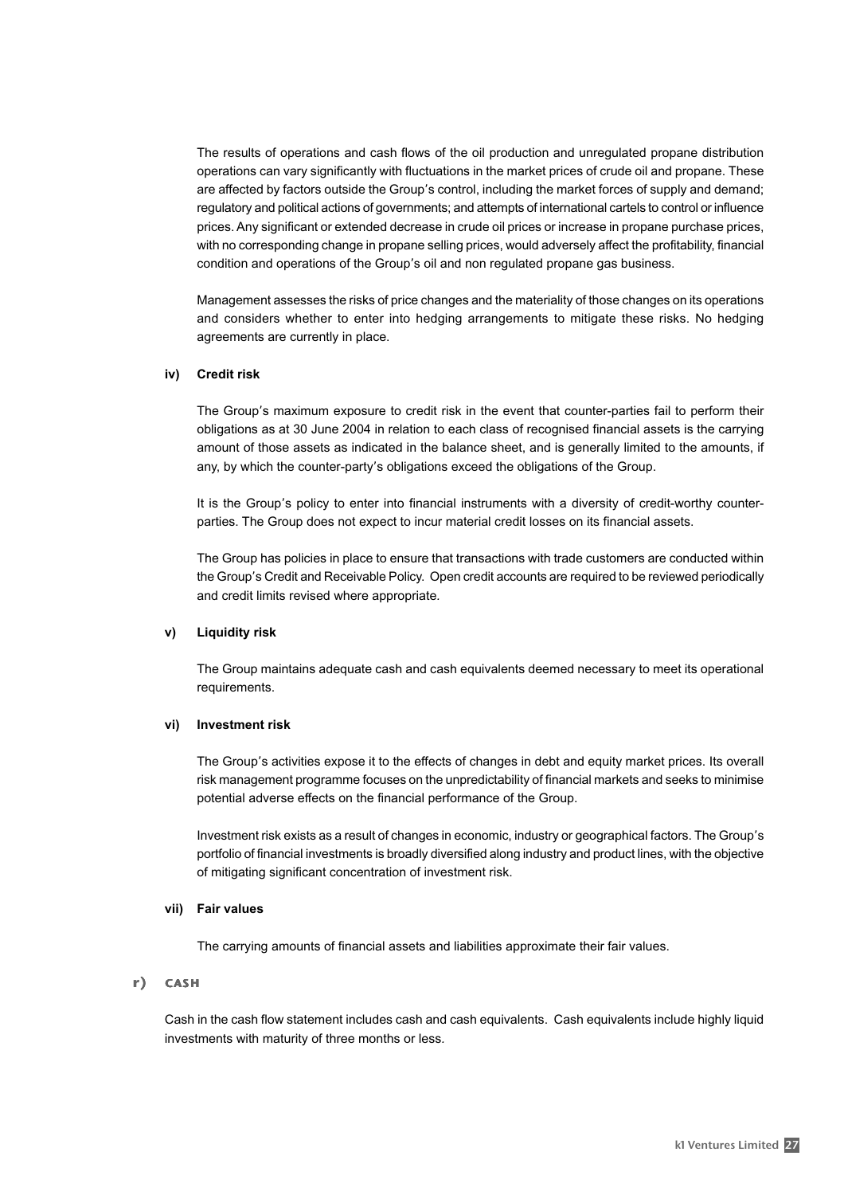The results of operations and cash flows of the oil production and unregulated propane distribution operations can vary significantly with fluctuations in the market prices of crude oil and propane. These are affected by factors outside the Group's control, including the market forces of supply and demand; regulatory and political actions of governments; and attempts of international cartels to control or influence prices. Any significant or extended decrease in crude oil prices or increase in propane purchase prices, with no corresponding change in propane selling prices, would adversely affect the profitability, financial condition and operations of the Group's oil and non regulated propane gas business.

Management assesses the risks of price changes and the materiality of those changes on its operations and considers whether to enter into hedging arrangements to mitigate these risks. No hedging agreements are currently in place.

#### iv) Credit risk

The Group's maximum exposure to credit risk in the event that counter-parties fail to perform their obligations as at 30 June 2004 in relation to each class of recognised financial assets is the carrying amount of those assets as indicated in the balance sheet, and is generally limited to the amounts, if any, by which the counter-party's obligations exceed the obligations of the Group.

It is the Group's policy to enter into financial instruments with a diversity of credit-worthy counter-parties. The Group does not expect to incur material credit losses on its financial assets.

The Group has policies in place to ensure that transactions with trade customers are conducted within the Group's Credit and Receivable Policy. Open credit accounts are required to be reviewed periodically and credit limits revised where appropriate.

#### v) Liquidity risk

The Group maintains adequate cash and cash equivalents deemed necessary to meet its operational requirements.

#### vi) Investment risk

The Group's activities expose it to the effects of changes in debt and equity market prices. Its overall risk management programme focuses on the unpredictability of financial markets and seeks to minimise potential adverse effects on the financial performance of the Group.

Investment risk exists as a result of changes in economic, industry or geographical factors. The Group's portfolio of financial investments is broadly diversified along industry and product lines, with the objective of mitigating significant concentration of investment risk.

#### vii) Fair values

The carrying amounts of financial assets and liabilities approximate their fair values.

### r) CASH

Cash in the cash flow statement includes cash and cash equivalents. Cash equivalents include highly liquid investments with maturity of three months or less.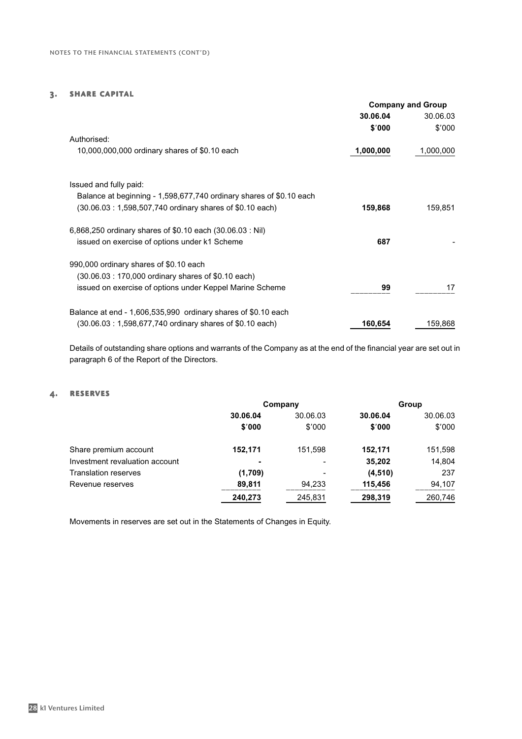## 3. SHARE CAPITAL

| | Company and Group | |
|---|---|---|
| | **30.06.04** | 30.06.03 |
| | **$'000** | $'000 |
| Authorised: | | |
| 10,000,000,000 ordinary shares of $0.10 each | **1,000,000** | 1,000,000 |
| | | |
| Issued and fully paid: | | |
| Balance at beginning - 1,598,677,740 ordinary shares of $0.10 each (30.06.03 : 1,598,507,740 ordinary shares of $0.10 each) | **159,868** | 159,851 |
| 6,868,250 ordinary shares of $0.10 each (30.06.03 : Nil) issued on exercise of options under k1 Scheme | **687** | - |
| 990,000 ordinary shares of $0.10 each (30.06.03 : 170,000 ordinary shares of $0.10 each) issued on exercise of options under Keppel Marine Scheme | **99** | 17 |
| Balance at end - 1,606,535,990 ordinary shares of $0.10 each (30.06.03 : 1,598,677,740 ordinary shares of $0.10 each) | **160,654** | 159,868 |

Details of outstanding share options and warrants of the Company as at the end of the financial year are set out in paragraph 6 of the Report of the Directors.

## 4. RESERVES

| | Company | | Group | |
|---|---|---|---|---|
| | **30.06.04** | 30.06.03 | **30.06.04** | 30.06.03 |
| | **$'000** | $'000 | **$'000** | $'000 |
| Share premium account | **152,171** | 151,598 | **152,171** | 151,598 |
| Investment revaluation account | **-** | - | **35,202** | 14,804 |
| Translation reserves | **(1,709)** | - | **(4,510)** | 237 |
| Revenue reserves | **89,811** | 94,233 | **115,456** | 94,107 |
| | **240,273** | 245,831 | **298,319** | 260,746 |

Movements in reserves are set out in the Statements of Changes in Equity.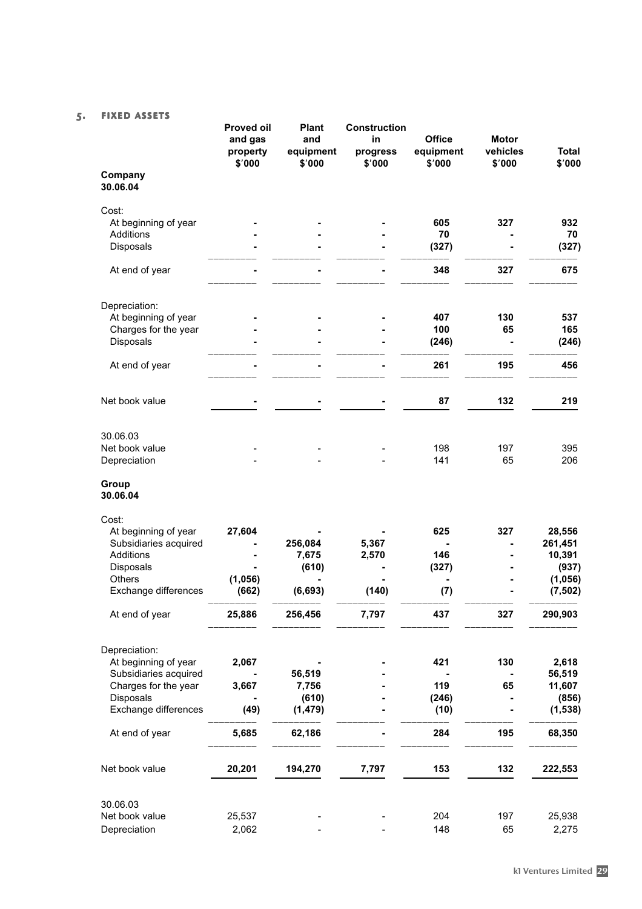## 5. FIXED ASSETS

| | Proved oil and gas property $'000 | Plant and equipment $'000 | Construction in progress $'000 | Office equipment $'000 | Motor vehicles $'000 | Total $'000 |
|---|---|---|---|---|---|---|
| **Company** | | | | | | |
| **30.06.04** | | | | | | |
| Cost: | | | | | | |
| At beginning of year | **-** | **-** | **-** | **605** | **327** | **932** |
| Additions | **-** | **-** | **-** | **70** | **-** | **70** |
| Disposals | **-** | **-** | **-** | **(327)** | **-** | **(327)** |
| At end of year | **-** | **-** | **-** | **348** | **327** | **675** |
| Depreciation: | | | | | | |
| At beginning of year | **-** | **-** | **-** | **407** | **130** | **537** |
| Charges for the year | **-** | **-** | **-** | **100** | **65** | **165** |
| Disposals | **-** | **-** | **-** | **(246)** | **-** | **(246)** |
| At end of year | **-** | **-** | **-** | **261** | **195** | **456** |
| Net book value | **-** | **-** | **-** | **87** | **132** | **219** |
| 30.06.03 | | | | | | |
| Net book value | - | - | - | 198 | 197 | 395 |
| Depreciation | - | - | - | 141 | 65 | 206 |
| **Group** | | | | | | |
| **30.06.04** | | | | | | |
| Cost: | | | | | | |
| At beginning of year | **27,604** | **-** | **-** | **625** | **327** | **28,556** |
| Subsidiaries acquired | **-** | **256,084** | **5,367** | **-** | **-** | **261,451** |
| Additions | **-** | **7,675** | **2,570** | **146** | **-** | **10,391** |
| Disposals | **-** | **(610)** | **-** | **(327)** | **-** | **(937)** |
| Others | **(1,056)** | **-** | **-** | **-** | **-** | **(1,056)** |
| Exchange differences | **(662)** | **(6,693)** | **(140)** | **(7)** | **-** | **(7,502)** |
| At end of year | **25,886** | **256,456** | **7,797** | **437** | **327** | **290,903** |
| Depreciation: | | | | | | |
| At beginning of year | **2,067** | **-** | **-** | **421** | **130** | **2,618** |
| Subsidiaries acquired | **-** | **56,519** | **-** | **-** | **-** | **56,519** |
| Charges for the year | **3,667** | **7,756** | **-** | **119** | **65** | **11,607** |
| Disposals | **-** | **(610)** | **-** | **(246)** | **-** | **(856)** |
| Exchange differences | **(49)** | **(1,479)** | **-** | **(10)** | **-** | **(1,538)** |
| At end of year | **5,685** | **62,186** | **-** | **284** | **195** | **68,350** |
| Net book value | **20,201** | **194,270** | **7,797** | **153** | **132** | **222,553** |
| 30.06.03 | | | | | | |
| Net book value | 25,537 | - | - | 204 | 197 | 25,938 |
| Depreciation | 2,062 | - | - | 148 | 65 | 2,275 |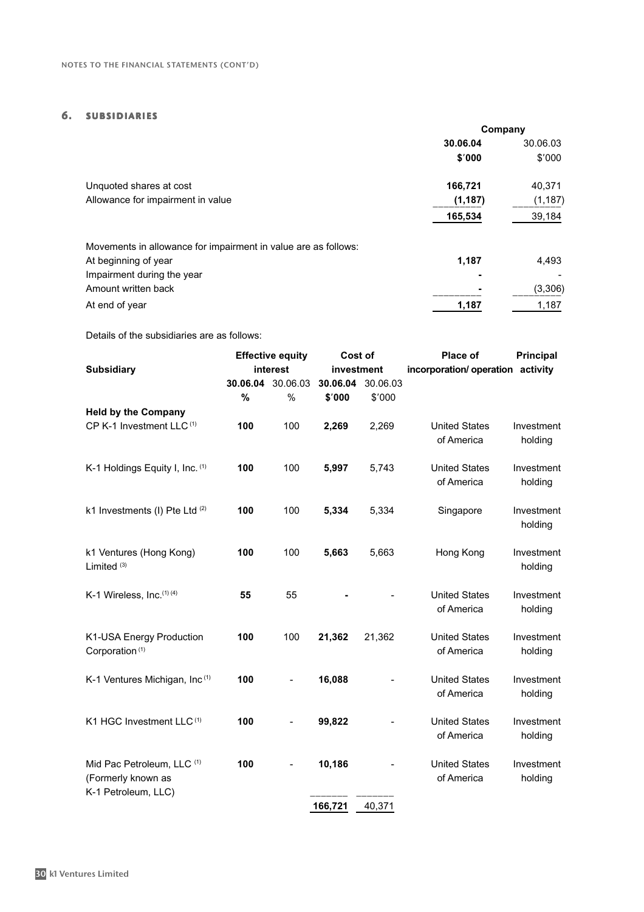## 6. SUBSIDIARIES

| | Company | |
|---|---|---|
| | **30.06.04** | 30.06.03 |
| | **$'000** | $'000 |
| Unquoted shares at cost | **166,721** | 40,371 |
| Allowance for impairment in value | **(1,187)** | (1,187) |
| | **165,534** | 39,184 |
| Movements in allowance for impairment in value are as follows: | | |
| At beginning of year | **1,187** | 4,493 |
| Impairment during the year | **-** | - |
| Amount written back | **-** | (3,306) |
| At end of year | **1,187** | 1,187 |

Details of the subsidiaries are as follows:

| Subsidiary | Effective equity interest | | Cost of investment | | Place of incorporation/ operation | Principal activity |
|---|---|---|---|---|---|---|
| | **30.06.04** | 30.06.03 | **30.06.04** | 30.06.03 | | |
| | **%** | % | **$'000** | $'000 | | |
| **Held by the Company** | | | | | | |
| CP K-1 Investment LLC [(1)] | **100** | 100 | **2,269** | 2,269 | United States of America | Investment holding |
| K-1 Holdings Equity I, Inc. [(1)] | **100** | 100 | **5,997** | 5,743 | United States of America | Investment holding |
| k1 Investments (I) Pte Ltd [(2)] | **100** | 100 | **5,334** | 5,334 | Singapore | Investment holding |
| k1 Ventures (Hong Kong) Limited [(3)] | **100** | 100 | **5,663** | 5,663 | Hong Kong | Investment holding |
| K-1 Wireless, Inc. [(1) (4)] | **55** | 55 | **-** | - | United States of America | Investment holding |
| K1-USA Energy Production Corporation [(1)] | **100** | 100 | **21,362** | 21,362 | United States of America | Investment holding |
| K-1 Ventures Michigan, Inc [(1)] | **100** | - | **16,088** | - | United States of America | Investment holding |
| K1 HGC Investment LLC [(1)] | **100** | - | **99,822** | - | United States of America | Investment holding |
| Mid Pac Petroleum, LLC [(1)] (Formerly known as K-1 Petroleum, LLC) | **100** | - | **10,186** | - | United States of America | Investment holding |
| | | | **166,721** | 40,371 | | |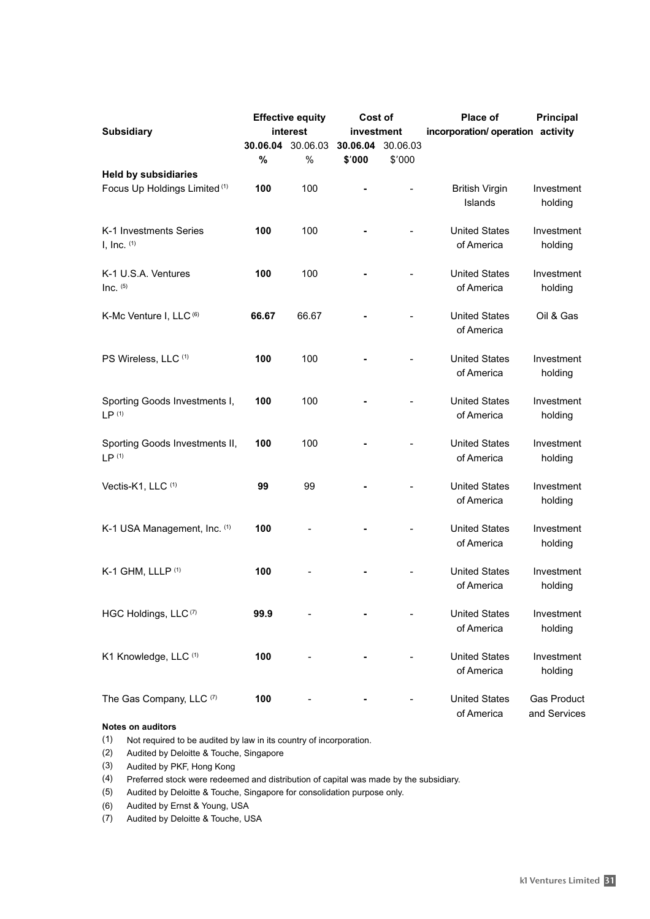| Subsidiary | Effective equity interest | | Cost of investment | | Place of incorporation/ operation | Principal activity |
|---|---|---|---|---|---|---|
| | **30.06.04** | 30.06.03 | **30.06.04** | 30.06.03 | | |
| | **%** | % | **$'000** | $'000 | | |
| **Held by subsidiaries** | | | | | | |
| Focus Up Holdings Limited [(1)] | **100** | 100 | **-** | - | British Virgin Islands | Investment holding |
| K-1 Investments Series I, Inc. [(1)] | **100** | 100 | **-** | - | United States of America | Investment holding |
| K-1 U.S.A. Ventures Inc. [(5)] | **100** | 100 | **-** | - | United States of America | Investment holding |
| K-Mc Venture I, LLC [(6)] | **66.67** | 66.67 | **-** | - | United States of America | Oil & Gas |
| PS Wireless, LLC [(1)] | **100** | 100 | **-** | - | United States of America | Investment holding |
| Sporting Goods Investments I, LP [(1)] | **100** | 100 | **-** | - | United States of America | Investment holding |
| Sporting Goods Investments II, LP [(1)] | **100** | 100 | **-** | - | United States of America | Investment holding |
| Vectis-K1, LLC [(1)] | **99** | 99 | **-** | - | United States of America | Investment holding |
| K-1 USA Management, Inc. [(1)] | **100** | - | **-** | - | United States of America | Investment holding |
| K-1 GHM, LLLP [(1)] | **100** | - | **-** | - | United States of America | Investment holding |
| HGC Holdings, LLC [(7)] | **99.9** | - | **-** | - | United States of America | Investment holding |
| K1 Knowledge, LLC [(1)] | **100** | - | **-** | - | United States of America | Investment holding |
| The Gas Company, LLC [(7)] | **100** | - | **-** | - | United States of America | Gas Product and Services |

**Notes on auditors**

(1) Not required to be audited by law in its country of incorporation.

(2) Audited by Deloitte & Touche, Singapore

(3) Audited by PKF, Hong Kong

(4) Preferred stock were redeemed and distribution of capital was made by the subsidiary.

(5) Audited by Deloitte & Touche, Singapore for consolidation purpose only.

(6) Audited by Ernst & Young, USA

(7) Audited by Deloitte & Touche, USA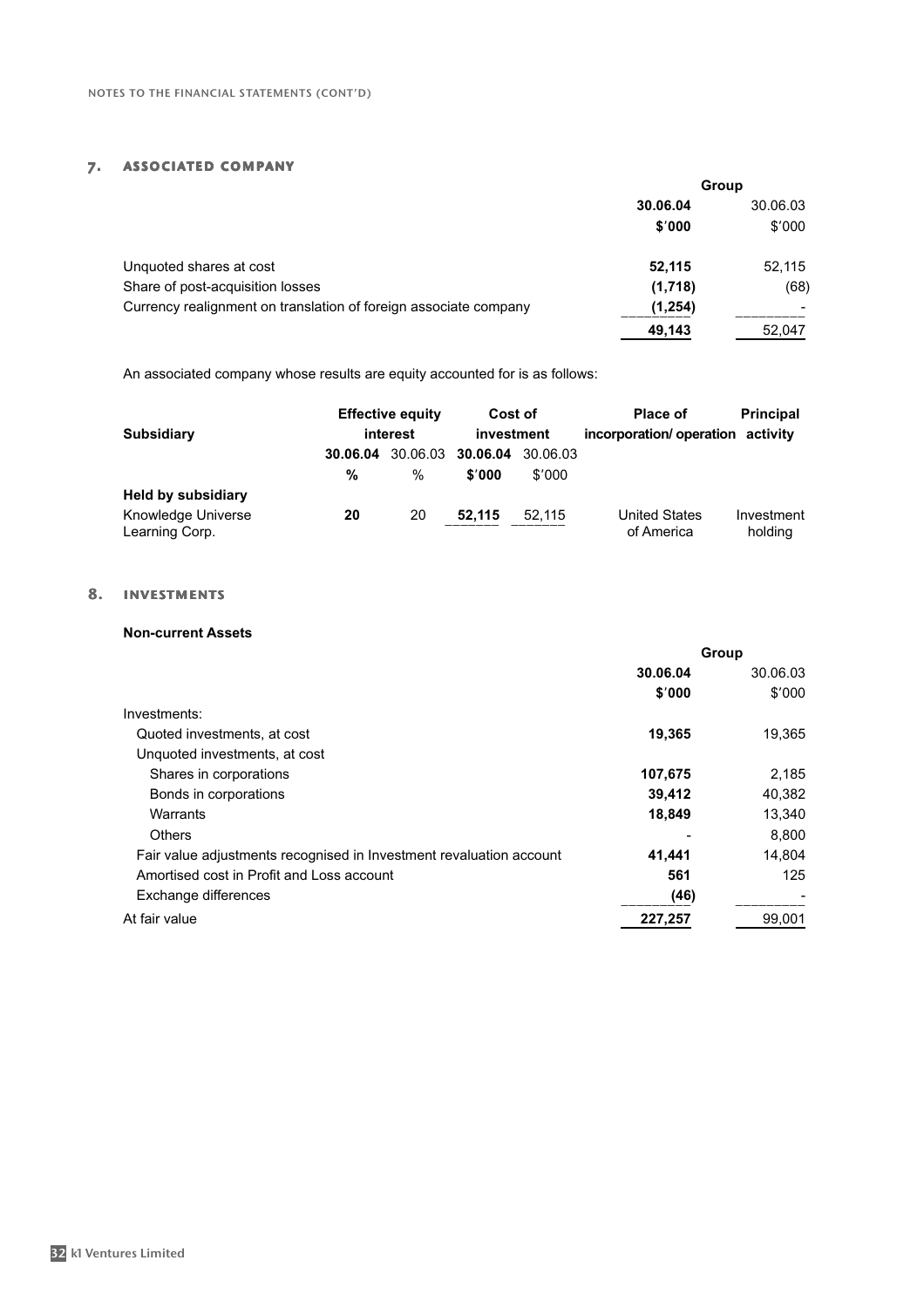## 7. ASSOCIATED COMPANY

| | Group | |
|---|---|---|
| | **30.06.04** | 30.06.03 |
| | **$'000** | $'000 |
| Unquoted shares at cost | **52,115** | 52,115 |
| Share of post-acquisition losses | **(1,718)** | (68) |
| Currency realignment on translation of foreign associate company | **(1,254)** | - |
| | **49,143** | 52,047 |

An associated company whose results are equity accounted for is as follows:

| Subsidiary | Effective equity interest | | Cost of investment | | Place of incorporation/ operation | Principal activity |
|---|---|---|---|---|---|---|
| | **30.06.04** | 30.06.03 | **30.06.04** | 30.06.03 | | |
| | **%** | % | **$'000** | $'000 | | |
| **Held by subsidiary** | | | | | | |
| Knowledge Universe Learning Corp. | **20** | 20 | **52,115** | 52,115 | United States of America | Investment holding |

## 8. INVESTMENTS

**Non-current Assets**

| | Group | |
|---|---|---|
| | **30.06.04** | 30.06.03 |
| | **$'000** | $'000 |
| Investments: | | |
| Quoted investments, at cost | **19,365** | 19,365 |
| Unquoted investments, at cost | | |
| Shares in corporations | **107,675** | 2,185 |
| Bonds in corporations | **39,412** | 40,382 |
| Warrants | **18,849** | 13,340 |
| Others | **-** | 8,800 |
| Fair value adjustments recognised in Investment revaluation account | **41,441** | 14,804 |
| Amortised cost in Profit and Loss account | **561** | 125 |
| Exchange differences | **(46)** | - |
| At fair value | **227,257** | 99,001 |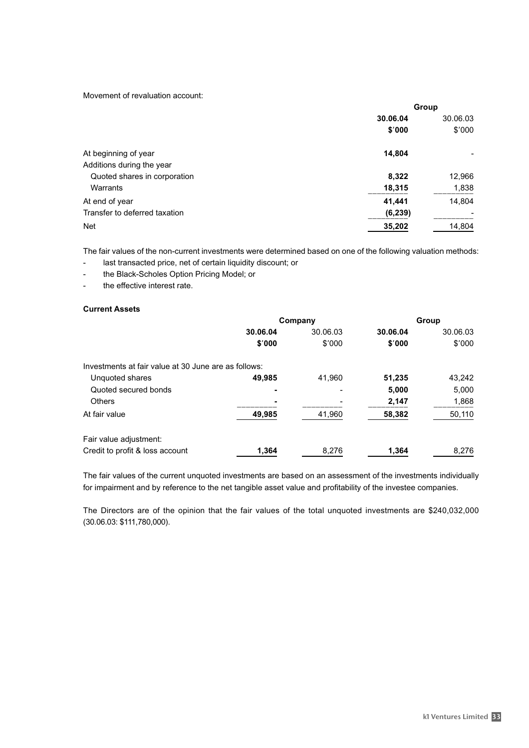Movement of revaluation account:

| | Group | |
|---|---|---|
| | **30.06.04** | 30.06.03 |
| | **$'000** | $'000 |
| At beginning of year | **14,804** | - |
| Additions during the year | | |
| Quoted shares in corporation | **8,322** | 12,966 |
| Warrants | **18,315** | 1,838 |
| At end of year | **41,441** | 14,804 |
| Transfer to deferred taxation | **(6,239)** | - |
| Net | **35,202** | 14,804 |

The fair values of the non-current investments were determined based on one of the following valuation methods:

- last transacted price, net of certain liquidity discount; or
- the Black-Scholes Option Pricing Model; or
- the effective interest rate.

**Current Assets**

| | Company | | Group | |
|---|---|---|---|---|
| | **30.06.04** | 30.06.03 | **30.06.04** | 30.06.03 |
| | **$'000** | $'000 | **$'000** | $'000 |
| Investments at fair value at 30 June are as follows: | | | | |
| Unquoted shares | **49,985** | 41,960 | **51,235** | 43,242 |
| Quoted secured bonds | **-** | - | **5,000** | 5,000 |
| Others | **-** | - | **2,147** | 1,868 |
| At fair value | **49,985** | 41,960 | **58,382** | 50,110 |
| Fair value adjustment: | | | | |
| Credit to profit & loss account | **1,364** | 8,276 | **1,364** | 8,276 |

The fair values of the current unquoted investments are based on an assessment of the investments individually for impairment and by reference to the net tangible asset value and profitability of the investee companies.

The Directors are of the opinion that the fair values of the total unquoted investments are $240,032,000 (30.06.03: $111,780,000).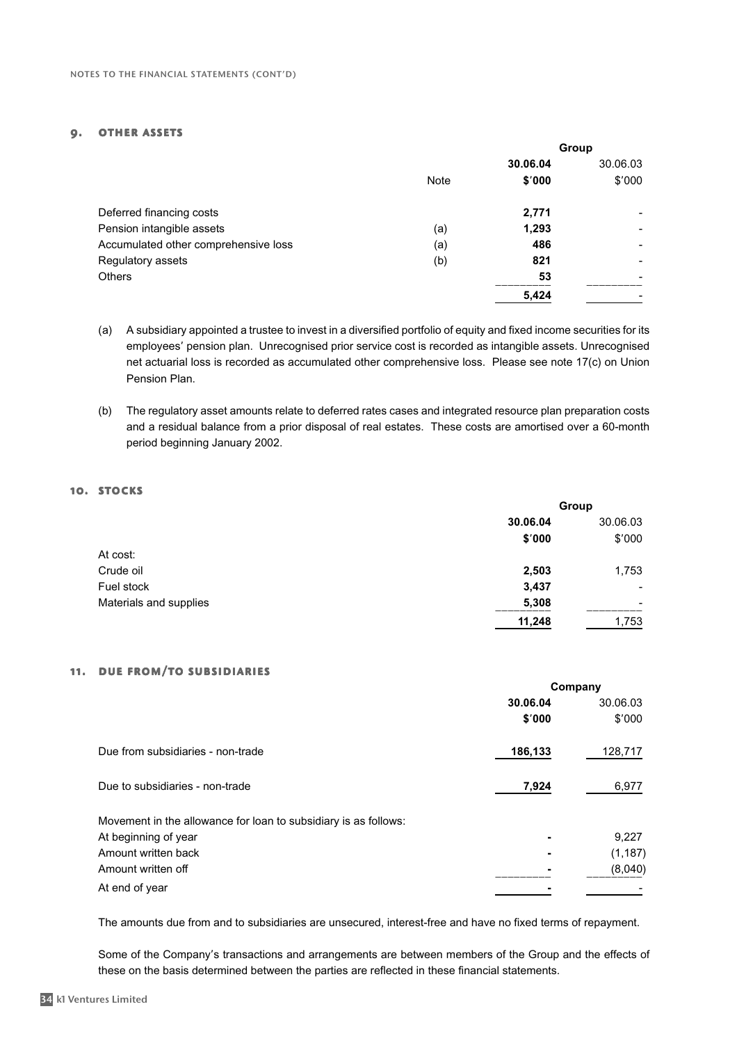## 9. OTHER ASSETS

| | Note | Group 30.06.04 $'000 | Group 30.06.03 $'000 |
|---|---|---|---|
| Deferred financing costs | | **2,771** | - |
| Pension intangible assets | (a) | **1,293** | - |
| Accumulated other comprehensive loss | (a) | **486** | - |
| Regulatory assets | (b) | **821** | - |
| Others | | **53** | - |
| | | **5,424** | - |

(a) A subsidiary appointed a trustee to invest in a diversified portfolio of equity and fixed income securities for its employees' pension plan. Unrecognised prior service cost is recorded as intangible assets. Unrecognised net actuarial loss is recorded as accumulated other comprehensive loss. Please see note 17(c) on Union Pension Plan.

(b) The regulatory asset amounts relate to deferred rates cases and integrated resource plan preparation costs and a residual balance from a prior disposal of real estates. These costs are amortised over a 60-month period beginning January 2002.

## 10. STOCKS

| | Group 30.06.04 $'000 | Group 30.06.03 $'000 |
|---|---|---|
| At cost: | | |
| Crude oil | **2,503** | 1,753 |
| Fuel stock | **3,437** | - |
| Materials and supplies | **5,308** | - |
| | **11,248** | 1,753 |

## 11. DUE FROM/TO SUBSIDIARIES

| | Company 30.06.04 $'000 | Company 30.06.03 $'000 |
|---|---|---|
| Due from subsidiaries - non-trade | **186,133** | 128,717 |
| Due to subsidiaries - non-trade | **7,924** | 6,977 |
| Movement in the allowance for loan to subsidiary is as follows: | | |
| At beginning of year | **-** | 9,227 |
| Amount written back | **-** | (1,187) |
| Amount written off | **-** | (8,040) |
| At end of year | **-** | - |

The amounts due from and to subsidiaries are unsecured, interest-free and have no fixed terms of repayment.

Some of the Company's transactions and arrangements are between members of the Group and the effects of these on the basis determined between the parties are reflected in these financial statements.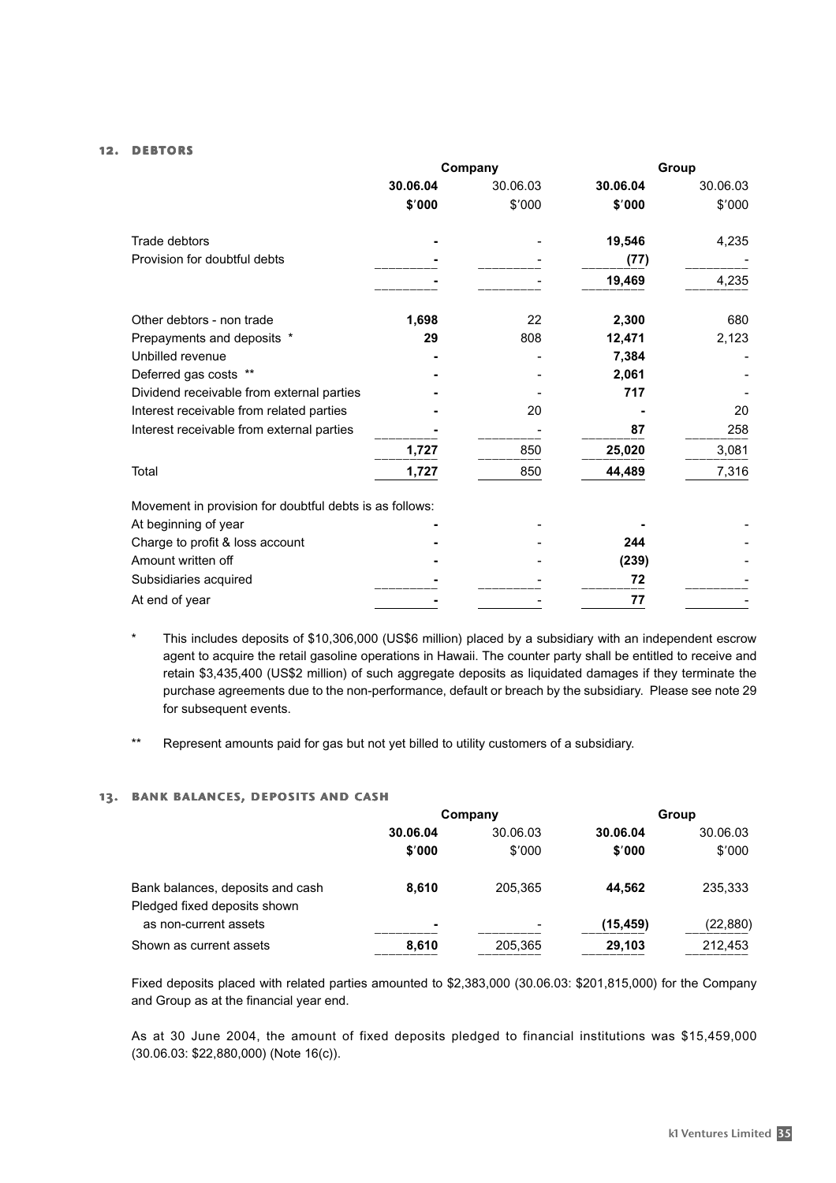## 12. DEBTORS

| | Company | | Group | |
|---|---|---|---|---|
| | **30.06.04** | 30.06.03 | **30.06.04** | 30.06.03 |
| | **$'000** | $'000 | **$'000** | $'000 |
| Trade debtors | **-** | - | **19,546** | 4,235 |
| Provision for doubtful debts | **-** | - | **(77)** | - |
| | **-** | - | **19,469** | 4,235 |
| Other debtors - non trade | **1,698** | 22 | **2,300** | 680 |
| Prepayments and deposits * | **29** | 808 | **12,471** | 2,123 |
| Unbilled revenue | **-** | - | **7,384** | - |
| Deferred gas costs ** | **-** | - | **2,061** | - |
| Dividend receivable from external parties | **-** | - | **717** | - |
| Interest receivable from related parties | **-** | 20 | **-** | 20 |
| Interest receivable from external parties | **-** | - | **87** | 258 |
| | **1,727** | 850 | **25,020** | 3,081 |
| Total | **1,727** | 850 | **44,489** | 7,316 |
| Movement in provision for doubtful debts is as follows: | | | | |
| At beginning of year | **-** | - | **-** | - |
| Charge to profit & loss account | **-** | - | **244** | - |
| Amount written off | **-** | - | **(239)** | - |
| Subsidiaries acquired | **-** | - | **72** | - |
| At end of year | **-** | - | **77** | - |

\* This includes deposits of $10,306,000 (US$6 million) placed by a subsidiary with an independent escrow agent to acquire the retail gasoline operations in Hawaii. The counter party shall be entitled to receive and retain $3,435,400 (US$2 million) of such aggregate deposits as liquidated damages if they terminate the purchase agreements due to the non-performance, default or breach by the subsidiary. Please see note 29 for subsequent events.

\*\* Represent amounts paid for gas but not yet billed to utility customers of a subsidiary.

## 13. BANK BALANCES, DEPOSITS AND CASH

| | Company | | Group | |
|---|---|---|---|---|
| | **30.06.04** | 30.06.03 | **30.06.04** | 30.06.03 |
| | **$'000** | $'000 | **$'000** | $'000 |
| Bank balances, deposits and cash | **8,610** | 205,365 | **44,562** | 235,333 |
| Pledged fixed deposits shown as non-current assets | **-** | - | **(15,459)** | (22,880) |
| Shown as current assets | **8,610** | 205,365 | **29,103** | 212,453 |

Fixed deposits placed with related parties amounted to $2,383,000 (30.06.03: $201,815,000) for the Company and Group as at the financial year end.

As at 30 June 2004, the amount of fixed deposits pledged to financial institutions was $15,459,000 (30.06.03: $22,880,000) (Note 16(c)).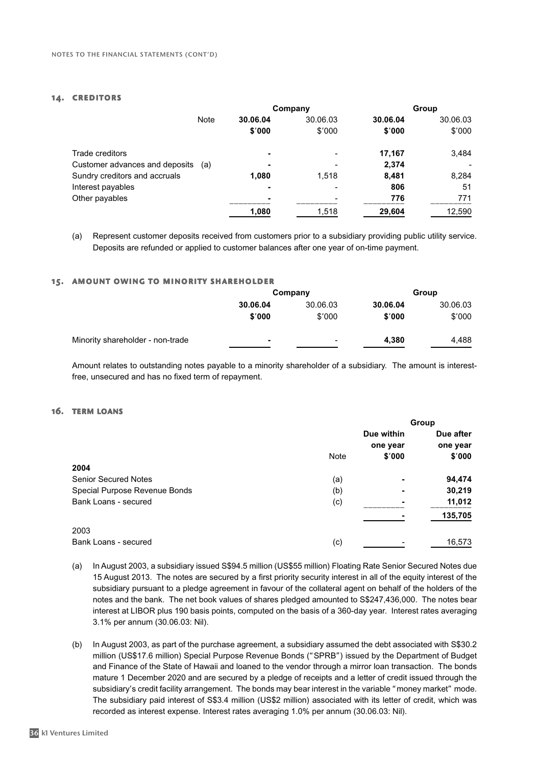## 14. CREDITORS

| | Note | Company 30.06.04 $'000 | Company 30.06.03 $'000 | Group 30.06.04 $'000 | Group 30.06.03 $'000 |
|---|---|---|---|---|---|
| Trade creditors | | **-** | - | **17,167** | 3,484 |
| Customer advances and deposits | (a) | **-** | - | **2,374** | - |
| Sundry creditors and accruals | | **1,080** | 1,518 | **8,481** | 8,284 |
| Interest payables | | **-** | - | **806** | 51 |
| Other payables | | **-** | - | **776** | 771 |
| | | **1,080** | 1,518 | **29,604** | 12,590 |

(a) Represent customer deposits received from customers prior to a subsidiary providing public utility service. Deposits are refunded or applied to customer balances after one year of on-time payment.

## 15. AMOUNT OWING TO MINORITY SHAREHOLDER

| | Company 30.06.04 $'000 | Company 30.06.03 $'000 | Group 30.06.04 $'000 | Group 30.06.03 $'000 |
|---|---|---|---|---|
| Minority shareholder - non-trade | **-** | - | **4,380** | 4,488 |

Amount relates to outstanding notes payable to a minority shareholder of a subsidiary. The amount is interest-free, unsecured and has no fixed term of repayment.

## 16. TERM LOANS

| | Note | Group Due within one year $'000 | Group Due after one year $'000 |
|---|---|---|---|
| **2004** | | | |
| Senior Secured Notes | (a) | **-** | **94,474** |
| Special Purpose Revenue Bonds | (b) | **-** | **30,219** |
| Bank Loans - secured | (c) | **-** | **11,012** |
| | | **-** | **135,705** |
| 2003 | | | |
| Bank Loans - secured | (c) | - | 16,573 |

(a) In August 2003, a subsidiary issued S$94.5 million (US$55 million) Floating Rate Senior Secured Notes due 15 August 2013. The notes are secured by a first priority security interest in all of the equity interest of the subsidiary pursuant to a pledge agreement in favour of the collateral agent on behalf of the holders of the notes and the bank. The net book values of shares pledged amounted to S$247,436,000. The notes bear interest at LIBOR plus 190 basis points, computed on the basis of a 360-day year. Interest rates averaging 3.1% per annum (30.06.03: Nil).

(b) In August 2003, as part of the purchase agreement, a subsidiary assumed the debt associated with S$30.2 million (US$17.6 million) Special Purpose Revenue Bonds ("SPRB") issued by the Department of Budget and Finance of the State of Hawaii and loaned to the vendor through a mirror loan transaction. The bonds mature 1 December 2020 and are secured by a pledge of receipts and a letter of credit issued through the subsidiary's credit facility arrangement. The bonds may bear interest in the variable "money market" mode. The subsidiary paid interest of S$3.4 million (US$2 million) associated with its letter of credit, which was recorded as interest expense. Interest rates averaging 1.0% per annum (30.06.03: Nil).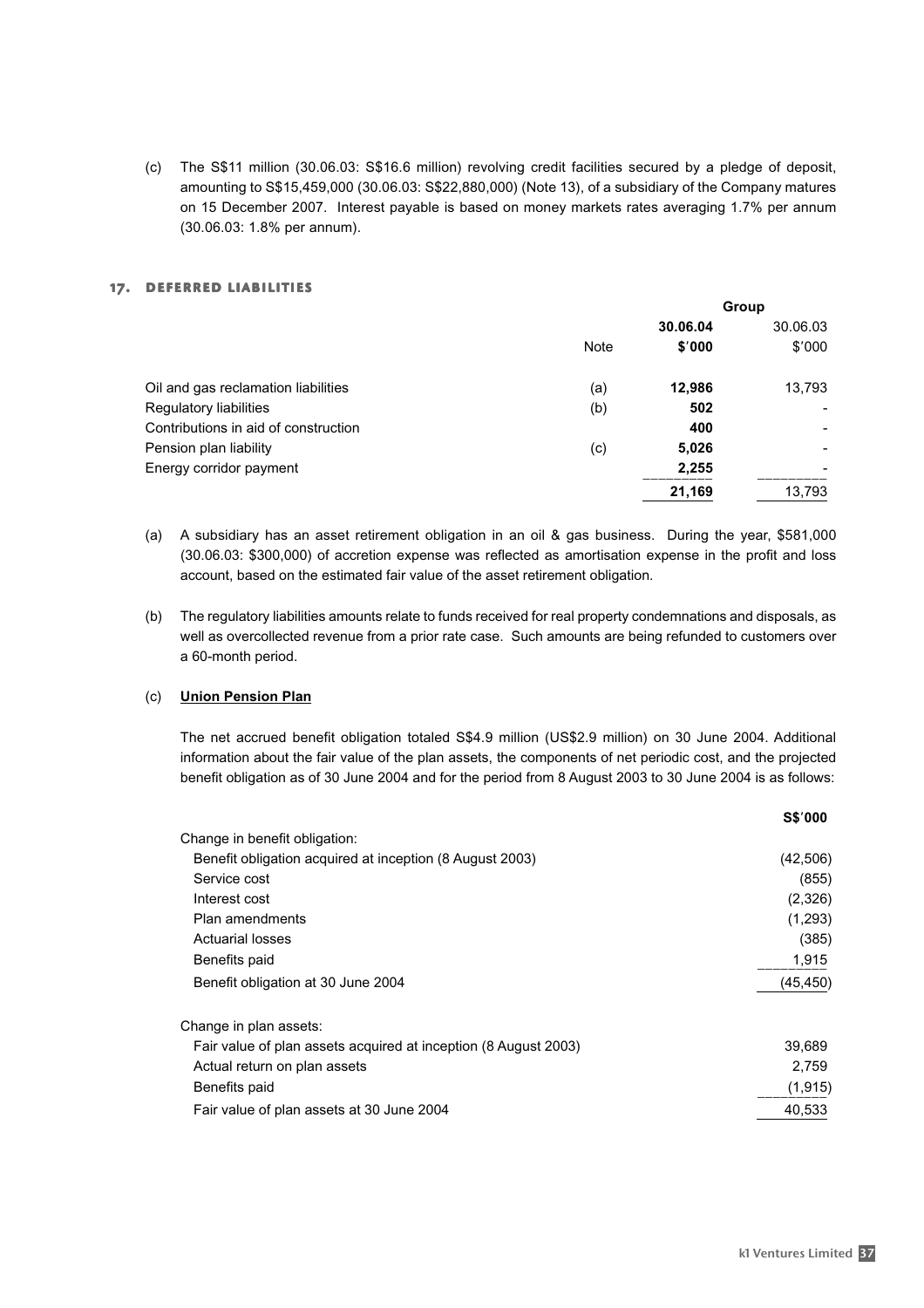(c) The S$11 million (30.06.03: S$16.6 million) revolving credit facilities secured by a pledge of deposit, amounting to S$15,459,000 (30.06.03: S$22,880,000) (Note 13), of a subsidiary of the Company matures on 15 December 2007. Interest payable is based on money markets rates averaging 1.7% per annum (30.06.03: 1.8% per annum).

## 17. DEFERRED LIABILITIES

| | Note | Group | |
|---|---|---|---|
| | | **30.06.04** | 30.06.03 |
| | | **$'000** | $'000 |
| Oil and gas reclamation liabilities | (a) | **12,986** | 13,793 |
| Regulatory liabilities | (b) | **502** | - |
| Contributions in aid of construction | | **400** | - |
| Pension plan liability | (c) | **5,026** | - |
| Energy corridor payment | | **2,255** | - |
| | | **21,169** | 13,793 |

(a) A subsidiary has an asset retirement obligation in an oil & gas business. During the year, $581,000 (30.06.03: $300,000) of accretion expense was reflected as amortisation expense in the profit and loss account, based on the estimated fair value of the asset retirement obligation.

(b) The regulatory liabilities amounts relate to funds received for real property condemnations and disposals, as well as overcollected revenue from a prior rate case. Such amounts are being refunded to customers over a 60-month period.

(c) **Union Pension Plan**

The net accrued benefit obligation totaled S$4.9 million (US$2.9 million) on 30 June 2004. Additional information about the fair value of the plan assets, the components of net periodic cost, and the projected benefit obligation as of 30 June 2004 and for the period from 8 August 2003 to 30 June 2004 is as follows:

| | **S$'000** |
|---|---|
| Change in benefit obligation: | |
| Benefit obligation acquired at inception (8 August 2003) | (42,506) |
| Service cost | (855) |
| Interest cost | (2,326) |
| Plan amendments | (1,293) |
| Actuarial losses | (385) |
| Benefits paid | 1,915 |
| Benefit obligation at 30 June 2004 | (45,450) |
| | |
| Change in plan assets: | |
| Fair value of plan assets acquired at inception (8 August 2003) | 39,689 |
| Actual return on plan assets | 2,759 |
| Benefits paid | (1,915) |
| Fair value of plan assets at 30 June 2004 | 40,533 |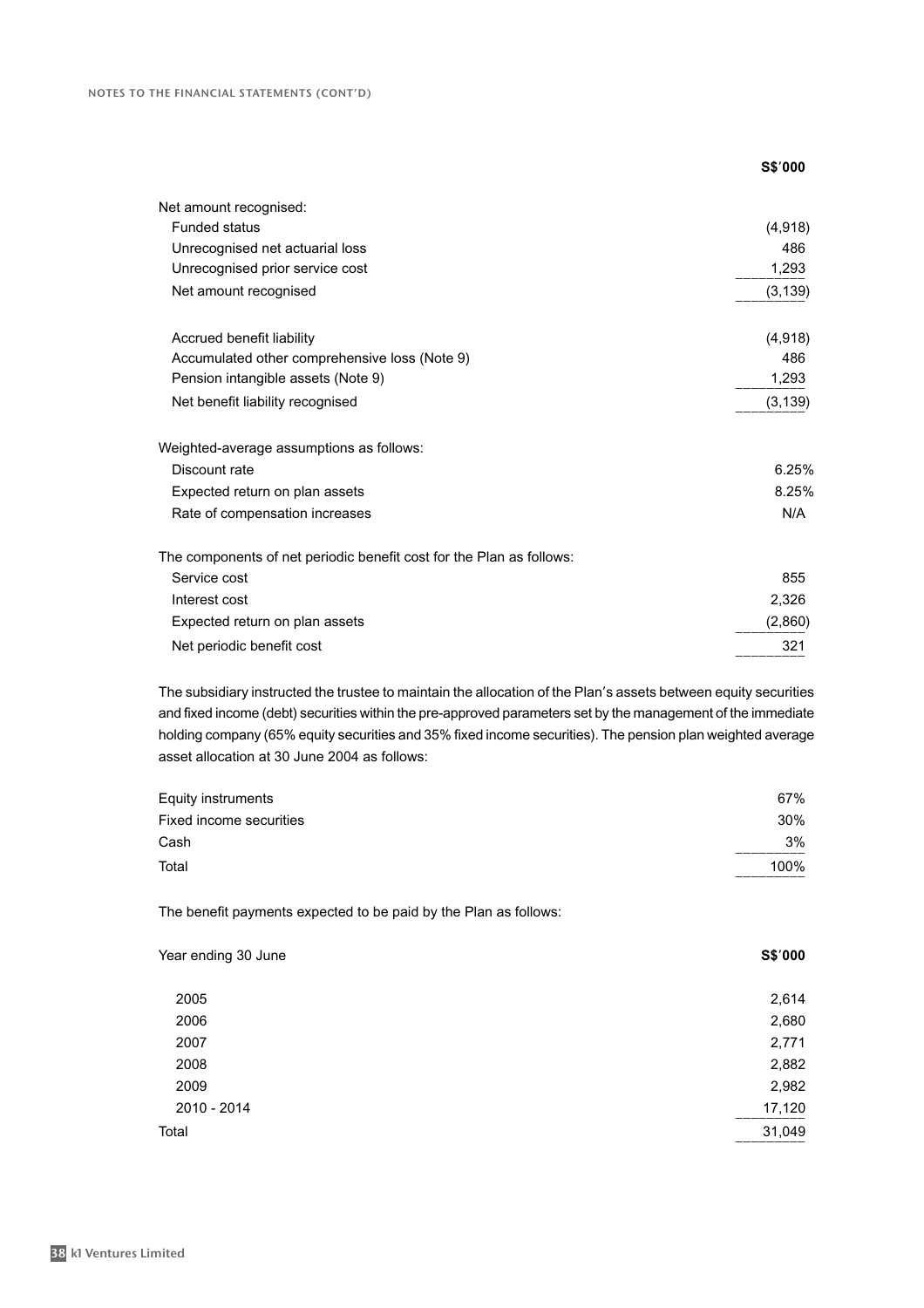| | S$'000 |
|---|---|
| Net amount recognised: | |
| Funded status | (4,918) |
| Unrecognised net actuarial loss | 486 |
| Unrecognised prior service cost | 1,293 |
| Net amount recognised | (3,139) |
| | |
| Accrued benefit liability | (4,918) |
| Accumulated other comprehensive loss (Note 9) | 486 |
| Pension intangible assets (Note 9) | 1,293 |
| Net benefit liability recognised | (3,139) |
| | |
| Weighted-average assumptions as follows: | |
| Discount rate | 6.25% |
| Expected return on plan assets | 8.25% |
| Rate of compensation increases | N/A |
| | |
| The components of net periodic benefit cost for the Plan as follows: | |
| Service cost | 855 |
| Interest cost | 2,326 |
| Expected return on plan assets | (2,860) |
| Net periodic benefit cost | 321 |

The subsidiary instructed the trustee to maintain the allocation of the Plan's assets between equity securities and fixed income (debt) securities within the pre-approved parameters set by the management of the immediate holding company (65% equity securities and 35% fixed income securities). The pension plan weighted average asset allocation at 30 June 2004 as follows:

| | |
|---|---|
| Equity instruments | 67% |
| Fixed income securities | 30% |
| Cash | 3% |
| Total | 100% |

The benefit payments expected to be paid by the Plan as follows:

| Year ending 30 June | S$'000 |
|---|---|
| 2005 | 2,614 |
| 2006 | 2,680 |
| 2007 | 2,771 |
| 2008 | 2,882 |
| 2009 | 2,982 |
| 2010 - 2014 | 17,120 |
| Total | 31,049 |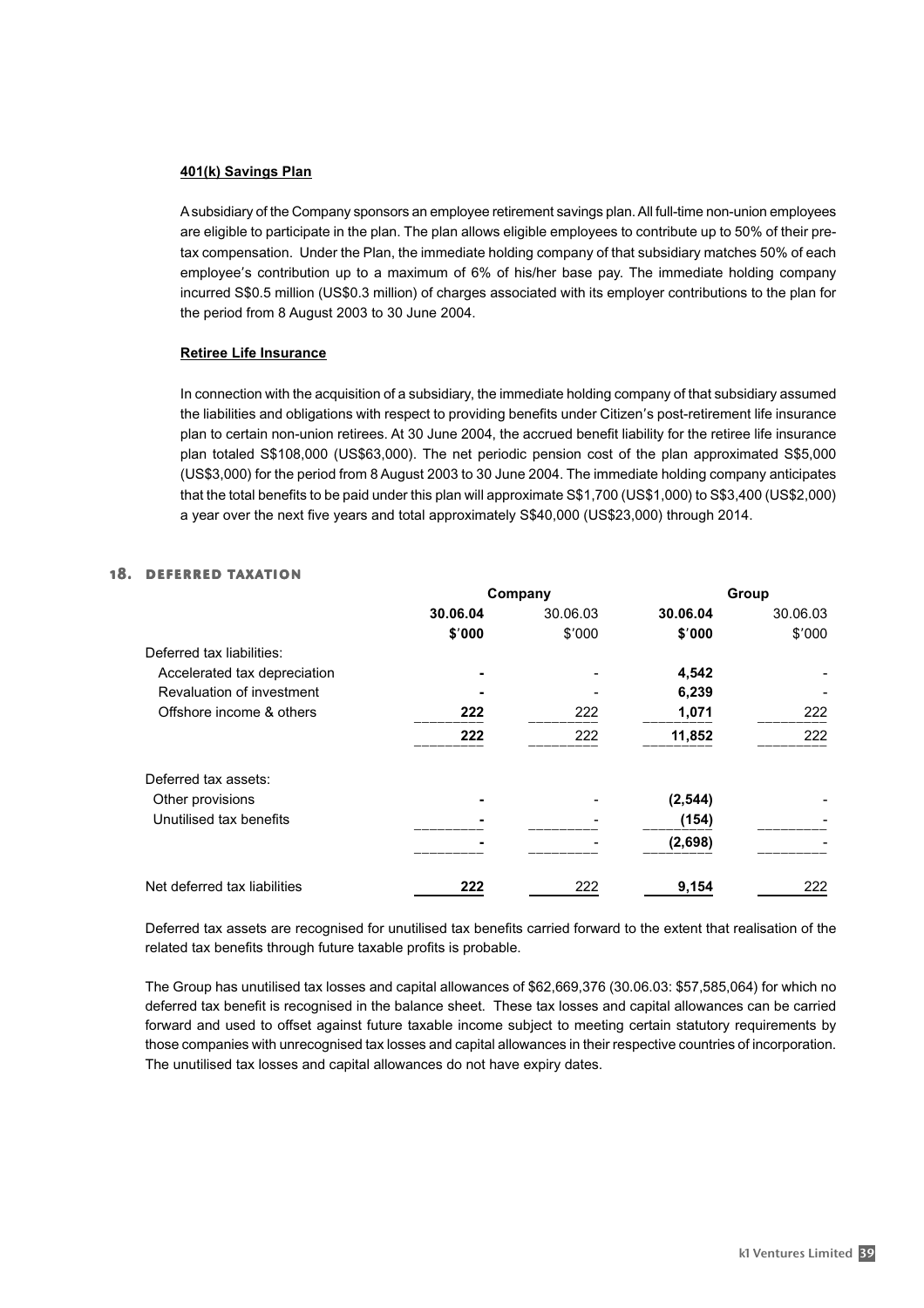**401(k) Savings Plan**

A subsidiary of the Company sponsors an employee retirement savings plan. All full-time non-union employees are eligible to participate in the plan. The plan allows eligible employees to contribute up to 50% of their pre-tax compensation. Under the Plan, the immediate holding company of that subsidiary matches 50% of each employee's contribution up to a maximum of 6% of his/her base pay. The immediate holding company incurred S$0.5 million (US$0.3 million) of charges associated with its employer contributions to the plan for the period from 8 August 2003 to 30 June 2004.

**Retiree Life Insurance**

In connection with the acquisition of a subsidiary, the immediate holding company of that subsidiary assumed the liabilities and obligations with respect to providing benefits under Citizen's post-retirement life insurance plan to certain non-union retirees. At 30 June 2004, the accrued benefit liability for the retiree life insurance plan totaled S$108,000 (US$63,000). The net periodic pension cost of the plan approximated S$5,000 (US$3,000) for the period from 8 August 2003 to 30 June 2004. The immediate holding company anticipates that the total benefits to be paid under this plan will approximate S$1,700 (US$1,000) to S$3,400 (US$2,000) a year over the next five years and total approximately S$40,000 (US$23,000) through 2014.

## 18. DEFERRED TAXATION

| | Company | | Group | |
|---|---|---|---|---|
| | **30.06.04** | 30.06.03 | **30.06.04** | 30.06.03 |
| | **$'000** | $'000 | **$'000** | $'000 |
| Deferred tax liabilities: | | | | |
| Accelerated tax depreciation | **-** | - | **4,542** | - |
| Revaluation of investment | **-** | - | **6,239** | - |
| Offshore income & others | **222** | 222 | **1,071** | 222 |
| | **222** | 222 | **11,852** | 222 |
| Deferred tax assets: | | | | |
| Other provisions | **-** | - | **(2,544)** | - |
| Unutilised tax benefits | **-** | - | **(154)** | - |
| | **-** | - | **(2,698)** | - |
| Net deferred tax liabilities | **222** | 222 | **9,154** | 222 |

Deferred tax assets are recognised for unutilised tax benefits carried forward to the extent that realisation of the related tax benefits through future taxable profits is probable.

The Group has unutilised tax losses and capital allowances of $62,669,376 (30.06.03: $57,585,064) for which no deferred tax benefit is recognised in the balance sheet. These tax losses and capital allowances can be carried forward and used to offset against future taxable income subject to meeting certain statutory requirements by those companies with unrecognised tax losses and capital allowances in their respective countries of incorporation. The unutilised tax losses and capital allowances do not have expiry dates.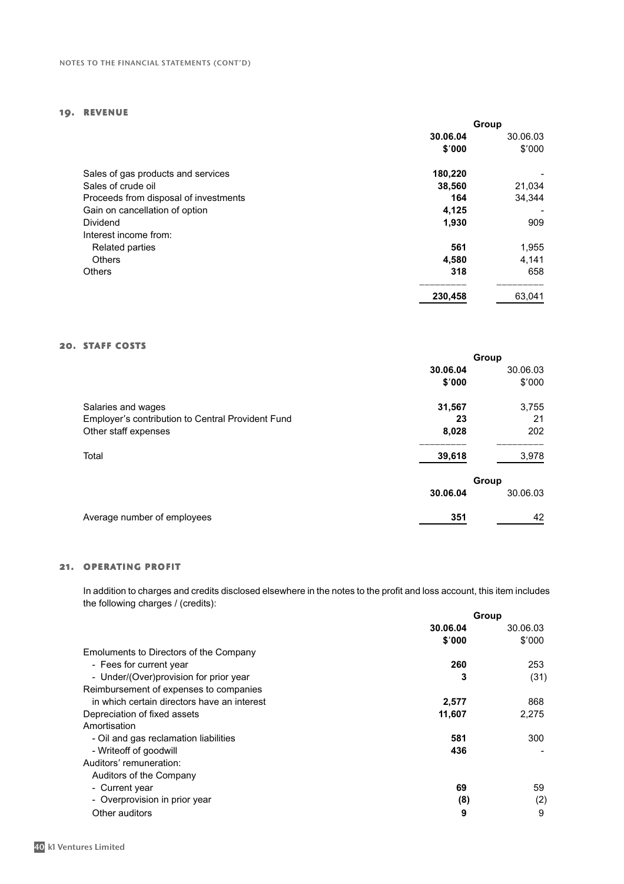## 19. REVENUE

| | Group | |
|---|---|---|
| | **30.06.04** | 30.06.03 |
| | **$'000** | $'000 |
| Sales of gas products and services | **180,220** | - |
| Sales of crude oil | **38,560** | 21,034 |
| Proceeds from disposal of investments | **164** | 34,344 |
| Gain on cancellation of option | **4,125** | - |
| Dividend | **1,930** | 909 |
| Interest income from: | | |
| Related parties | **561** | 1,955 |
| Others | **4,580** | 4,141 |
| Others | **318** | 658 |
| | **230,458** | 63,041 |

## 20. STAFF COSTS

| | Group | |
|---|---|---|
| | **30.06.04** | 30.06.03 |
| | **$'000** | $'000 |
| Salaries and wages | **31,567** | 3,755 |
| Employer's contribution to Central Provident Fund | **23** | 21 |
| Other staff expenses | **8,028** | 202 |
| Total | **39,618** | 3,978 |

| | Group | |
|---|---|---|
| | **30.06.04** | 30.06.03 |
| Average number of employees | **351** | 42 |

## 21. OPERATING PROFIT

In addition to charges and credits disclosed elsewhere in the notes to the profit and loss account, this item includes the following charges / (credits):

| | Group | |
|---|---|---|
| | **30.06.04** | 30.06.03 |
| | **$'000** | $'000 |
| Emoluments to Directors of the Company | | |
| - Fees for current year | **260** | 253 |
| - Under/(Over)provision for prior year | **3** | (31) |
| Reimbursement of expenses to companies in which certain directors have an interest | **2,577** | 868 |
| Depreciation of fixed assets | **11,607** | 2,275 |
| Amortisation | | |
| - Oil and gas reclamation liabilities | **581** | 300 |
| - Writeoff of goodwill | **436** | - |
| Auditors' remuneration: | | |
| Auditors of the Company | | |
| - Current year | **69** | 59 |
| - Overprovision in prior year | **(8)** | (2) |
| Other auditors | **9** | 9 |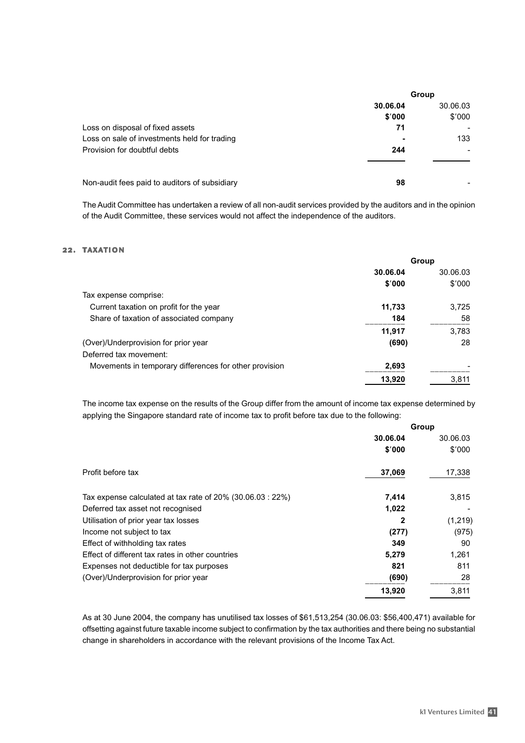| | Group | |
|---|---|---|
| | **30.06.04** | 30.06.03 |
| | **$'000** | $'000 |
| Loss on disposal of fixed assets | **71** | - |
| Loss on sale of investments held for trading | **-** | 133 |
| Provision for doubtful debts | **244** | - |
| Non-audit fees paid to auditors of subsidiary | **98** | - |

The Audit Committee has undertaken a review of all non-audit services provided by the auditors and in the opinion of the Audit Committee, these services would not affect the independence of the auditors.

## 22. TAXATION

| | Group | |
|---|---|---|
| | **30.06.04** | 30.06.03 |
| | **$'000** | $'000 |
| Tax expense comprise: | | |
| Current taxation on profit for the year | **11,733** | 3,725 |
| Share of taxation of associated company | **184** | 58 |
| | **11,917** | 3,783 |
| (Over)/Underprovision for prior year | **(690)** | 28 |
| Deferred tax movement: | | |
| Movements in temporary differences for other provision | **2,693** | - |
| | **13,920** | 3,811 |

The income tax expense on the results of the Group differ from the amount of income tax expense determined by applying the Singapore standard rate of income tax to profit before tax due to the following:

| | Group | |
|---|---|---|
| | **30.06.04** | 30.06.03 |
| | **$'000** | $'000 |
| Profit before tax | **37,069** | 17,338 |
| Tax expense calculated at tax rate of 20% (30.06.03 : 22%) | **7,414** | 3,815 |
| Deferred tax asset not recognised | **1,022** | - |
| Utilisation of prior year tax losses | **2** | (1,219) |
| Income not subject to tax | **(277)** | (975) |
| Effect of withholding tax rates | **349** | 90 |
| Effect of different tax rates in other countries | **5,279** | 1,261 |
| Expenses not deductible for tax purposes | **821** | 811 |
| (Over)/Underprovision for prior year | **(690)** | 28 |
| | **13,920** | 3,811 |

As at 30 June 2004, the company has unutilised tax losses of $61,513,254 (30.06.03: $56,400,471) available for offsetting against future taxable income subject to confirmation by the tax authorities and there being no substantial change in shareholders in accordance with the relevant provisions of the Income Tax Act.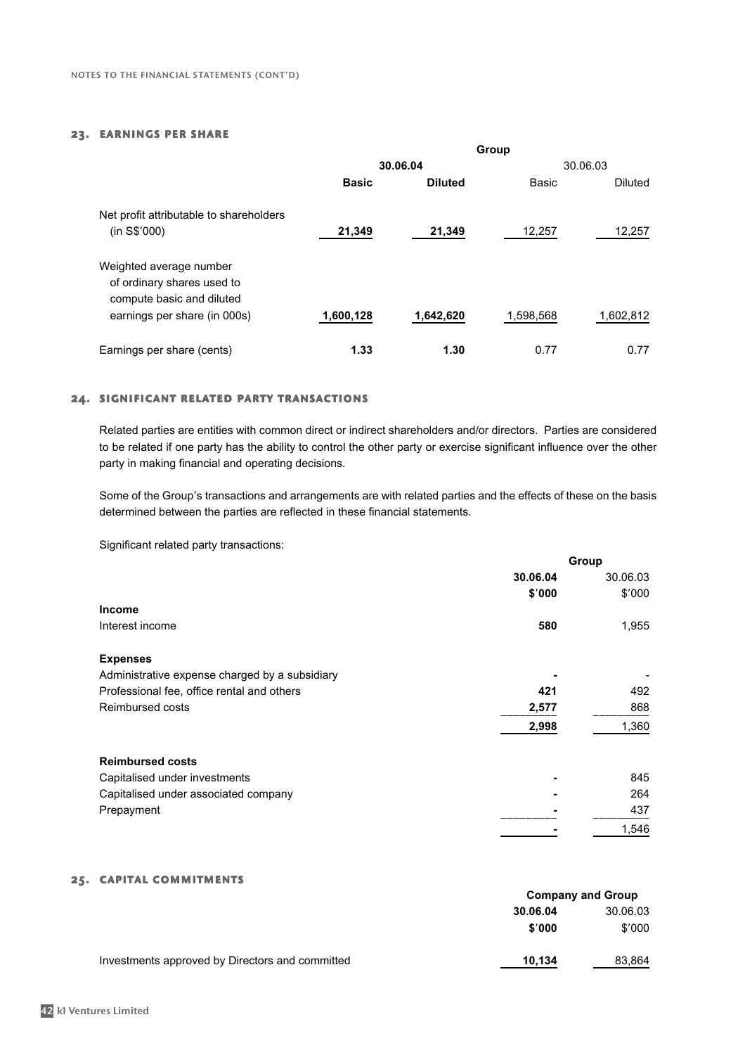NOTES TO THE FINANCIAL STATEMENTS (CONT'D)

## 23. EARNINGS PER SHARE

| | Group | | | |
|---|---|---|---|---|
| | **30.06.04** | | 30.06.03 | |
| | **Basic** | **Diluted** | Basic | Diluted |
| Net profit attributable to shareholders (in S$'000) | **21,349** | **21,349** | 12,257 | 12,257 |
| Weighted average number of ordinary shares used to compute basic and diluted earnings per share (in 000s) | **1,600,128** | **1,642,620** | 1,598,568 | 1,602,812 |
| Earnings per share (cents) | **1.33** | **1.30** | 0.77 | 0.77 |

## 24. SIGNIFICANT RELATED PARTY TRANSACTIONS

Related parties are entities with common direct or indirect shareholders and/or directors. Parties are considered to be related if one party has the ability to control the other party or exercise significant influence over the other party in making financial and operating decisions.

Some of the Group's transactions and arrangements are with related parties and the effects of these on the basis determined between the parties are reflected in these financial statements.

Significant related party transactions:

| | Group | |
|---|---|---|
| | **30.06.04** | 30.06.03 |
| | **$'000** | $'000 |
| **Income** | | |
| Interest income | **580** | 1,955 |
| **Expenses** | | |
| Administrative expense charged by a subsidiary | **-** | - |
| Professional fee, office rental and others | **421** | 492 |
| Reimbursed costs | **2,577** | 868 |
| | **2,998** | 1,360 |
| **Reimbursed costs** | | |
| Capitalised under investments | **-** | 845 |
| Capitalised under associated company | **-** | 264 |
| Prepayment | **-** | 437 |
| | **-** | 1,546 |

## 25. CAPITAL COMMITMENTS

| | Company and Group | |
|---|---|---|
| | **30.06.04** | 30.06.03 |
| | **$'000** | $'000 |
| Investments approved by Directors and committed | **10,134** | 83,864 |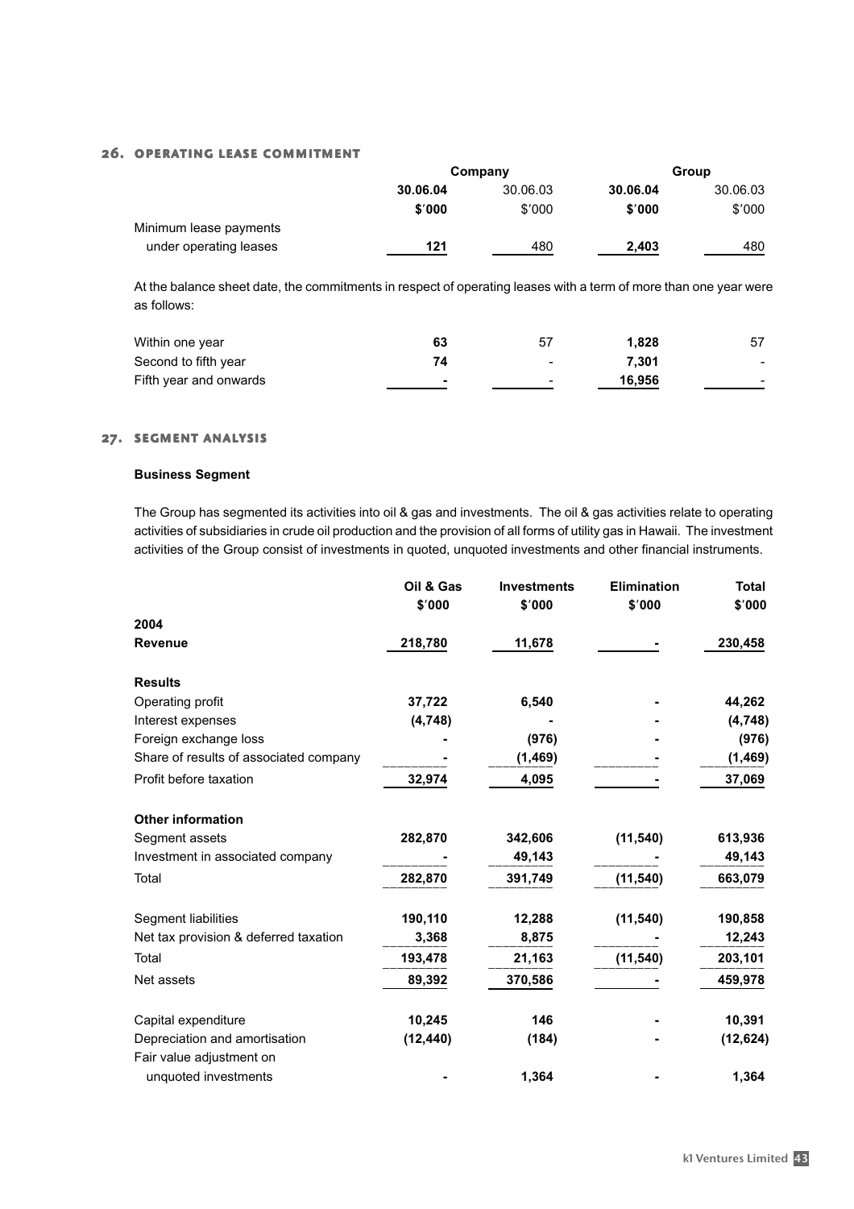## 26. OPERATING LEASE COMMITMENT

| | Company | | Group | |
|---|---|---|---|---|
| | **30.06.04** | 30.06.03 | **30.06.04** | 30.06.03 |
| | **$'000** | $'000 | **$'000** | $'000 |
| Minimum lease payments under operating leases | **121** | 480 | **2,403** | 480 |

At the balance sheet date, the commitments in respect of operating leases with a term of more than one year were as follows:

| | Company 30.06.04 | Company 30.06.03 | Group 30.06.04 | Group 30.06.03 |
|---|---|---|---|---|
| Within one year | **63** | 57 | **1,828** | 57 |
| Second to fifth year | **74** | - | **7,301** | - |
| Fifth year and onwards | **-** | - | **16,956** | - |

## 27. SEGMENT ANALYSIS

**Business Segment**

The Group has segmented its activities into oil & gas and investments. The oil & gas activities relate to operating activities of subsidiaries in crude oil production and the provision of all forms of utility gas in Hawaii. The investment activities of the Group consist of investments in quoted, unquoted investments and other financial instruments.

| | Oil & Gas $'000 | Investments $'000 | Elimination $'000 | Total $'000 |
|---|---|---|---|---|
| **2004** | | | | |
| **Revenue** | **218,780** | **11,678** | **-** | **230,458** |
| **Results** | | | | |
| Operating profit | **37,722** | **6,540** | **-** | **44,262** |
| Interest expenses | **(4,748)** | **-** | **-** | **(4,748)** |
| Foreign exchange loss | **-** | **(976)** | **-** | **(976)** |
| Share of results of associated company | **-** | **(1,469)** | **-** | **(1,469)** |
| Profit before taxation | **32,974** | **4,095** | **-** | **37,069** |
| **Other information** | | | | |
| Segment assets | **282,870** | **342,606** | **(11,540)** | **613,936** |
| Investment in associated company | **-** | **49,143** | **-** | **49,143** |
| Total | **282,870** | **391,749** | **(11,540)** | **663,079** |
| Segment liabilities | **190,110** | **12,288** | **(11,540)** | **190,858** |
| Net tax provision & deferred taxation | **3,368** | **8,875** | **-** | **12,243** |
| Total | **193,478** | **21,163** | **(11,540)** | **203,101** |
| Net assets | **89,392** | **370,586** | **-** | **459,978** |
| Capital expenditure | **10,245** | **146** | **-** | **10,391** |
| Depreciation and amortisation | **(12,440)** | **(184)** | **-** | **(12,624)** |
| Fair value adjustment on unquoted investments | **-** | **1,364** | **-** | **1,364** |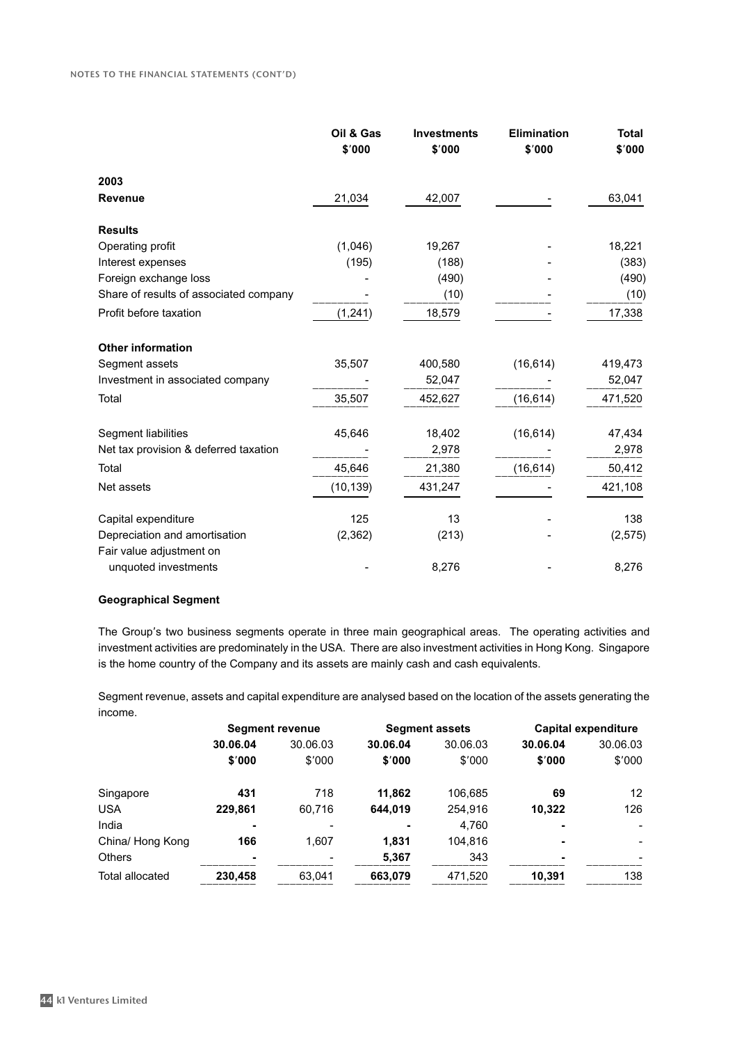|  | Oil & Gas<br>$'000 | Investments<br>$'000 | Elimination<br>$'000 | Total<br>$'000 |
|---|---|---|---|---|
| **2003** |  |  |  |  |
| **Revenue** | 21,034 | 42,007 | - | 63,041 |
| **Results** |  |  |  |  |
| Operating profit | (1,046) | 19,267 | - | 18,221 |
| Interest expenses | (195) | (188) | - | (383) |
| Foreign exchange loss | - | (490) | - | (490) |
| Share of results of associated company | - | (10) | - | (10) |
| Profit before taxation | (1,241) | 18,579 | - | 17,338 |
| **Other information** |  |  |  |  |
| Segment assets | 35,507 | 400,580 | (16,614) | 419,473 |
| Investment in associated company | - | 52,047 | - | 52,047 |
| Total | 35,507 | 452,627 | (16,614) | 471,520 |
| Segment liabilities | 45,646 | 18,402 | (16,614) | 47,434 |
| Net tax provision & deferred taxation | - | 2,978 | - | 2,978 |
| Total | 45,646 | 21,380 | (16,614) | 50,412 |
| Net assets | (10,139) | 431,247 | - | 421,108 |
| Capital expenditure | 125 | 13 | - | 138 |
| Depreciation and amortisation | (2,362) | (213) | - | (2,575) |
| Fair value adjustment on unquoted investments | - | 8,276 | - | 8,276 |

**Geographical Segment**

The Group's two business segments operate in three main geographical areas. The operating activities and investment activities are predominately in the USA. There are also investment activities in Hong Kong. Singapore is the home country of the Company and its assets are mainly cash and cash equivalents.

Segment revenue, assets and capital expenditure are analysed based on the location of the assets generating the income.

|  | Segment revenue |  | Segment assets |  | Capital expenditure |  |
|---|---|---|---|---|---|---|
|  | **30.06.04**<br>**$'000** | 30.06.03<br>$'000 | **30.06.04**<br>**$'000** | 30.06.03<br>$'000 | **30.06.04**<br>**$'000** | 30.06.03<br>$'000 |
| Singapore | **431** | 718 | **11,862** | 106,685 | **69** | 12 |
| USA | **229,861** | 60,716 | **644,019** | 254,916 | **10,322** | 126 |
| India | **-** | - | **-** | 4,760 | **-** | - |
| China/ Hong Kong | **166** | 1,607 | **1,831** | 104,816 | **-** | - |
| Others | **-** | - | **5,367** | 343 | **-** | - |
| Total allocated | **230,458** | 63,041 | **663,079** | 471,520 | **10,391** | 138 |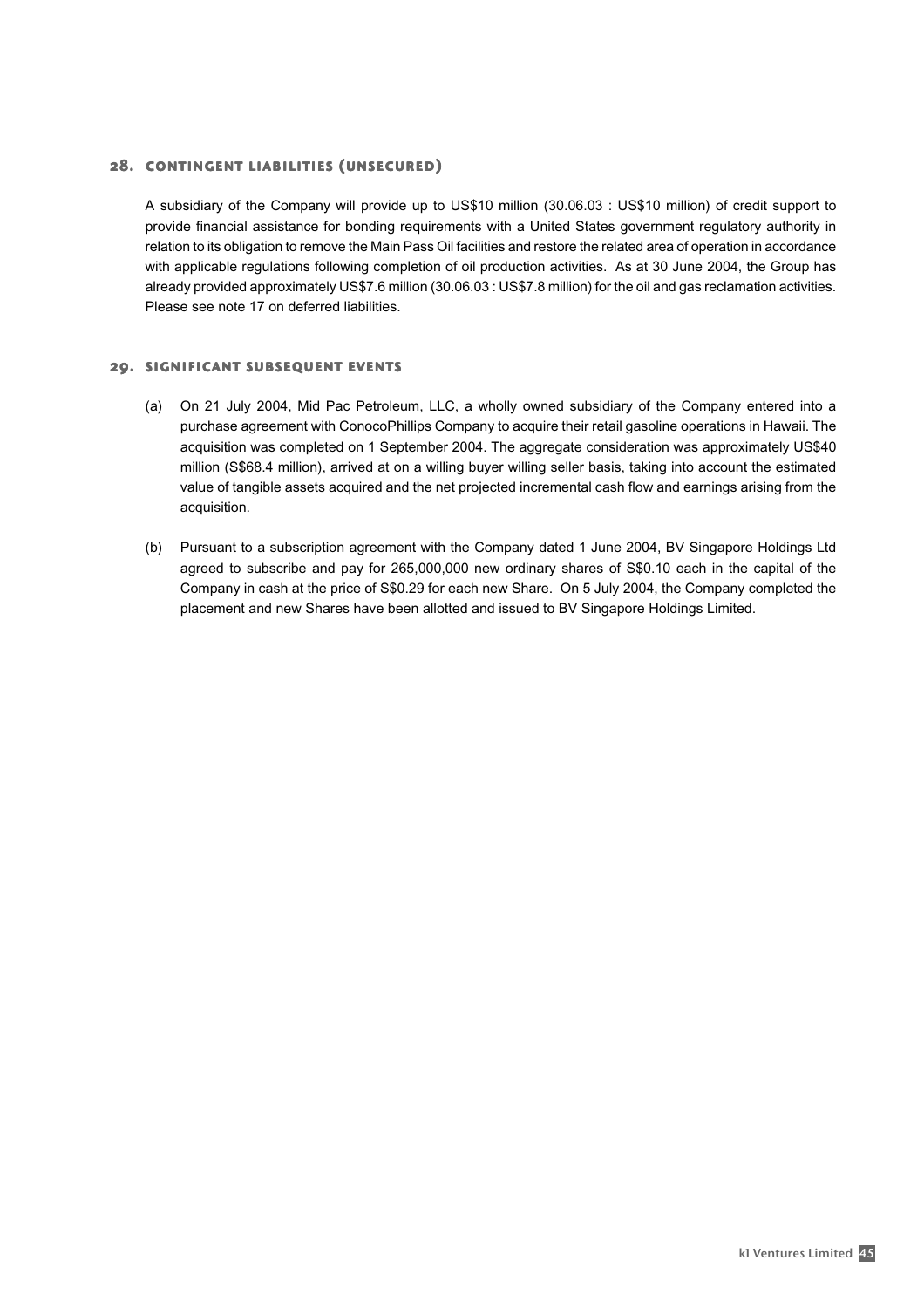## 28. CONTINGENT LIABILITIES (UNSECURED)

A subsidiary of the Company will provide up to US$10 million (30.06.03 : US$10 million) of credit support to provide financial assistance for bonding requirements with a United States government regulatory authority in relation to its obligation to remove the Main Pass Oil facilities and restore the related area of operation in accordance with applicable regulations following completion of oil production activities. As at 30 June 2004, the Group has already provided approximately US$7.6 million (30.06.03 : US$7.8 million) for the oil and gas reclamation activities. Please see note 17 on deferred liabilities.

## 29. SIGNIFICANT SUBSEQUENT EVENTS

(a) On 21 July 2004, Mid Pac Petroleum, LLC, a wholly owned subsidiary of the Company entered into a purchase agreement with ConocoPhillips Company to acquire their retail gasoline operations in Hawaii. The acquisition was completed on 1 September 2004. The aggregate consideration was approximately US$40 million (S$68.4 million), arrived at on a willing buyer willing seller basis, taking into account the estimated value of tangible assets acquired and the net projected incremental cash flow and earnings arising from the acquisition.

(b) Pursuant to a subscription agreement with the Company dated 1 June 2004, BV Singapore Holdings Ltd agreed to subscribe and pay for 265,000,000 new ordinary shares of S$0.10 each in the capital of the Company in cash at the price of S$0.29 for each new Share. On 5 July 2004, the Company completed the placement and new Shares have been allotted and issued to BV Singapore Holdings Limited.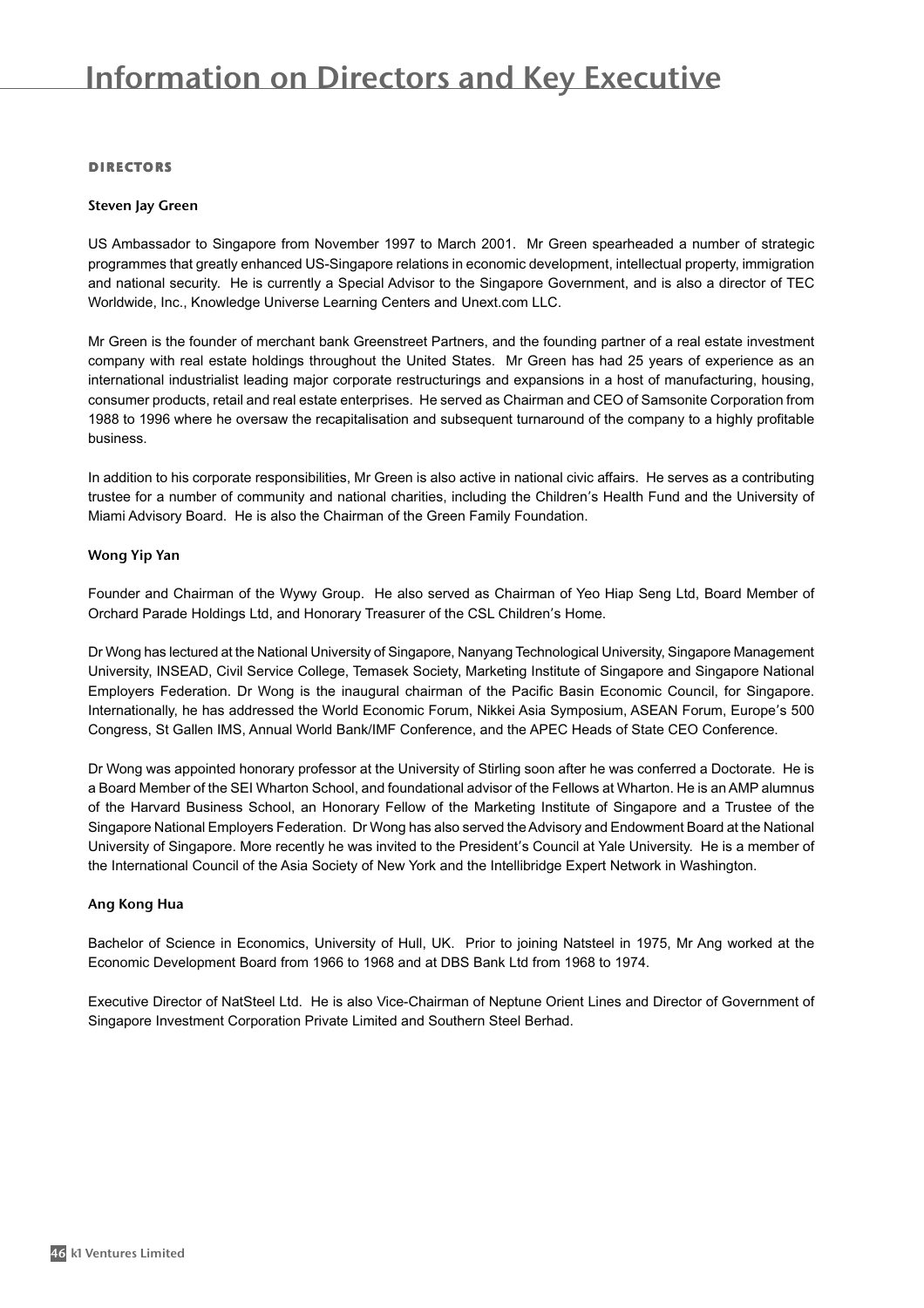# Information on Directors and Key Executive

## DIRECTORS

### Steven Jay Green

US Ambassador to Singapore from November 1997 to March 2001. Mr Green spearheaded a number of strategic programmes that greatly enhanced US-Singapore relations in economic development, intellectual property, immigration and national security. He is currently a Special Advisor to the Singapore Government, and is also a director of TEC Worldwide, Inc., Knowledge Universe Learning Centers and Unext.com LLC.

Mr Green is the founder of merchant bank Greenstreet Partners, and the founding partner of a real estate investment company with real estate holdings throughout the United States. Mr Green has had 25 years of experience as an international industrialist leading major corporate restructurings and expansions in a host of manufacturing, housing, consumer products, retail and real estate enterprises. He served as Chairman and CEO of Samsonite Corporation from 1988 to 1996 where he oversaw the recapitalisation and subsequent turnaround of the company to a highly profitable business.

In addition to his corporate responsibilities, Mr Green is also active in national civic affairs. He serves as a contributing trustee for a number of community and national charities, including the Children's Health Fund and the University of Miami Advisory Board. He is also the Chairman of the Green Family Foundation.

### Wong Yip Yan

Founder and Chairman of the Wywy Group. He also served as Chairman of Yeo Hiap Seng Ltd, Board Member of Orchard Parade Holdings Ltd, and Honorary Treasurer of the CSL Children's Home.

Dr Wong has lectured at the National University of Singapore, Nanyang Technological University, Singapore Management University, INSEAD, Civil Service College, Temasek Society, Marketing Institute of Singapore and Singapore National Employers Federation. Dr Wong is the inaugural chairman of the Pacific Basin Economic Council, for Singapore. Internationally, he has addressed the World Economic Forum, Nikkei Asia Symposium, ASEAN Forum, Europe's 500 Congress, St Gallen IMS, Annual World Bank/IMF Conference, and the APEC Heads of State CEO Conference.

Dr Wong was appointed honorary professor at the University of Stirling soon after he was conferred a Doctorate. He is a Board Member of the SEI Wharton School, and foundational advisor of the Fellows at Wharton. He is an AMP alumnus of the Harvard Business School, an Honorary Fellow of the Marketing Institute of Singapore and a Trustee of the Singapore National Employers Federation. Dr Wong has also served the Advisory and Endowment Board at the National University of Singapore. More recently he was invited to the President's Council at Yale University. He is a member of the International Council of the Asia Society of New York and the Intellibridge Expert Network in Washington.

### Ang Kong Hua

Bachelor of Science in Economics, University of Hull, UK. Prior to joining Natsteel in 1975, Mr Ang worked at the Economic Development Board from 1966 to 1968 and at DBS Bank Ltd from 1968 to 1974.

Executive Director of NatSteel Ltd. He is also Vice-Chairman of Neptune Orient Lines and Director of Government of Singapore Investment Corporation Private Limited and Southern Steel Berhad.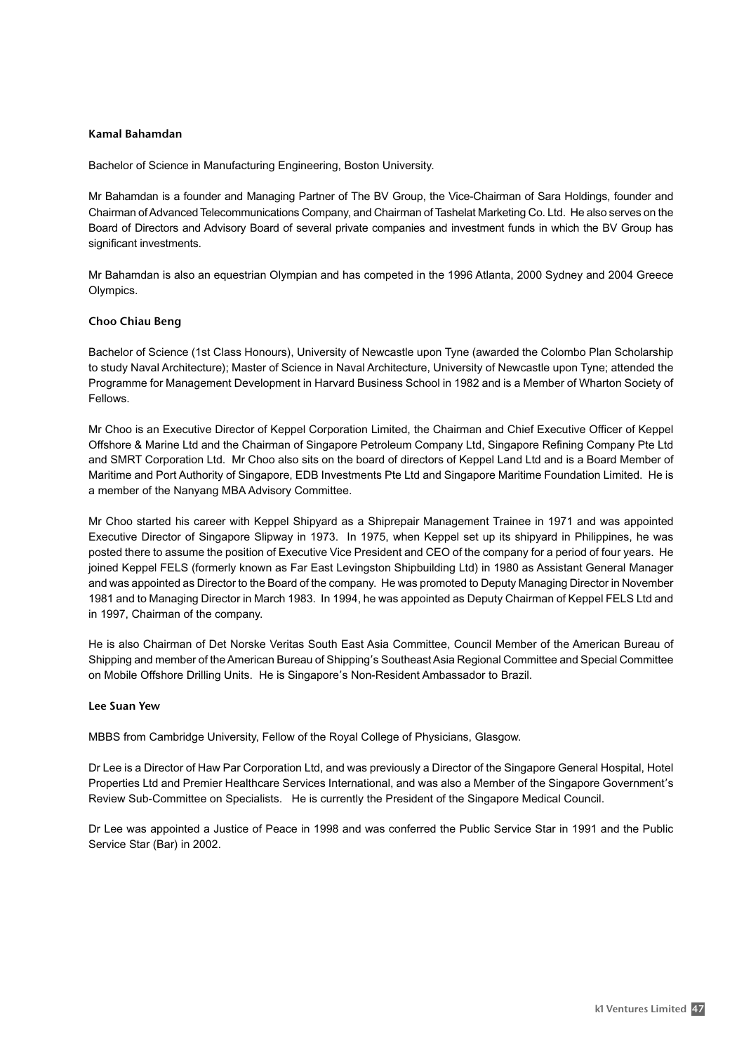### Kamal Bahamdan

Bachelor of Science in Manufacturing Engineering, Boston University.

Mr Bahamdan is a founder and Managing Partner of The BV Group, the Vice-Chairman of Sara Holdings, founder and Chairman of Advanced Telecommunications Company, and Chairman of Tashelat Marketing Co. Ltd. He also serves on the Board of Directors and Advisory Board of several private companies and investment funds in which the BV Group has significant investments.

Mr Bahamdan is also an equestrian Olympian and has competed in the 1996 Atlanta, 2000 Sydney and 2004 Greece Olympics.

### Choo Chiau Beng

Bachelor of Science (1st Class Honours), University of Newcastle upon Tyne (awarded the Colombo Plan Scholarship to study Naval Architecture); Master of Science in Naval Architecture, University of Newcastle upon Tyne; attended the Programme for Management Development in Harvard Business School in 1982 and is a Member of Wharton Society of Fellows.

Mr Choo is an Executive Director of Keppel Corporation Limited, the Chairman and Chief Executive Officer of Keppel Offshore & Marine Ltd and the Chairman of Singapore Petroleum Company Ltd, Singapore Refining Company Pte Ltd and SMRT Corporation Ltd. Mr Choo also sits on the board of directors of Keppel Land Ltd and is a Board Member of Maritime and Port Authority of Singapore, EDB Investments Pte Ltd and Singapore Maritime Foundation Limited. He is a member of the Nanyang MBA Advisory Committee.

Mr Choo started his career with Keppel Shipyard as a Shiprepair Management Trainee in 1971 and was appointed Executive Director of Singapore Slipway in 1973. In 1975, when Keppel set up its shipyard in Philippines, he was posted there to assume the position of Executive Vice President and CEO of the company for a period of four years. He joined Keppel FELS (formerly known as Far East Levingston Shipbuilding Ltd) in 1980 as Assistant General Manager and was appointed as Director to the Board of the company. He was promoted to Deputy Managing Director in November 1981 and to Managing Director in March 1983. In 1994, he was appointed as Deputy Chairman of Keppel FELS Ltd and in 1997, Chairman of the company.

He is also Chairman of Det Norske Veritas South East Asia Committee, Council Member of the American Bureau of Shipping and member of the American Bureau of Shipping's Southeast Asia Regional Committee and Special Committee on Mobile Offshore Drilling Units. He is Singapore's Non-Resident Ambassador to Brazil.

### Lee Suan Yew

MBBS from Cambridge University, Fellow of the Royal College of Physicians, Glasgow.

Dr Lee is a Director of Haw Par Corporation Ltd, and was previously a Director of the Singapore General Hospital, Hotel Properties Ltd and Premier Healthcare Services International, and was also a Member of the Singapore Government's Review Sub-Committee on Specialists. He is currently the President of the Singapore Medical Council.

Dr Lee was appointed a Justice of Peace in 1998 and was conferred the Public Service Star in 1991 and the Public Service Star (Bar) in 2002.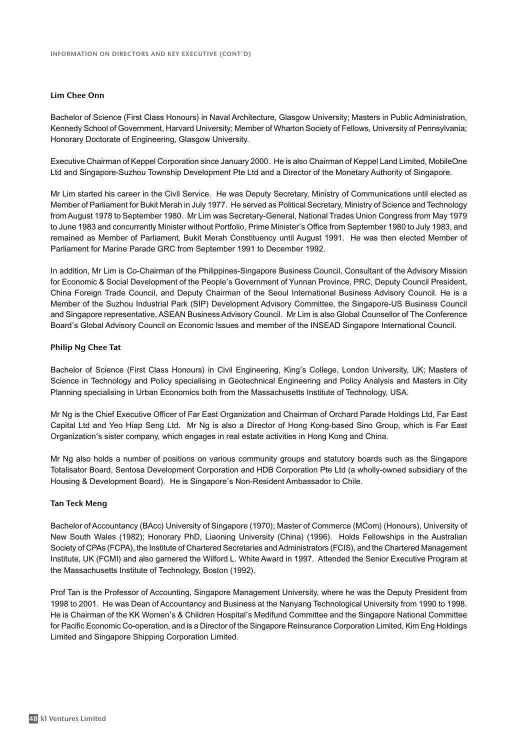### Lim Chee Onn

Bachelor of Science (First Class Honours) in Naval Architecture, Glasgow University; Masters in Public Administration, Kennedy School of Government, Harvard University; Member of Wharton Society of Fellows, University of Pennsylvania; Honorary Doctorate of Engineering, Glasgow University.

Executive Chairman of Keppel Corporation since January 2000. He is also Chairman of Keppel Land Limited, MobileOne Ltd and Singapore-Suzhou Township Development Pte Ltd and a Director of the Monetary Authority of Singapore.

Mr Lim started his career in the Civil Service. He was Deputy Secretary, Ministry of Communications until elected as Member of Parliament for Bukit Merah in July 1977. He served as Political Secretary, Ministry of Science and Technology from August 1978 to September 1980. Mr Lim was Secretary-General, National Trades Union Congress from May 1979 to June 1983 and concurrently Minister without Portfolio, Prime Minister's Office from September 1980 to July 1983, and remained as Member of Parliament, Bukit Merah Constituency until August 1991. He was then elected Member of Parliament for Marine Parade GRC from September 1991 to December 1992.

In addition, Mr Lim is Co-Chairman of the Philippines-Singapore Business Council, Consultant of the Advisory Mission for Economic & Social Development of the People's Government of Yunnan Province, PRC, Deputy Council President, China Foreign Trade Council, and Deputy Chairman of the Seoul International Business Advisory Council. He is a Member of the Suzhou Industrial Park (SIP) Development Advisory Committee, the Singapore-US Business Council and Singapore representative, ASEAN Business Advisory Council. Mr Lim is also Global Counsellor of The Conference Board's Global Advisory Council on Economic Issues and member of the INSEAD Singapore International Council.

### Philip Ng Chee Tat

Bachelor of Science (First Class Honours) in Civil Engineering, King's College, London University, UK; Masters of Science in Technology and Policy specialising in Geotechnical Engineering and Policy Analysis and Masters in City Planning specialising in Urban Economics both from the Massachusetts Institute of Technology, USA.

Mr Ng is the Chief Executive Officer of Far East Organization and Chairman of Orchard Parade Holdings Ltd, Far East Capital Ltd and Yeo Hiap Seng Ltd. Mr Ng is also a Director of Hong Kong-based Sino Group, which is Far East Organization's sister company, which engages in real estate activities in Hong Kong and China.

Mr Ng also holds a number of positions on various community groups and statutory boards such as the Singapore Totalisator Board, Sentosa Development Corporation and HDB Corporation Pte Ltd (a wholly-owned subsidiary of the Housing & Development Board). He is Singapore's Non-Resident Ambassador to Chile.

### Tan Teck Meng

Bachelor of Accountancy (BAcc) University of Singapore (1970); Master of Commerce (MCom) (Honours), University of New South Wales (1982); Honorary PhD, Liaoning University (China) (1996). Holds Fellowships in the Australian Society of CPAs (FCPA), the Institute of Chartered Secretaries and Administrators (FCIS), and the Chartered Management Institute, UK (FCMI) and also garnered the Wilford L. White Award in 1997. Attended the Senior Executive Program at the Massachusetts Institute of Technology, Boston (1992).

Prof Tan is the Professor of Accounting, Singapore Management University, where he was the Deputy President from 1998 to 2001. He was Dean of Accountancy and Business at the Nanyang Technological University from 1990 to 1998. He is Chairman of the KK Women's & Children Hospital's Medifund Committee and the Singapore National Committee for Pacific Economic Co-operation, and is a Director of the Singapore Reinsurance Corporation Limited, Kim Eng Holdings Limited and Singapore Shipping Corporation Limited.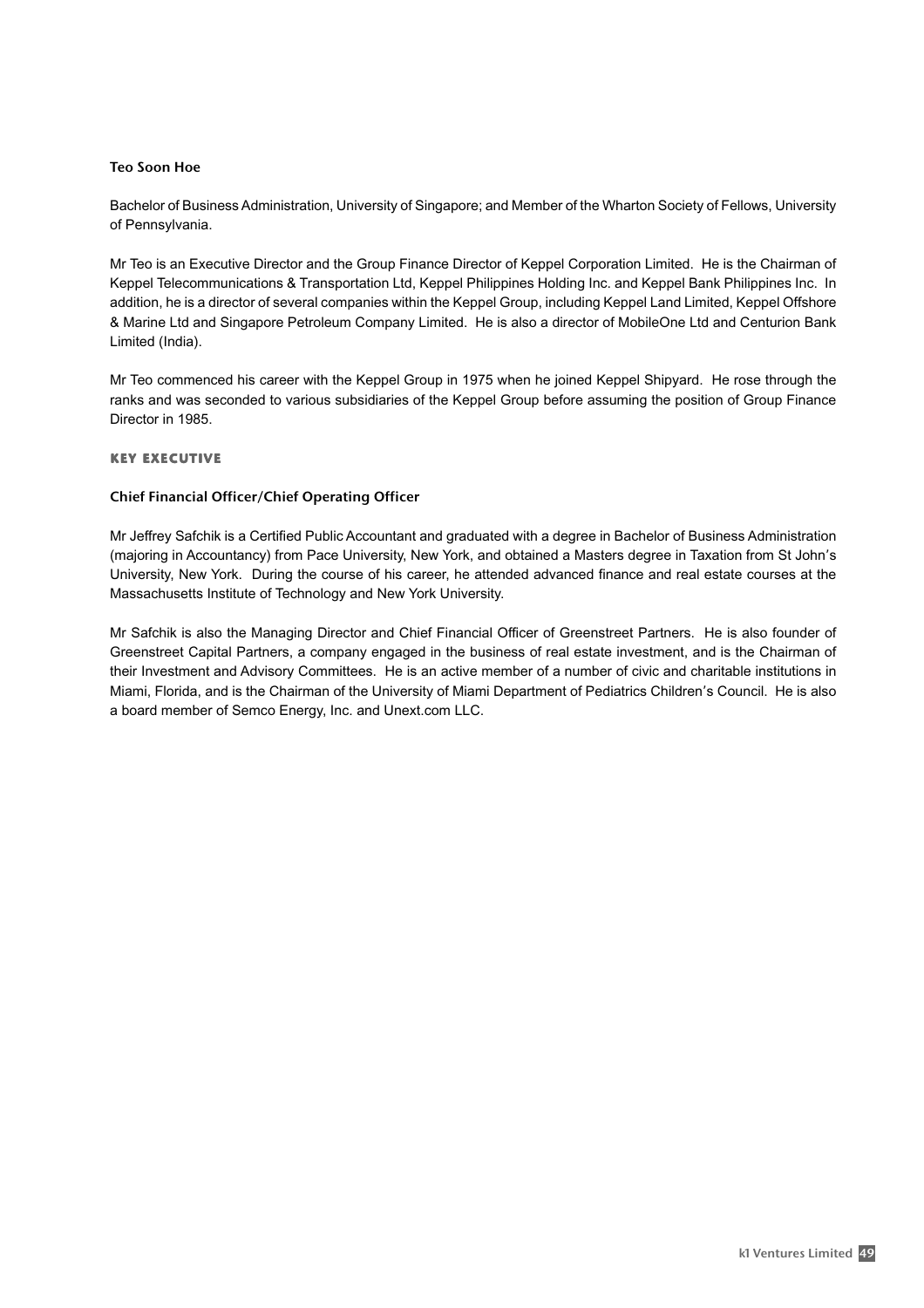### Teo Soon Hoe

Bachelor of Business Administration, University of Singapore; and Member of the Wharton Society of Fellows, University of Pennsylvania.

Mr Teo is an Executive Director and the Group Finance Director of Keppel Corporation Limited. He is the Chairman of Keppel Telecommunications & Transportation Ltd, Keppel Philippines Holding Inc. and Keppel Bank Philippines Inc. In addition, he is a director of several companies within the Keppel Group, including Keppel Land Limited, Keppel Offshore & Marine Ltd and Singapore Petroleum Company Limited. He is also a director of MobileOne Ltd and Centurion Bank Limited (India).

Mr Teo commenced his career with the Keppel Group in 1975 when he joined Keppel Shipyard. He rose through the ranks and was seconded to various subsidiaries of the Keppel Group before assuming the position of Group Finance Director in 1985.

## KEY EXECUTIVE

### Chief Financial Officer/Chief Operating Officer

Mr Jeffrey Safchik is a Certified Public Accountant and graduated with a degree in Bachelor of Business Administration (majoring in Accountancy) from Pace University, New York, and obtained a Masters degree in Taxation from St John's University, New York. During the course of his career, he attended advanced finance and real estate courses at the Massachusetts Institute of Technology and New York University.

Mr Safchik is also the Managing Director and Chief Financial Officer of Greenstreet Partners. He is also founder of Greenstreet Capital Partners, a company engaged in the business of real estate investment, and is the Chairman of their Investment and Advisory Committees. He is an active member of a number of civic and charitable institutions in Miami, Florida, and is the Chairman of the University of Miami Department of Pediatrics Children's Council. He is also a board member of Semco Energy, Inc. and Unext.com LLC.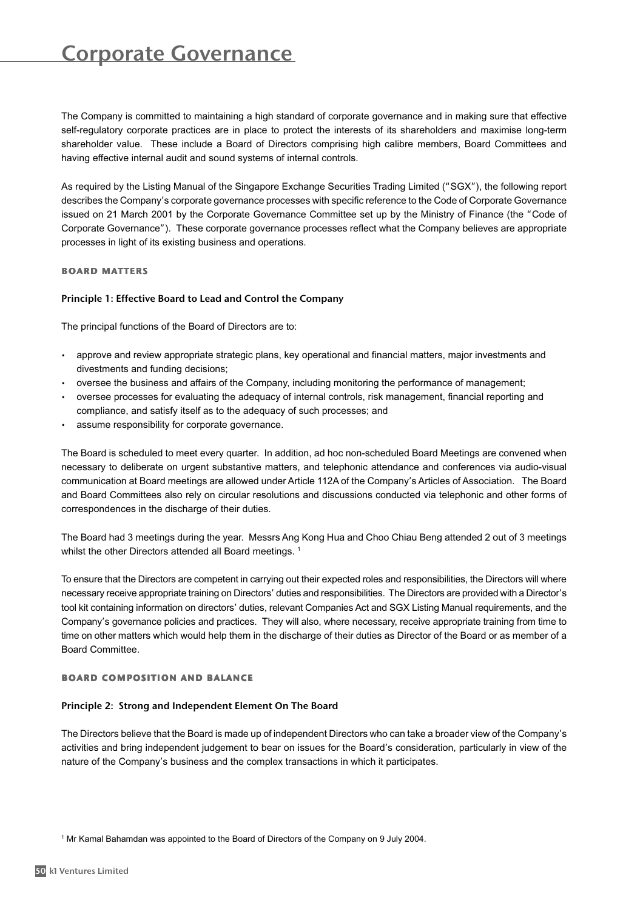# Corporate Governance

The Company is committed to maintaining a high standard of corporate governance and in making sure that effective self-regulatory corporate practices are in place to protect the interests of its shareholders and maximise long-term shareholder value. These include a Board of Directors comprising high calibre members, Board Committees and having effective internal audit and sound systems of internal controls.

As required by the Listing Manual of the Singapore Exchange Securities Trading Limited ("SGX"), the following report describes the Company's corporate governance processes with specific reference to the Code of Corporate Governance issued on 21 March 2001 by the Corporate Governance Committee set up by the Ministry of Finance (the "Code of Corporate Governance"). These corporate governance processes reflect what the Company believes are appropriate processes in light of its existing business and operations.

## BOARD MATTERS

### Principle 1: Effective Board to Lead and Control the Company

The principal functions of the Board of Directors are to:

- approve and review appropriate strategic plans, key operational and financial matters, major investments and divestments and funding decisions;
- oversee the business and affairs of the Company, including monitoring the performance of management;
- oversee processes for evaluating the adequacy of internal controls, risk management, financial reporting and compliance, and satisfy itself as to the adequacy of such processes; and
- assume responsibility for corporate governance.

The Board is scheduled to meet every quarter. In addition, ad hoc non-scheduled Board Meetings are convened when necessary to deliberate on urgent substantive matters, and telephonic attendance and conferences via audio-visual communication at Board meetings are allowed under Article 112A of the Company's Articles of Association. The Board and Board Committees also rely on circular resolutions and discussions conducted via telephonic and other forms of correspondences in the discharge of their duties.

The Board had 3 meetings during the year. Messrs Ang Kong Hua and Choo Chiau Beng attended 2 out of 3 meetings whilst the other Directors attended all Board meetings. [1]

To ensure that the Directors are competent in carrying out their expected roles and responsibilities, the Directors will where necessary receive appropriate training on Directors' duties and responsibilities. The Directors are provided with a Director's tool kit containing information on directors' duties, relevant Companies Act and SGX Listing Manual requirements, and the Company's governance policies and practices. They will also, where necessary, receive appropriate training from time to time on other matters which would help them in the discharge of their duties as Director of the Board or as member of a Board Committee.

## BOARD COMPOSITION AND BALANCE

### Principle 2: Strong and Independent Element On The Board

The Directors believe that the Board is made up of independent Directors who can take a broader view of the Company's activities and bring independent judgement to bear on issues for the Board's consideration, particularly in view of the nature of the Company's business and the complex transactions in which it participates.

[1] Mr Kamal Bahamdan was appointed to the Board of Directors of the Company on 9 July 2004.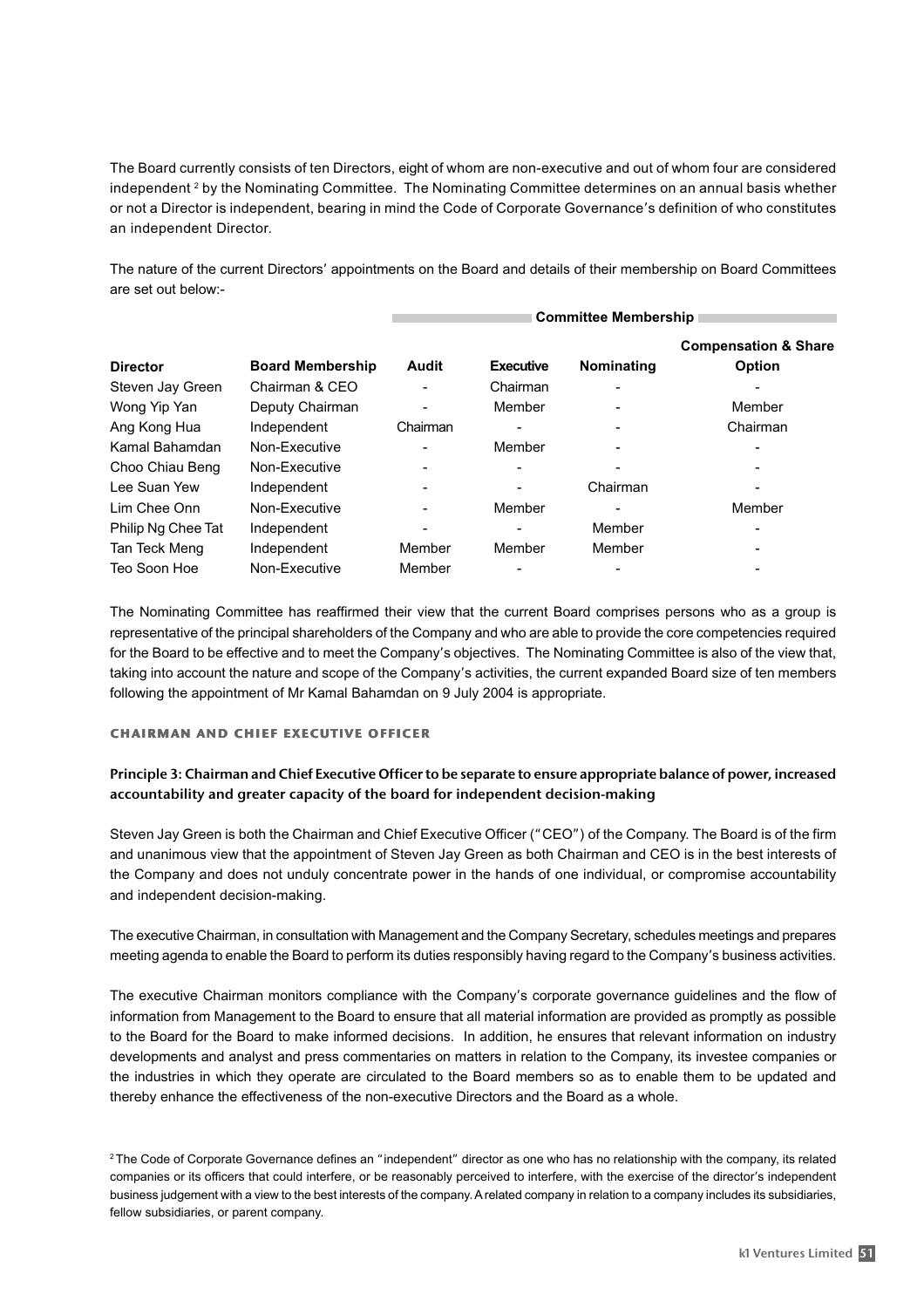The Board currently consists of ten Directors, eight of whom are non-executive and out of whom four are considered independent [2] by the Nominating Committee. The Nominating Committee determines on an annual basis whether or not a Director is independent, bearing in mind the Code of Corporate Governance's definition of who constitutes an independent Director.

The nature of the current Directors' appointments on the Board and details of their membership on Board Committees are set out below:-

| | | Committee Membership | | | |
|---|---|---|---|---|---|
| **Director** | **Board Membership** | **Audit** | **Executive** | **Nominating** | **Compensation & Share Option** |
| Steven Jay Green | Chairman & CEO | - | Chairman | - | - |
| Wong Yip Yan | Deputy Chairman | - | Member | - | Member |
| Ang Kong Hua | Independent | Chairman | - | - | Chairman |
| Kamal Bahamdan | Non-Executive | - | Member | - | - |
| Choo Chiau Beng | Non-Executive | - | - | - | - |
| Lee Suan Yew | Independent | - | - | Chairman | - |
| Lim Chee Onn | Non-Executive | - | Member | - | Member |
| Philip Ng Chee Tat | Independent | - | - | Member | - |
| Tan Teck Meng | Independent | Member | Member | Member | - |
| Teo Soon Hoe | Non-Executive | Member | - | - | - |

The Nominating Committee has reaffirmed their view that the current Board comprises persons who as a group is representative of the principal shareholders of the Company and who are able to provide the core competencies required for the Board to be effective and to meet the Company's objectives. The Nominating Committee is also of the view that, taking into account the nature and scope of the Company's activities, the current expanded Board size of ten members following the appointment of Mr Kamal Bahamdan on 9 July 2004 is appropriate.

## CHAIRMAN AND CHIEF EXECUTIVE OFFICER

**Principle 3: Chairman and Chief Executive Officer to be separate to ensure appropriate balance of power, increased accountability and greater capacity of the board for independent decision-making**

Steven Jay Green is both the Chairman and Chief Executive Officer ("CEO") of the Company. The Board is of the firm and unanimous view that the appointment of Steven Jay Green as both Chairman and CEO is in the best interests of the Company and does not unduly concentrate power in the hands of one individual, or compromise accountability and independent decision-making.

The executive Chairman, in consultation with Management and the Company Secretary, schedules meetings and prepares meeting agenda to enable the Board to perform its duties responsibly having regard to the Company's business activities.

The executive Chairman monitors compliance with the Company's corporate governance guidelines and the flow of information from Management to the Board to ensure that all material information are provided as promptly as possible to the Board for the Board to make informed decisions. In addition, he ensures that relevant information on industry developments and analyst and press commentaries on matters in relation to the Company, its investee companies or the industries in which they operate are circulated to the Board members so as to enable them to be updated and thereby enhance the effectiveness of the non-executive Directors and the Board as a whole.

[2] The Code of Corporate Governance defines an "independent" director as one who has no relationship with the company, its related companies or its officers that could interfere, or be reasonably perceived to interfere, with the exercise of the director's independent business judgement with a view to the best interests of the company. A related company in relation to a company includes its subsidiaries, fellow subsidiaries, or parent company.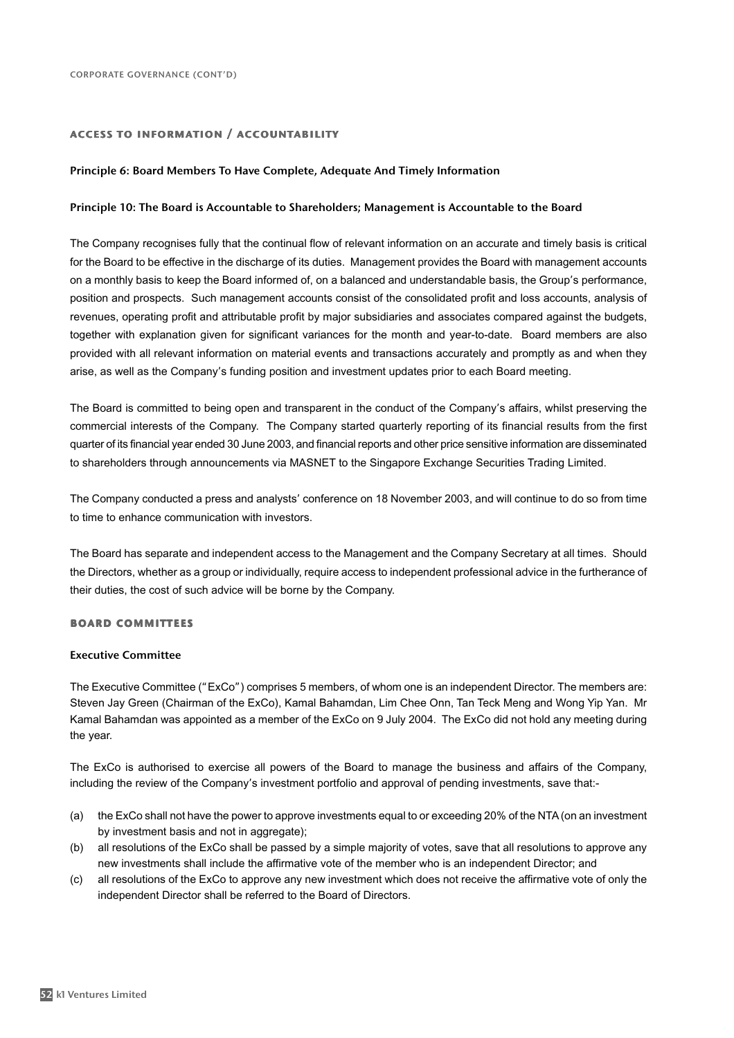## ACCESS TO INFORMATION / ACCOUNTABILITY

### Principle 6: Board Members To Have Complete, Adequate And Timely Information

### Principle 10: The Board is Accountable to Shareholders; Management is Accountable to the Board

The Company recognises fully that the continual flow of relevant information on an accurate and timely basis is critical for the Board to be effective in the discharge of its duties. Management provides the Board with management accounts on a monthly basis to keep the Board informed of, on a balanced and understandable basis, the Group's performance, position and prospects. Such management accounts consist of the consolidated profit and loss accounts, analysis of revenues, operating profit and attributable profit by major subsidiaries and associates compared against the budgets, together with explanation given for significant variances for the month and year-to-date. Board members are also provided with all relevant information on material events and transactions accurately and promptly as and when they arise, as well as the Company's funding position and investment updates prior to each Board meeting.

The Board is committed to being open and transparent in the conduct of the Company's affairs, whilst preserving the commercial interests of the Company. The Company started quarterly reporting of its financial results from the first quarter of its financial year ended 30 June 2003, and financial reports and other price sensitive information are disseminated to shareholders through announcements via MASNET to the Singapore Exchange Securities Trading Limited.

The Company conducted a press and analysts' conference on 18 November 2003, and will continue to do so from time to time to enhance communication with investors.

The Board has separate and independent access to the Management and the Company Secretary at all times. Should the Directors, whether as a group or individually, require access to independent professional advice in the furtherance of their duties, the cost of such advice will be borne by the Company.

## BOARD COMMITTEES

### Executive Committee

The Executive Committee ("ExCo") comprises 5 members, of whom one is an independent Director. The members are: Steven Jay Green (Chairman of the ExCo), Kamal Bahamdan, Lim Chee Onn, Tan Teck Meng and Wong Yip Yan. Mr Kamal Bahamdan was appointed as a member of the ExCo on 9 July 2004. The ExCo did not hold any meeting during the year.

The ExCo is authorised to exercise all powers of the Board to manage the business and affairs of the Company, including the review of the Company's investment portfolio and approval of pending investments, save that:-

(a) the ExCo shall not have the power to approve investments equal to or exceeding 20% of the NTA (on an investment by investment basis and not in aggregate);

(b) all resolutions of the ExCo shall be passed by a simple majority of votes, save that all resolutions to approve any new investments shall include the affirmative vote of the member who is an independent Director; and

(c) all resolutions of the ExCo to approve any new investment which does not receive the affirmative vote of only the independent Director shall be referred to the Board of Directors.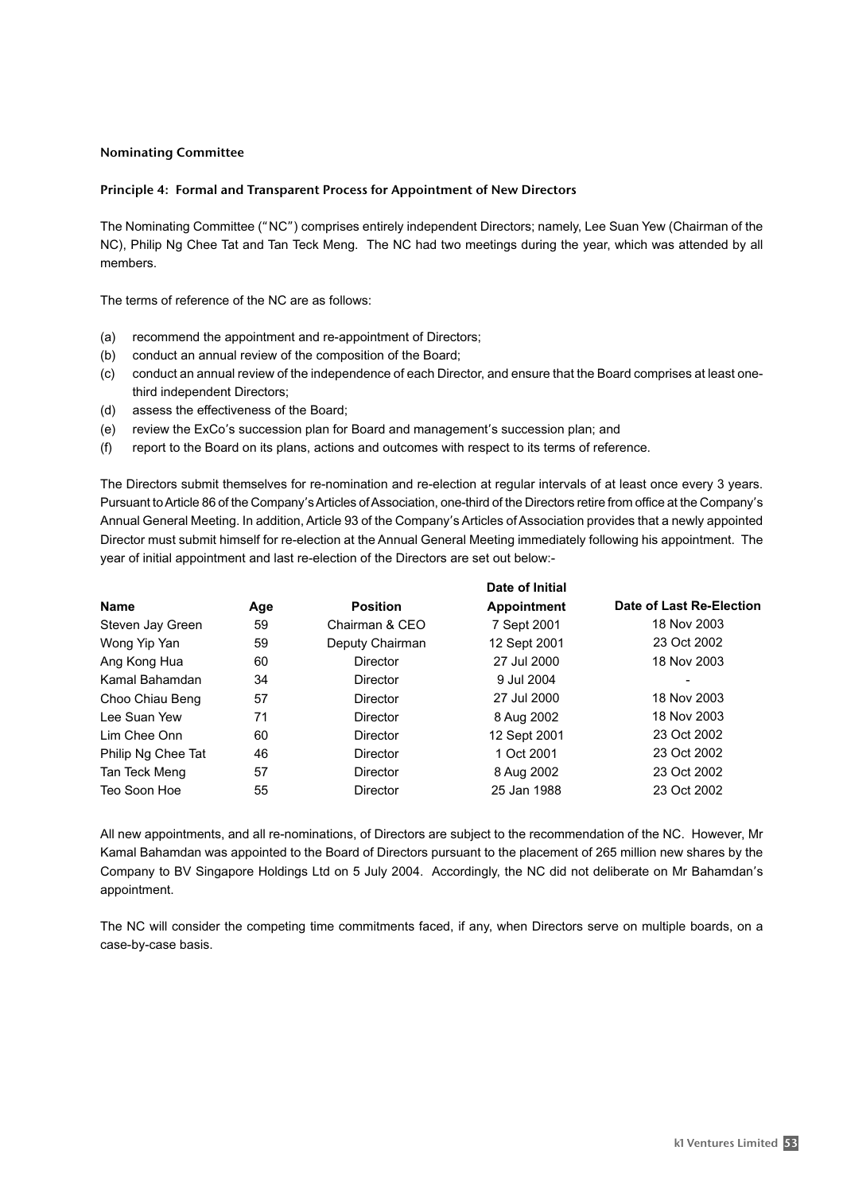## Nominating Committee

### Principle 4: Formal and Transparent Process for Appointment of New Directors

The Nominating Committee ("NC") comprises entirely independent Directors; namely, Lee Suan Yew (Chairman of the NC), Philip Ng Chee Tat and Tan Teck Meng. The NC had two meetings during the year, which was attended by all members.

The terms of reference of the NC are as follows:

(a) recommend the appointment and re-appointment of Directors;
(b) conduct an annual review of the composition of the Board;
(c) conduct an annual review of the independence of each Director, and ensure that the Board comprises at least one-third independent Directors;
(d) assess the effectiveness of the Board;
(e) review the ExCo's succession plan for Board and management's succession plan; and
(f) report to the Board on its plans, actions and outcomes with respect to its terms of reference.

The Directors submit themselves for re-nomination and re-election at regular intervals of at least once every 3 years. Pursuant to Article 86 of the Company's Articles of Association, one-third of the Directors retire from office at the Company's Annual General Meeting. In addition, Article 93 of the Company's Articles of Association provides that a newly appointed Director must submit himself for re-election at the Annual General Meeting immediately following his appointment. The year of initial appointment and last re-election of the Directors are set out below:-

| Name | Age | Position | Date of Initial Appointment | Date of Last Re-Election |
|---|---|---|---|---|
| Steven Jay Green | 59 | Chairman & CEO | 7 Sept 2001 | 18 Nov 2003 |
| Wong Yip Yan | 59 | Deputy Chairman | 12 Sept 2001 | 23 Oct 2002 |
| Ang Kong Hua | 60 | Director | 27 Jul 2000 | 18 Nov 2003 |
| Kamal Bahamdan | 34 | Director | 9 Jul 2004 | - |
| Choo Chiau Beng | 57 | Director | 27 Jul 2000 | 18 Nov 2003 |
| Lee Suan Yew | 71 | Director | 8 Aug 2002 | 18 Nov 2003 |
| Lim Chee Onn | 60 | Director | 12 Sept 2001 | 23 Oct 2002 |
| Philip Ng Chee Tat | 46 | Director | 1 Oct 2001 | 23 Oct 2002 |
| Tan Teck Meng | 57 | Director | 8 Aug 2002 | 23 Oct 2002 |
| Teo Soon Hoe | 55 | Director | 25 Jan 1988 | 23 Oct 2002 |

All new appointments, and all re-nominations, of Directors are subject to the recommendation of the NC. However, Mr Kamal Bahamdan was appointed to the Board of Directors pursuant to the placement of 265 million new shares by the Company to BV Singapore Holdings Ltd on 5 July 2004. Accordingly, the NC did not deliberate on Mr Bahamdan's appointment.

The NC will consider the competing time commitments faced, if any, when Directors serve on multiple boards, on a case-by-case basis.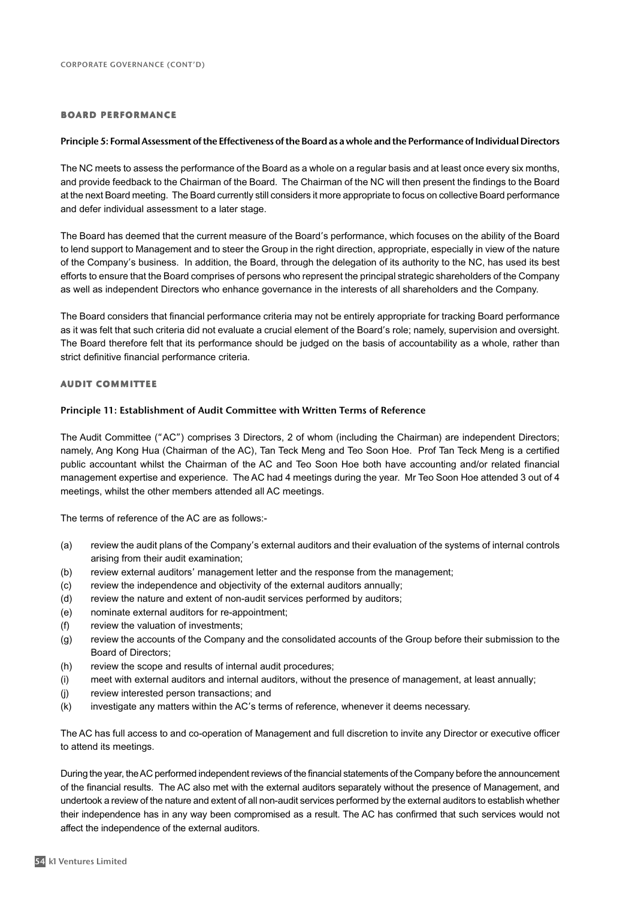## BOARD PERFORMANCE

### Principle 5: Formal Assessment of the Effectiveness of the Board as a whole and the Performance of Individual Directors

The NC meets to assess the performance of the Board as a whole on a regular basis and at least once every six months, and provide feedback to the Chairman of the Board. The Chairman of the NC will then present the findings to the Board at the next Board meeting. The Board currently still considers it more appropriate to focus on collective Board performance and defer individual assessment to a later stage.

The Board has deemed that the current measure of the Board's performance, which focuses on the ability of the Board to lend support to Management and to steer the Group in the right direction, appropriate, especially in view of the nature of the Company's business. In addition, the Board, through the delegation of its authority to the NC, has used its best efforts to ensure that the Board comprises of persons who represent the principal strategic shareholders of the Company as well as independent Directors who enhance governance in the interests of all shareholders and the Company.

The Board considers that financial performance criteria may not be entirely appropriate for tracking Board performance as it was felt that such criteria did not evaluate a crucial element of the Board's role; namely, supervision and oversight. The Board therefore felt that its performance should be judged on the basis of accountability as a whole, rather than strict definitive financial performance criteria.

## AUDIT COMMITTEE

### Principle 11: Establishment of Audit Committee with Written Terms of Reference

The Audit Committee ("AC") comprises 3 Directors, 2 of whom (including the Chairman) are independent Directors; namely, Ang Kong Hua (Chairman of the AC), Tan Teck Meng and Teo Soon Hoe. Prof Tan Teck Meng is a certified public accountant whilst the Chairman of the AC and Teo Soon Hoe both have accounting and/or related financial management expertise and experience. The AC had 4 meetings during the year. Mr Teo Soon Hoe attended 3 out of 4 meetings, whilst the other members attended all AC meetings.

The terms of reference of the AC are as follows:-

(a) review the audit plans of the Company's external auditors and their evaluation of the systems of internal controls arising from their audit examination;
(b) review external auditors' management letter and the response from the management;
(c) review the independence and objectivity of the external auditors annually;
(d) review the nature and extent of non-audit services performed by auditors;
(e) nominate external auditors for re-appointment;
(f) review the valuation of investments;
(g) review the accounts of the Company and the consolidated accounts of the Group before their submission to the Board of Directors;
(h) review the scope and results of internal audit procedures;
(i) meet with external auditors and internal auditors, without the presence of management, at least annually;
(j) review interested person transactions; and
(k) investigate any matters within the AC's terms of reference, whenever it deems necessary.

The AC has full access to and co-operation of Management and full discretion to invite any Director or executive officer to attend its meetings.

During the year, the AC performed independent reviews of the financial statements of the Company before the announcement of the financial results. The AC also met with the external auditors separately without the presence of Management, and undertook a review of the nature and extent of all non-audit services performed by the external auditors to establish whether their independence has in any way been compromised as a result. The AC has confirmed that such services would not affect the independence of the external auditors.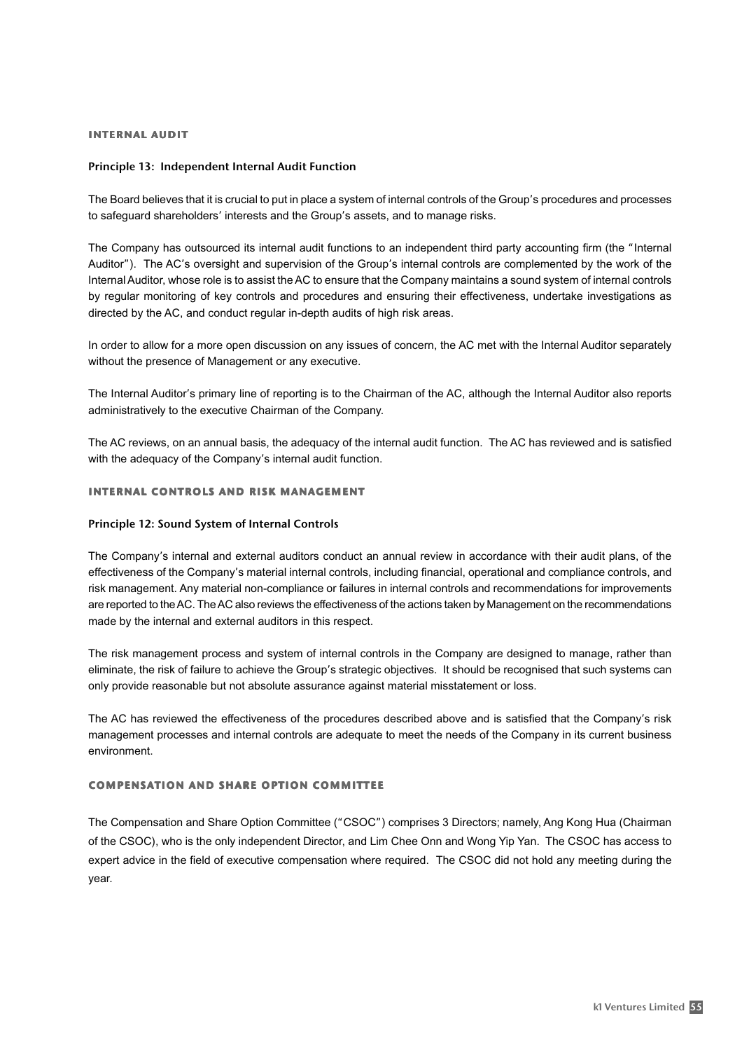## INTERNAL AUDIT

### Principle 13: Independent Internal Audit Function

The Board believes that it is crucial to put in place a system of internal controls of the Group's procedures and processes to safeguard shareholders' interests and the Group's assets, and to manage risks.

The Company has outsourced its internal audit functions to an independent third party accounting firm (the "Internal Auditor"). The AC's oversight and supervision of the Group's internal controls are complemented by the work of the Internal Auditor, whose role is to assist the AC to ensure that the Company maintains a sound system of internal controls by regular monitoring of key controls and procedures and ensuring their effectiveness, undertake investigations as directed by the AC, and conduct regular in-depth audits of high risk areas.

In order to allow for a more open discussion on any issues of concern, the AC met with the Internal Auditor separately without the presence of Management or any executive.

The Internal Auditor's primary line of reporting is to the Chairman of the AC, although the Internal Auditor also reports administratively to the executive Chairman of the Company.

The AC reviews, on an annual basis, the adequacy of the internal audit function. The AC has reviewed and is satisfied with the adequacy of the Company's internal audit function.

## INTERNAL CONTROLS AND RISK MANAGEMENT

### Principle 12: Sound System of Internal Controls

The Company's internal and external auditors conduct an annual review in accordance with their audit plans, of the effectiveness of the Company's material internal controls, including financial, operational and compliance controls, and risk management. Any material non-compliance or failures in internal controls and recommendations for improvements are reported to the AC. The AC also reviews the effectiveness of the actions taken by Management on the recommendations made by the internal and external auditors in this respect.

The risk management process and system of internal controls in the Company are designed to manage, rather than eliminate, the risk of failure to achieve the Group's strategic objectives. It should be recognised that such systems can only provide reasonable but not absolute assurance against material misstatement or loss.

The AC has reviewed the effectiveness of the procedures described above and is satisfied that the Company's risk management processes and internal controls are adequate to meet the needs of the Company in its current business environment.

## COMPENSATION AND SHARE OPTION COMMITTEE

The Compensation and Share Option Committee ("CSOC") comprises 3 Directors; namely, Ang Kong Hua (Chairman of the CSOC), who is the only independent Director, and Lim Chee Onn and Wong Yip Yan. The CSOC has access to expert advice in the field of executive compensation where required. The CSOC did not hold any meeting during the year.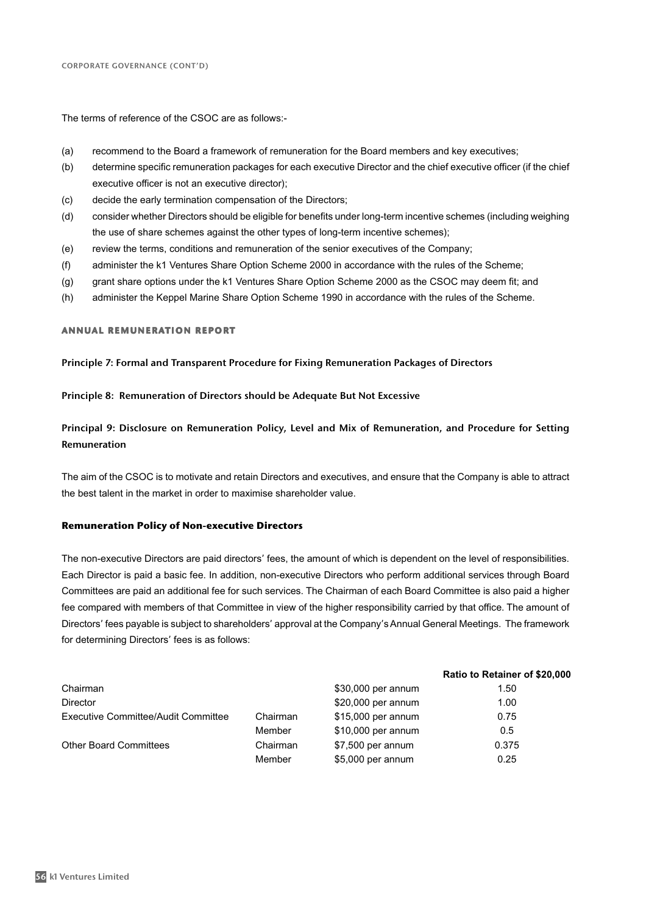The terms of reference of the CSOC are as follows:-

(a) recommend to the Board a framework of remuneration for the Board members and key executives;
(b) determine specific remuneration packages for each executive Director and the chief executive officer (if the chief executive officer is not an executive director);
(c) decide the early termination compensation of the Directors;
(d) consider whether Directors should be eligible for benefits under long-term incentive schemes (including weighing the use of share schemes against the other types of long-term incentive schemes);
(e) review the terms, conditions and remuneration of the senior executives of the Company;
(f) administer the k1 Ventures Share Option Scheme 2000 in accordance with the rules of the Scheme;
(g) grant share options under the k1 Ventures Share Option Scheme 2000 as the CSOC may deem fit; and
(h) administer the Keppel Marine Share Option Scheme 1990 in accordance with the rules of the Scheme.

## ANNUAL REMUNERATION REPORT

**Principle 7: Formal and Transparent Procedure for Fixing Remuneration Packages of Directors**

**Principle 8: Remuneration of Directors should be Adequate But Not Excessive**

**Principal 9: Disclosure on Remuneration Policy, Level and Mix of Remuneration, and Procedure for Setting Remuneration**

The aim of the CSOC is to motivate and retain Directors and executives, and ensure that the Company is able to attract the best talent in the market in order to maximise shareholder value.

### Remuneration Policy of Non-executive Directors

The non-executive Directors are paid directors' fees, the amount of which is dependent on the level of responsibilities. Each Director is paid a basic fee. In addition, non-executive Directors who perform additional services through Board Committees are paid an additional fee for such services. The Chairman of each Board Committee is also paid a higher fee compared with members of that Committee in view of the higher responsibility carried by that office. The amount of Directors' fees payable is subject to shareholders' approval at the Company's Annual General Meetings. The framework for determining Directors' fees is as follows:

| | | | Ratio to Retainer of $20,000 |
|---|---|---|---|
| Chairman | | $30,000 per annum | 1.50 |
| Director | | $20,000 per annum | 1.00 |
| Executive Committee/Audit Committee | Chairman | $15,000 per annum | 0.75 |
| | Member | $10,000 per annum | 0.5 |
| Other Board Committees | Chairman | $7,500 per annum | 0.375 |
| | Member | $5,000 per annum | 0.25 |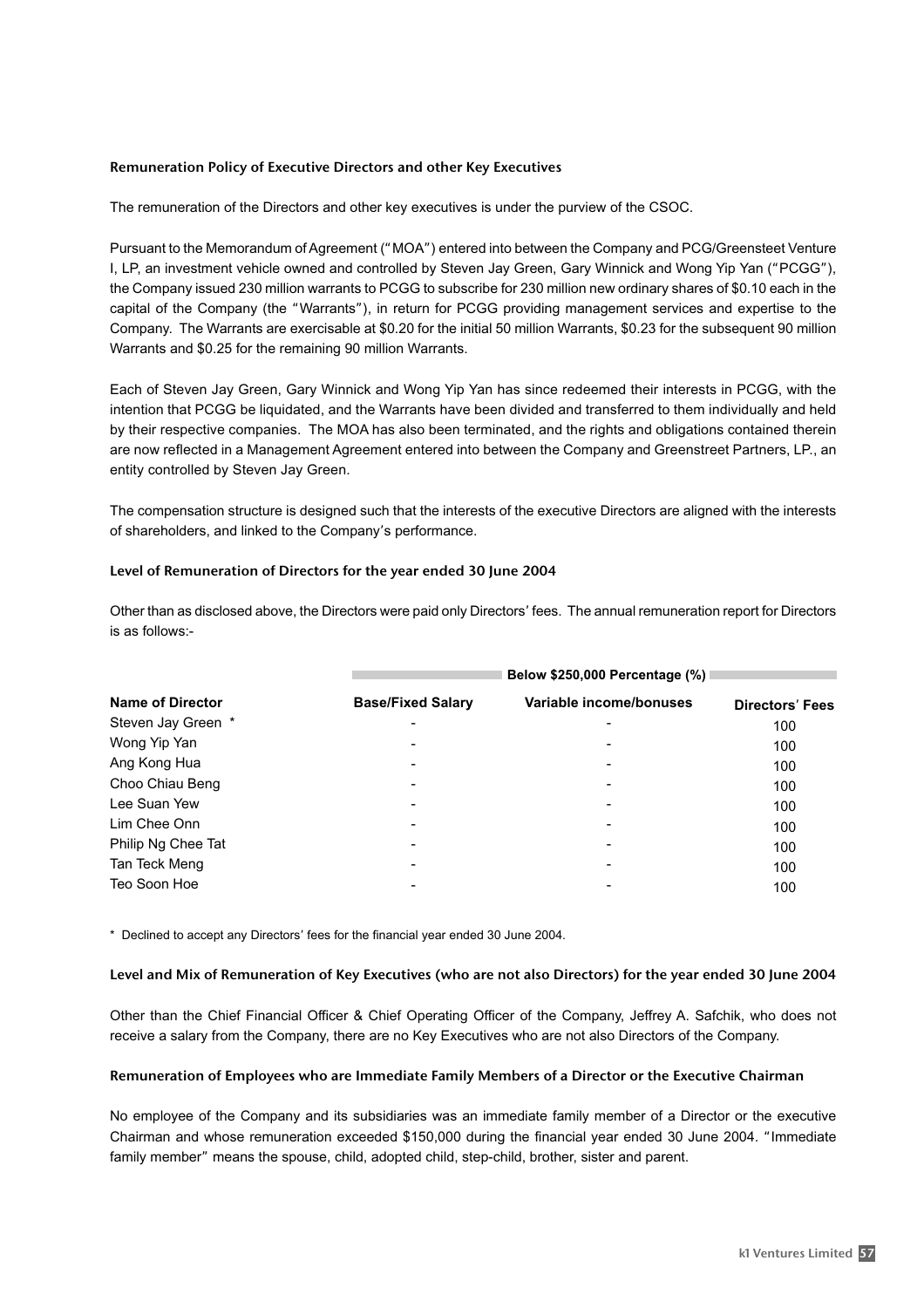### Remuneration Policy of Executive Directors and other Key Executives

The remuneration of the Directors and other key executives is under the purview of the CSOC.

Pursuant to the Memorandum of Agreement ("MOA") entered into between the Company and PCG/Greensteet Venture I, LP, an investment vehicle owned and controlled by Steven Jay Green, Gary Winnick and Wong Yip Yan ("PCGG"), the Company issued 230 million warrants to PCGG to subscribe for 230 million new ordinary shares of $0.10 each in the capital of the Company (the "Warrants"), in return for PCGG providing management services and expertise to the Company. The Warrants are exercisable at $0.20 for the initial 50 million Warrants, $0.23 for the subsequent 90 million Warrants and $0.25 for the remaining 90 million Warrants.

Each of Steven Jay Green, Gary Winnick and Wong Yip Yan has since redeemed their interests in PCGG, with the intention that PCGG be liquidated, and the Warrants have been divided and transferred to them individually and held by their respective companies. The MOA has also been terminated, and the rights and obligations contained therein are now reflected in a Management Agreement entered into between the Company and Greenstreet Partners, LP., an entity controlled by Steven Jay Green.

The compensation structure is designed such that the interests of the executive Directors are aligned with the interests of shareholders, and linked to the Company's performance.

### Level of Remuneration of Directors for the year ended 30 June 2004

Other than as disclosed above, the Directors were paid only Directors' fees. The annual remuneration report for Directors is as follows:-

| | Below $250,000 Percentage (%) | | |
|---|---|---|---|
| **Name of Director** | **Base/Fixed Salary** | **Variable income/bonuses** | **Directors' Fees** |
| Steven Jay Green * | - | - | 100 |
| Wong Yip Yan | - | - | 100 |
| Ang Kong Hua | - | - | 100 |
| Choo Chiau Beng | - | - | 100 |
| Lee Suan Yew | - | - | 100 |
| Lim Chee Onn | - | - | 100 |
| Philip Ng Chee Tat | - | - | 100 |
| Tan Teck Meng | - | - | 100 |
| Teo Soon Hoe | - | - | 100 |

\* Declined to accept any Directors' fees for the financial year ended 30 June 2004.

### Level and Mix of Remuneration of Key Executives (who are not also Directors) for the year ended 30 June 2004

Other than the Chief Financial Officer & Chief Operating Officer of the Company, Jeffrey A. Safchik, who does not receive a salary from the Company, there are no Key Executives who are not also Directors of the Company.

### Remuneration of Employees who are Immediate Family Members of a Director or the Executive Chairman

No employee of the Company and its subsidiaries was an immediate family member of a Director or the executive Chairman and whose remuneration exceeded $150,000 during the financial year ended 30 June 2004. "Immediate family member" means the spouse, child, adopted child, step-child, brother, sister and parent.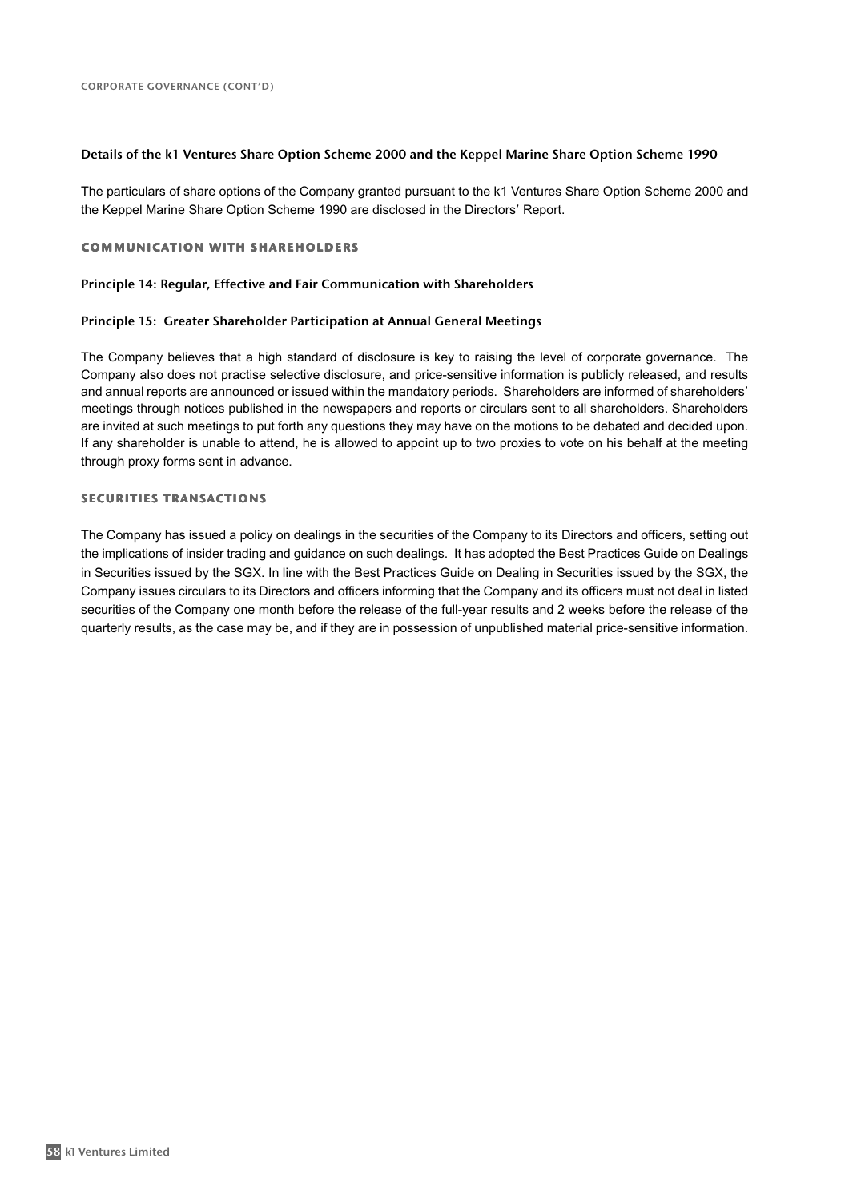### Details of the k1 Ventures Share Option Scheme 2000 and the Keppel Marine Share Option Scheme 1990

The particulars of share options of the Company granted pursuant to the k1 Ventures Share Option Scheme 2000 and the Keppel Marine Share Option Scheme 1990 are disclosed in the Directors' Report.

## COMMUNICATION WITH SHAREHOLDERS

### Principle 14: Regular, Effective and Fair Communication with Shareholders

### Principle 15: Greater Shareholder Participation at Annual General Meetings

The Company believes that a high standard of disclosure is key to raising the level of corporate governance. The Company also does not practise selective disclosure, and price-sensitive information is publicly released, and results and annual reports are announced or issued within the mandatory periods. Shareholders are informed of shareholders' meetings through notices published in the newspapers and reports or circulars sent to all shareholders. Shareholders are invited at such meetings to put forth any questions they may have on the motions to be debated and decided upon. If any shareholder is unable to attend, he is allowed to appoint up to two proxies to vote on his behalf at the meeting through proxy forms sent in advance.

## SECURITIES TRANSACTIONS

The Company has issued a policy on dealings in the securities of the Company to its Directors and officers, setting out the implications of insider trading and guidance on such dealings. It has adopted the Best Practices Guide on Dealings in Securities issued by the SGX. In line with the Best Practices Guide on Dealing in Securities issued by the SGX, the Company issues circulars to its Directors and officers informing that the Company and its officers must not deal in listed securities of the Company one month before the release of the full-year results and 2 weeks before the release of the quarterly results, as the case may be, and if they are in possession of unpublished material price-sensitive information.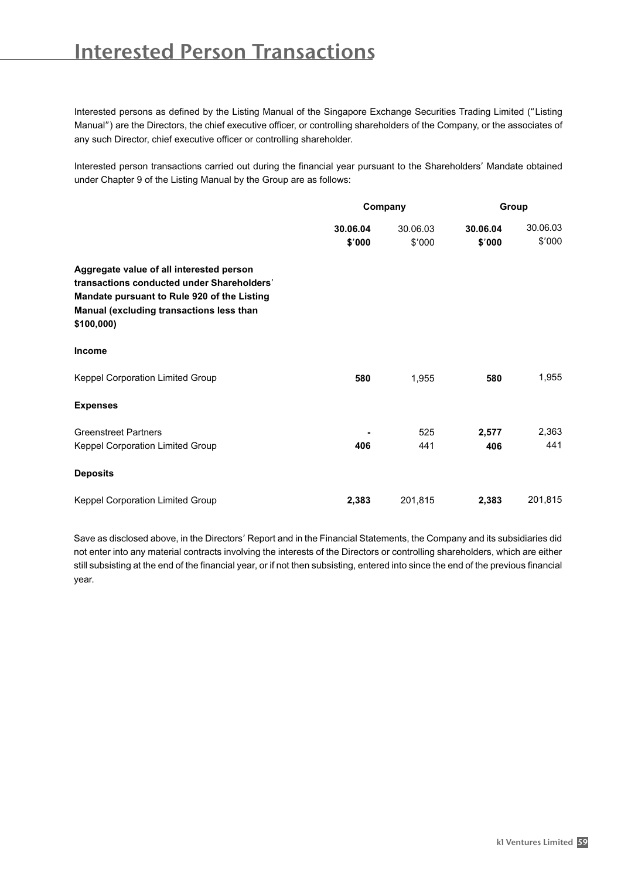# Interested Person Transactions

Interested persons as defined by the Listing Manual of the Singapore Exchange Securities Trading Limited ("Listing Manual") are the Directors, the chief executive officer, or controlling shareholders of the Company, or the associates of any such Director, chief executive officer or controlling shareholder.

Interested person transactions carried out during the financial year pursuant to the Shareholders' Mandate obtained under Chapter 9 of the Listing Manual by the Group are as follows:

| | Company | | Group | |
|---|---|---|---|---|
| | **30.06.04 $'000** | 30.06.03 $'000 | **30.06.04 $'000** | 30.06.03 $'000 |
| **Aggregate value of all interested person transactions conducted under Shareholders' Mandate pursuant to Rule 920 of the Listing Manual (excluding transactions less than $100,000)** | | | | |
| **Income** | | | | |
| Keppel Corporation Limited Group | **580** | 1,955 | **580** | 1,955 |
| **Expenses** | | | | |
| Greenstreet Partners | **-** | 525 | **2,577** | 2,363 |
| Keppel Corporation Limited Group | **406** | 441 | **406** | 441 |
| **Deposits** | | | | |
| Keppel Corporation Limited Group | **2,383** | 201,815 | **2,383** | 201,815 |

Save as disclosed above, in the Directors' Report and in the Financial Statements, the Company and its subsidiaries did not enter into any material contracts involving the interests of the Directors or controlling shareholders, which are either still subsisting at the end of the financial year, or if not then subsisting, entered into since the end of the previous financial year.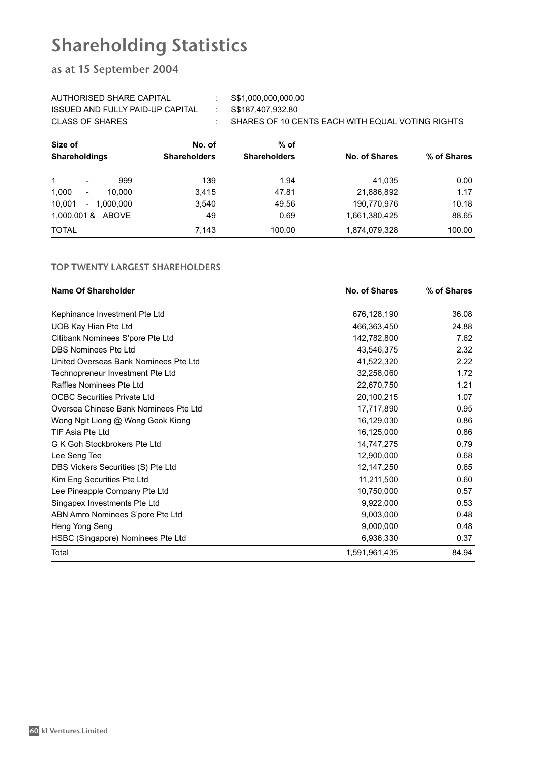# Shareholding Statistics

## as at 15 September 2004

AUTHORISED SHARE CAPITAL : S$1,000,000,000.00
ISSUED AND FULLY PAID-UP CAPITAL : S$187,407,932.80
CLASS OF SHARES : SHARES OF 10 CENTS EACH WITH EQUAL VOTING RIGHTS

| Size of Shareholdings | No. of Shareholders | % of Shareholders | No. of Shares | % of Shares |
|---|---|---|---|---|
| 1 - 999 | 139 | 1.94 | 41,035 | 0.00 |
| 1,000 - 10,000 | 3,415 | 47.81 | 21,886,892 | 1.17 |
| 10,001 - 1,000,000 | 3,540 | 49.56 | 190,770,976 | 10.18 |
| 1,000,001 & ABOVE | 49 | 0.69 | 1,661,380,425 | 88.65 |
| TOTAL | 7,143 | 100.00 | 1,874,079,328 | 100.00 |

### TOP TWENTY LARGEST SHAREHOLDERS

| Name Of Shareholder | No. of Shares | % of Shares |
|---|---|---|
| Kephinance Investment Pte Ltd | 676,128,190 | 36.08 |
| UOB Kay Hian Pte Ltd | 466,363,450 | 24.88 |
| Citibank Nominees S'pore Pte Ltd | 142,782,800 | 7.62 |
| DBS Nominees Pte Ltd | 43,546,375 | 2.32 |
| United Overseas Bank Nominees Pte Ltd | 41,522,320 | 2.22 |
| Technopreneur Investment Pte Ltd | 32,258,060 | 1.72 |
| Raffles Nominees Pte Ltd | 22,670,750 | 1.21 |
| OCBC Securities Private Ltd | 20,100,215 | 1.07 |
| Oversea Chinese Bank Nominees Pte Ltd | 17,717,890 | 0.95 |
| Wong Ngit Liong @ Wong Geok Kiong | 16,129,030 | 0.86 |
| TIF Asia Pte Ltd | 16,125,000 | 0.86 |
| G K Goh Stockbrokers Pte Ltd | 14,747,275 | 0.79 |
| Lee Seng Tee | 12,900,000 | 0.68 |
| DBS Vickers Securities (S) Pte Ltd | 12,147,250 | 0.65 |
| Kim Eng Securities Pte Ltd | 11,211,500 | 0.60 |
| Lee Pineapple Company Pte Ltd | 10,750,000 | 0.57 |
| Singapex Investments Pte Ltd | 9,922,000 | 0.53 |
| ABN Amro Nominees S'pore Pte Ltd | 9,003,000 | 0.48 |
| Heng Yong Seng | 9,000,000 | 0.48 |
| HSBC (Singapore) Nominees Pte Ltd | 6,936,330 | 0.37 |
| Total | 1,591,961,435 | 84.94 |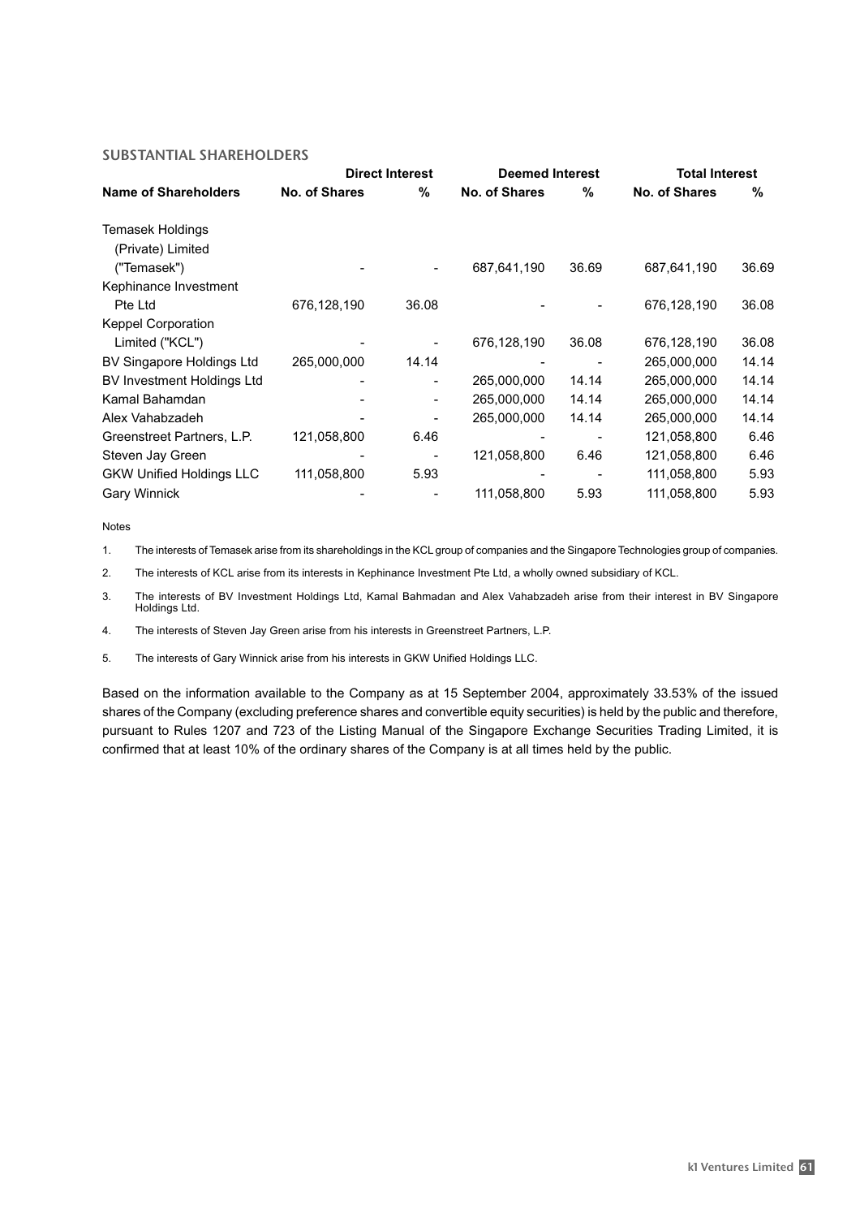## SUBSTANTIAL SHAREHOLDERS

| Name of Shareholders | Direct Interest | | Deemed Interest | | Total Interest | |
|---|---|---|---|---|---|---|
| | No. of Shares | % | No. of Shares | % | No. of Shares | % |
| Temasek Holdings (Private) Limited ("Temasek") | - | - | 687,641,190 | 36.69 | 687,641,190 | 36.69 |
| Kephinance Investment Pte Ltd | 676,128,190 | 36.08 | - | - | 676,128,190 | 36.08 |
| Keppel Corporation Limited ("KCL") | - | - | 676,128,190 | 36.08 | 676,128,190 | 36.08 |
| BV Singapore Holdings Ltd | 265,000,000 | 14.14 | - | - | 265,000,000 | 14.14 |
| BV Investment Holdings Ltd | - | - | 265,000,000 | 14.14 | 265,000,000 | 14.14 |
| Kamal Bahamdan | - | - | 265,000,000 | 14.14 | 265,000,000 | 14.14 |
| Alex Vahabzadeh | - | - | 265,000,000 | 14.14 | 265,000,000 | 14.14 |
| Greenstreet Partners, L.P. | 121,058,800 | 6.46 | - | - | 121,058,800 | 6.46 |
| Steven Jay Green | - | - | 121,058,800 | 6.46 | 121,058,800 | 6.46 |
| GKW Unified Holdings LLC | 111,058,800 | 5.93 | - | - | 111,058,800 | 5.93 |
| Gary Winnick | - | - | 111,058,800 | 5.93 | 111,058,800 | 5.93 |

Notes

1. The interests of Temasek arise from its shareholdings in the KCL group of companies and the Singapore Technologies group of companies.
2. The interests of KCL arise from its interests in Kephinance Investment Pte Ltd, a wholly owned subsidiary of KCL.
3. The interests of BV Investment Holdings Ltd, Kamal Bahmadan and Alex Vahabzadeh arise from their interest in BV Singapore Holdings Ltd.
4. The interests of Steven Jay Green arise from his interests in Greenstreet Partners, L.P.
5. The interests of Gary Winnick arise from his interests in GKW Unified Holdings LLC.

Based on the information available to the Company as at 15 September 2004, approximately 33.53% of the issued shares of the Company (excluding preference shares and convertible equity securities) is held by the public and therefore, pursuant to Rules 1207 and 723 of the Listing Manual of the Singapore Exchange Securities Trading Limited, it is confirmed that at least 10% of the ordinary shares of the Company is at all times held by the public.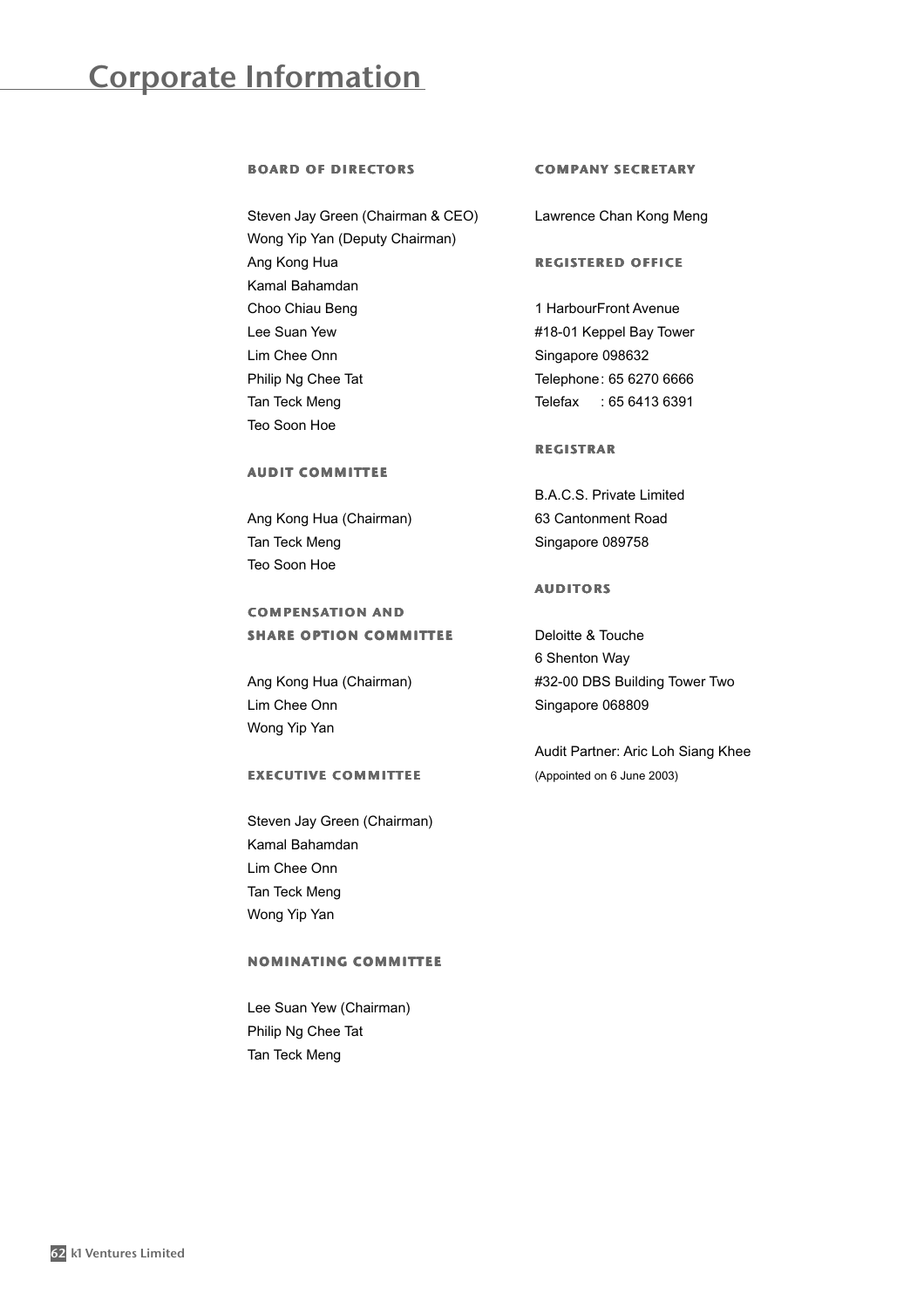# Corporate Information

### BOARD OF DIRECTORS

Steven Jay Green (Chairman & CEO)
Wong Yip Yan (Deputy Chairman)
Ang Kong Hua
Kamal Bahamdan
Choo Chiau Beng
Lee Suan Yew
Lim Chee Onn
Philip Ng Chee Tat
Tan Teck Meng
Teo Soon Hoe

### AUDIT COMMITTEE

Ang Kong Hua (Chairman)
Tan Teck Meng
Teo Soon Hoe

### COMPENSATION AND SHARE OPTION COMMITTEE

Ang Kong Hua (Chairman)
Lim Chee Onn
Wong Yip Yan

### EXECUTIVE COMMITTEE

Steven Jay Green (Chairman)
Kamal Bahamdan
Lim Chee Onn
Tan Teck Meng
Wong Yip Yan

### NOMINATING COMMITTEE

Lee Suan Yew (Chairman)
Philip Ng Chee Tat
Tan Teck Meng

### COMPANY SECRETARY

Lawrence Chan Kong Meng

### REGISTERED OFFICE

1 HarbourFront Avenue
#18-01 Keppel Bay Tower
Singapore 098632
Telephone : 65 6270 6666
Telefax : 65 6413 6391

### REGISTRAR

B.A.C.S. Private Limited
63 Cantonment Road
Singapore 089758

### AUDITORS

Deloitte & Touche
6 Shenton Way
#32-00 DBS Building Tower Two
Singapore 068809

Audit Partner: Aric Loh Siang Khee
(Appointed on 6 June 2003)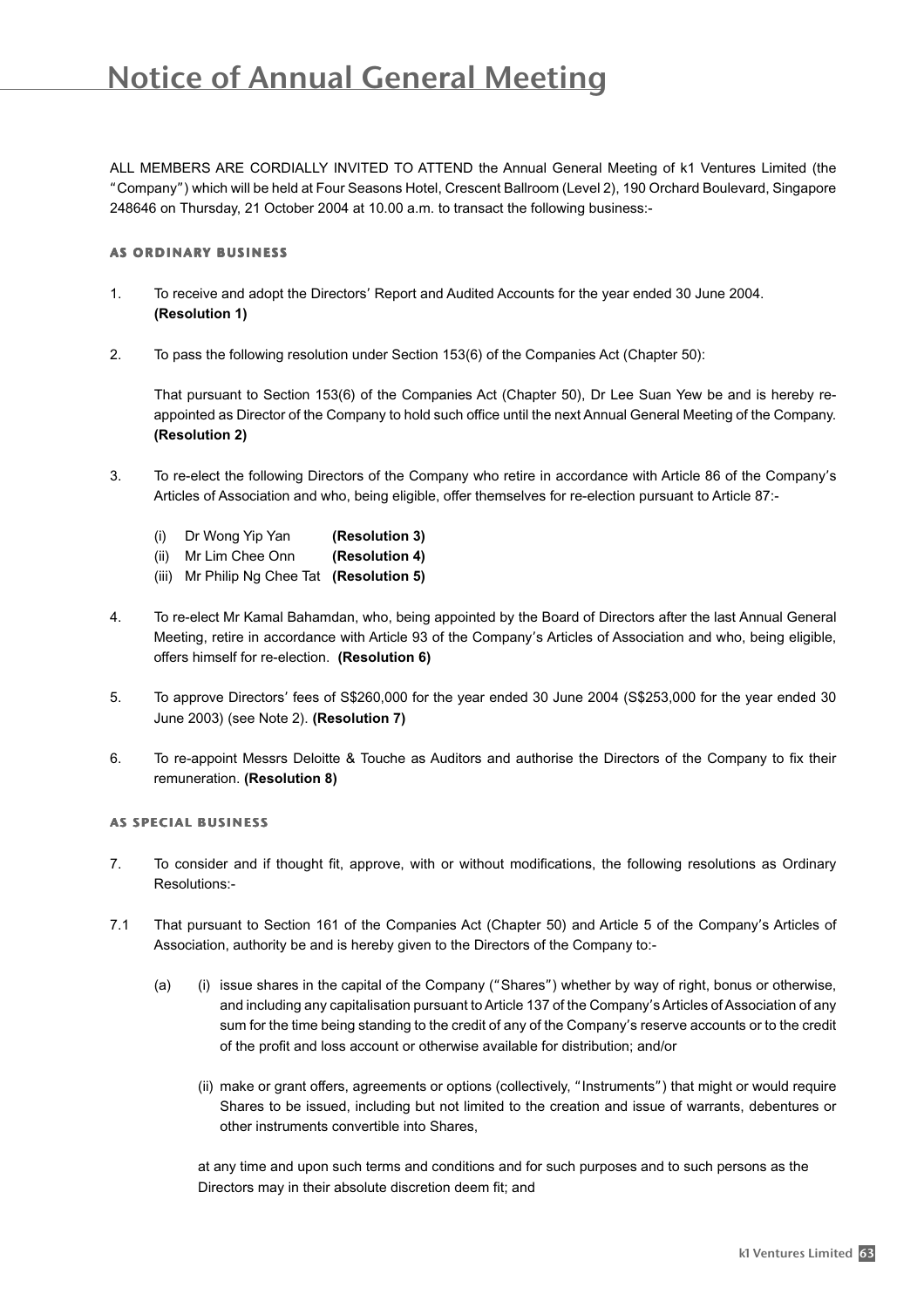# Notice of Annual General Meeting

ALL MEMBERS ARE CORDIALLY INVITED TO ATTEND the Annual General Meeting of k1 Ventures Limited (the "Company") which will be held at Four Seasons Hotel, Crescent Ballroom (Level 2), 190 Orchard Boulevard, Singapore 248646 on Thursday, 21 October 2004 at 10.00 a.m. to transact the following business:-

## AS ORDINARY BUSINESS

1. To receive and adopt the Directors' Report and Audited Accounts for the year ended 30 June 2004. **(Resolution 1)**

2. To pass the following resolution under Section 153(6) of the Companies Act (Chapter 50):

   That pursuant to Section 153(6) of the Companies Act (Chapter 50), Dr Lee Suan Yew be and is hereby re-appointed as Director of the Company to hold such office until the next Annual General Meeting of the Company. **(Resolution 2)**

3. To re-elect the following Directors of the Company who retire in accordance with Article 86 of the Company's Articles of Association and who, being eligible, offer themselves for re-election pursuant to Article 87:-

   (i) Dr Wong Yip Yan **(Resolution 3)**
   (ii) Mr Lim Chee Onn **(Resolution 4)**
   (iii) Mr Philip Ng Chee Tat **(Resolution 5)**

4. To re-elect Mr Kamal Bahamdan, who, being appointed by the Board of Directors after the last Annual General Meeting, retire in accordance with Article 93 of the Company's Articles of Association and who, being eligible, offers himself for re-election. **(Resolution 6)**

5. To approve Directors' fees of S$260,000 for the year ended 30 June 2004 (S$253,000 for the year ended 30 June 2003) (see Note 2). **(Resolution 7)**

6. To re-appoint Messrs Deloitte & Touche as Auditors and authorise the Directors of the Company to fix their remuneration. **(Resolution 8)**

## AS SPECIAL BUSINESS

7. To consider and if thought fit, approve, with or without modifications, the following resolutions as Ordinary Resolutions:-

7.1 That pursuant to Section 161 of the Companies Act (Chapter 50) and Article 5 of the Company's Articles of Association, authority be and is hereby given to the Directors of the Company to:-

   (a) (i) issue shares in the capital of the Company ("Shares") whether by way of right, bonus or otherwise, and including any capitalisation pursuant to Article 137 of the Company's Articles of Association of any sum for the time being standing to the credit of any of the Company's reserve accounts or to the credit of the profit and loss account or otherwise available for distribution; and/or

   (ii) make or grant offers, agreements or options (collectively, "Instruments") that might or would require Shares to be issued, including but not limited to the creation and issue of warrants, debentures or other instruments convertible into Shares,

   at any time and upon such terms and conditions and for such purposes and to such persons as the Directors may in their absolute discretion deem fit; and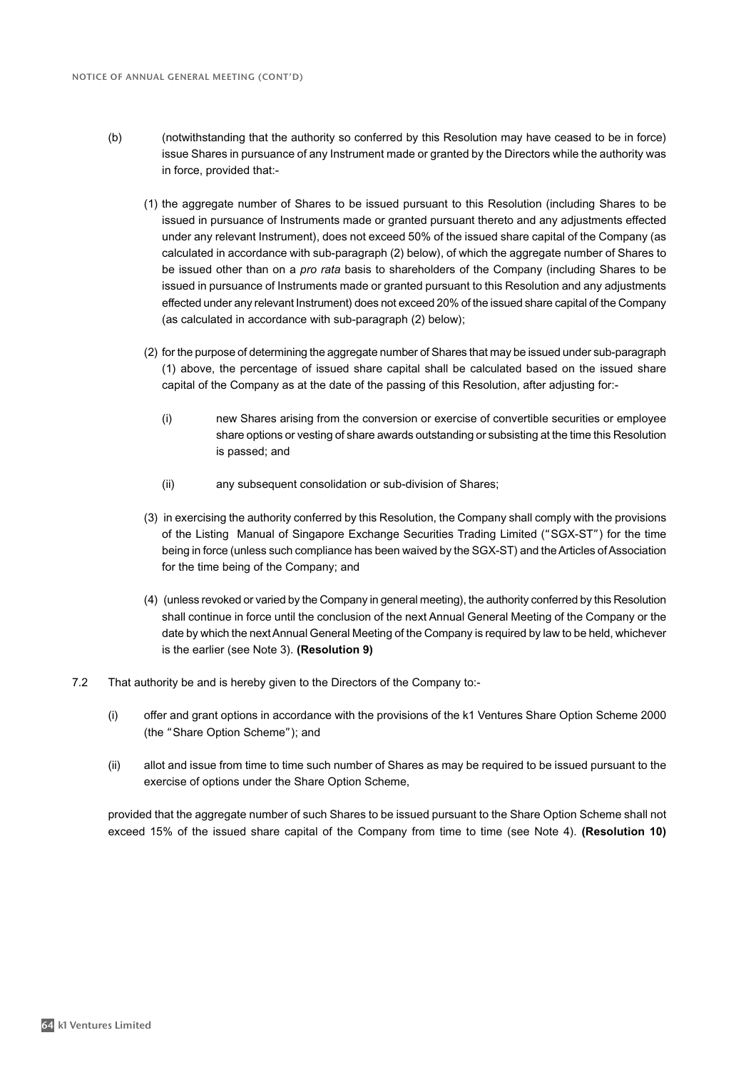(b) (notwithstanding that the authority so conferred by this Resolution may have ceased to be in force) issue Shares in pursuance of any Instrument made or granted by the Directors while the authority was in force, provided that:-

(1) the aggregate number of Shares to be issued pursuant to this Resolution (including Shares to be issued in pursuance of Instruments made or granted pursuant thereto and any adjustments effected under any relevant Instrument), does not exceed 50% of the issued share capital of the Company (as calculated in accordance with sub-paragraph (2) below), of which the aggregate number of Shares to be issued other than on a *pro rata* basis to shareholders of the Company (including Shares to be issued in pursuance of Instruments made or granted pursuant to this Resolution and any adjustments effected under any relevant Instrument) does not exceed 20% of the issued share capital of the Company (as calculated in accordance with sub-paragraph (2) below);

(2) for the purpose of determining the aggregate number of Shares that may be issued under sub-paragraph (1) above, the percentage of issued share capital shall be calculated based on the issued share capital of the Company as at the date of the passing of this Resolution, after adjusting for:-

(i) new Shares arising from the conversion or exercise of convertible securities or employee share options or vesting of share awards outstanding or subsisting at the time this Resolution is passed; and

(ii) any subsequent consolidation or sub-division of Shares;

(3) in exercising the authority conferred by this Resolution, the Company shall comply with the provisions of the Listing Manual of Singapore Exchange Securities Trading Limited ("SGX-ST") for the time being in force (unless such compliance has been waived by the SGX-ST) and the Articles of Association for the time being of the Company; and

(4) (unless revoked or varied by the Company in general meeting), the authority conferred by this Resolution shall continue in force until the conclusion of the next Annual General Meeting of the Company or the date by which the next Annual General Meeting of the Company is required by law to be held, whichever is the earlier (see Note 3). **(Resolution 9)**

7.2 That authority be and is hereby given to the Directors of the Company to:-

(i) offer and grant options in accordance with the provisions of the k1 Ventures Share Option Scheme 2000 (the "Share Option Scheme"); and

(ii) allot and issue from time to time such number of Shares as may be required to be issued pursuant to the exercise of options under the Share Option Scheme,

provided that the aggregate number of such Shares to be issued pursuant to the Share Option Scheme shall not exceed 15% of the issued share capital of the Company from time to time (see Note 4). **(Resolution 10)**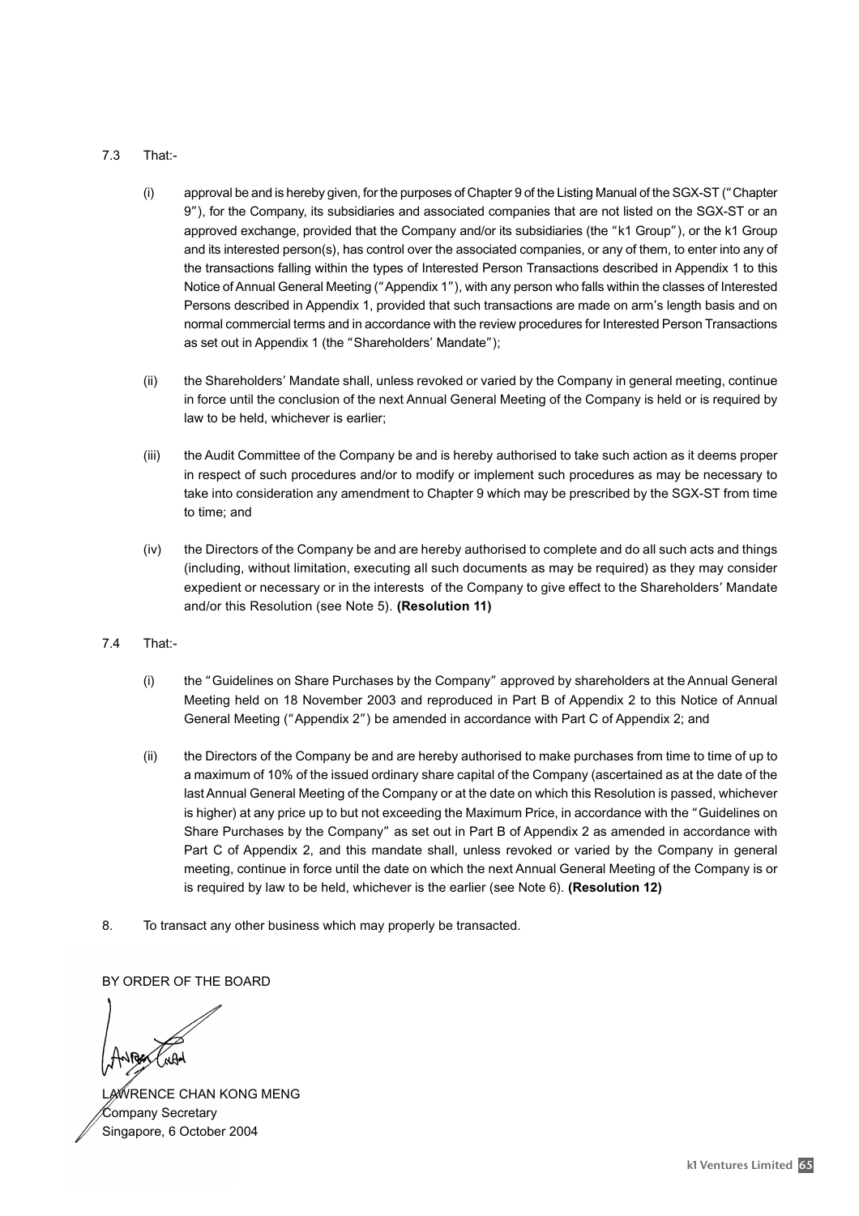7.3 That:-

(i) approval be and is hereby given, for the purposes of Chapter 9 of the Listing Manual of the SGX-ST ("Chapter 9"), for the Company, its subsidiaries and associated companies that are not listed on the SGX-ST or an approved exchange, provided that the Company and/or its subsidiaries (the "k1 Group"), or the k1 Group and its interested person(s), has control over the associated companies, or any of them, to enter into any of the transactions falling within the types of Interested Person Transactions described in Appendix 1 to this Notice of Annual General Meeting ("Appendix 1"), with any person who falls within the classes of Interested Persons described in Appendix 1, provided that such transactions are made on arm's length basis and on normal commercial terms and in accordance with the review procedures for Interested Person Transactions as set out in Appendix 1 (the "Shareholders' Mandate");

(ii) the Shareholders' Mandate shall, unless revoked or varied by the Company in general meeting, continue in force until the conclusion of the next Annual General Meeting of the Company is held or is required by law to be held, whichever is earlier;

(iii) the Audit Committee of the Company be and is hereby authorised to take such action as it deems proper in respect of such procedures and/or to modify or implement such procedures as may be necessary to take into consideration any amendment to Chapter 9 which may be prescribed by the SGX-ST from time to time; and

(iv) the Directors of the Company be and are hereby authorised to complete and do all such acts and things (including, without limitation, executing all such documents as may be required) as they may consider expedient or necessary or in the interests of the Company to give effect to the Shareholders' Mandate and/or this Resolution (see Note 5). **(Resolution 11)**

7.4 That:-

(i) the "Guidelines on Share Purchases by the Company" approved by shareholders at the Annual General Meeting held on 18 November 2003 and reproduced in Part B of Appendix 2 to this Notice of Annual General Meeting ("Appendix 2") be amended in accordance with Part C of Appendix 2; and

(ii) the Directors of the Company be and are hereby authorised to make purchases from time to time of up to a maximum of 10% of the issued ordinary share capital of the Company (ascertained as at the date of the last Annual General Meeting of the Company or at the date on which this Resolution is passed, whichever is higher) at any price up to but not exceeding the Maximum Price, in accordance with the "Guidelines on Share Purchases by the Company" as set out in Part B of Appendix 2 as amended in accordance with Part C of Appendix 2, and this mandate shall, unless revoked or varied by the Company in general meeting, continue in force until the date on which the next Annual General Meeting of the Company is or is required by law to be held, whichever is the earlier (see Note 6). **(Resolution 12)**

8. To transact any other business which may properly be transacted.

BY ORDER OF THE BOARD

LAWRENCE CHAN KONG MENG
Company Secretary
Singapore, 6 October 2004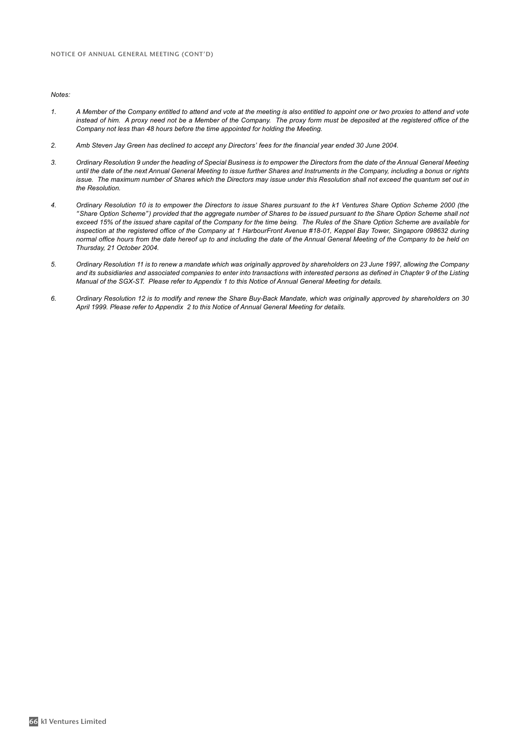*Notes:*

1. *A Member of the Company entitled to attend and vote at the meeting is also entitled to appoint one or two proxies to attend and vote instead of him. A proxy need not be a Member of the Company. The proxy form must be deposited at the registered office of the Company not less than 48 hours before the time appointed for holding the Meeting.*

2. *Amb Steven Jay Green has declined to accept any Directors' fees for the financial year ended 30 June 2004.*

3. *Ordinary Resolution 9 under the heading of Special Business is to empower the Directors from the date of the Annual General Meeting until the date of the next Annual General Meeting to issue further Shares and Instruments in the Company, including a bonus or rights issue. The maximum number of Shares which the Directors may issue under this Resolution shall not exceed the quantum set out in the Resolution.*

4. *Ordinary Resolution 10 is to empower the Directors to issue Shares pursuant to the k1 Ventures Share Option Scheme 2000 (the "Share Option Scheme") provided that the aggregate number of Shares to be issued pursuant to the Share Option Scheme shall not exceed 15% of the issued share capital of the Company for the time being. The Rules of the Share Option Scheme are available for inspection at the registered office of the Company at 1 HarbourFront Avenue #18-01, Keppel Bay Tower, Singapore 098632 during normal office hours from the date hereof up to and including the date of the Annual General Meeting of the Company to be held on Thursday, 21 October 2004.*

5. *Ordinary Resolution 11 is to renew a mandate which was originally approved by shareholders on 23 June 1997, allowing the Company and its subsidiaries and associated companies to enter into transactions with interested persons as defined in Chapter 9 of the Listing Manual of the SGX-ST. Please refer to Appendix 1 to this Notice of Annual General Meeting for details.*

6. *Ordinary Resolution 12 is to modify and renew the Share Buy-Back Mandate, which was originally approved by shareholders on 30 April 1999. Please refer to Appendix 2 to this Notice of Annual General Meeting for details.*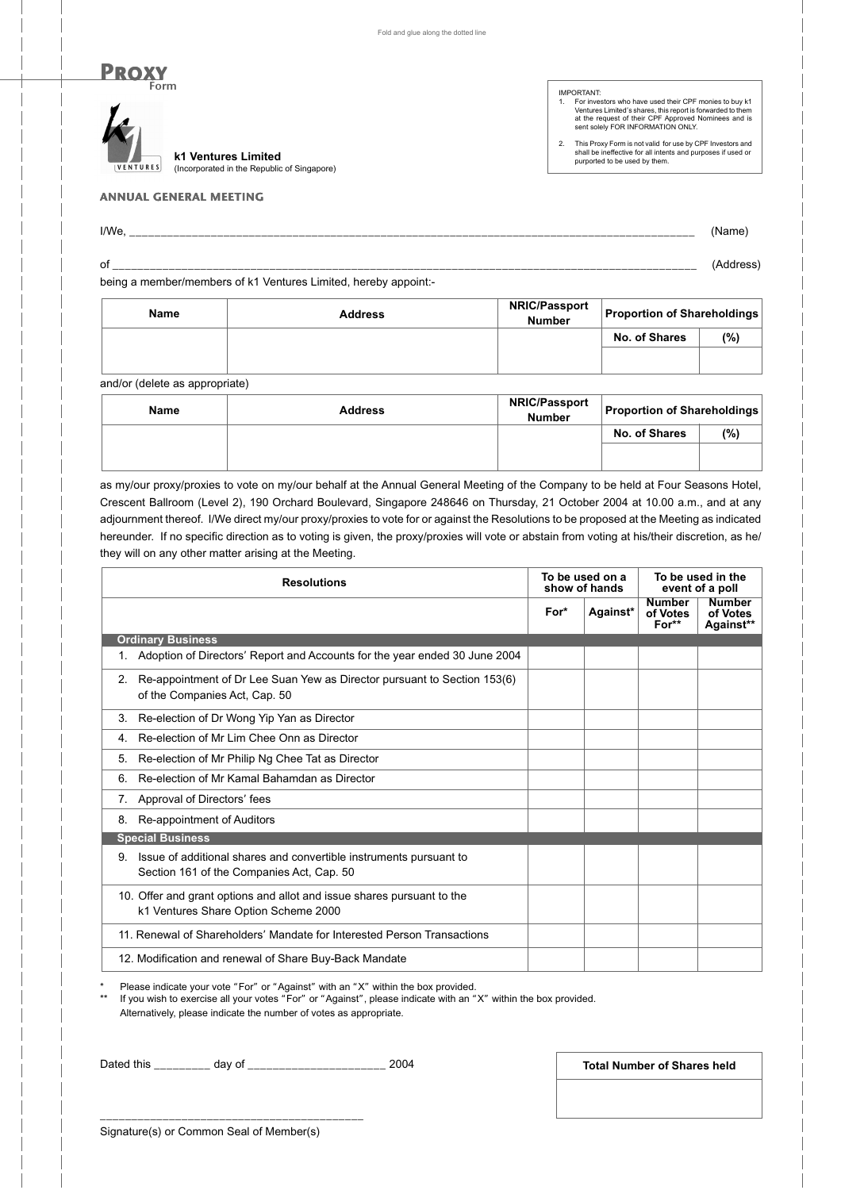Fold and glue along the dotted line

# PROXY Form

**k1 Ventures Limited**
(Incorporated in the Republic of Singapore)

IMPORTANT:
1. For investors who have used their CPF monies to buy k1 Ventures Limited's shares, this report is forwarded to them at the request of their CPF Approved Nominees and is sent solely FOR INFORMATION ONLY.
2. This Proxy Form is not valid for use by CPF Investors and shall be ineffective for all intents and purposes if used or purported to be used by them.

## ANNUAL GENERAL MEETING

I/We, ______________________________________________________________________________ (Name)

of ________________________________________________________________________________ (Address)

being a member/members of k1 Ventures Limited, hereby appoint:-

| Name | Address | NRIC/Passport Number | Proportion of Shareholdings | |
|---|---|---|---|---|
| | | | No. of Shares | (%) |
| | | | | |

and/or (delete as appropriate)

| Name | Address | NRIC/Passport Number | Proportion of Shareholdings | |
|---|---|---|---|---|
| | | | No. of Shares | (%) |
| | | | | |

as my/our proxy/proxies to vote on my/our behalf at the Annual General Meeting of the Company to be held at Four Seasons Hotel, Crescent Ballroom (Level 2), 190 Orchard Boulevard, Singapore 248646 on Thursday, 21 October 2004 at 10.00 a.m., and at any adjournment thereof. I/We direct my/our proxy/proxies to vote for or against the Resolutions to be proposed at the Meeting as indicated hereunder. If no specific direction as to voting is given, the proxy/proxies will vote or abstain from voting at his/their discretion, as he/they will on any other matter arising at the Meeting.

| Resolutions | To be used on a show of hands | | To be used in the event of a poll | |
|---|---|---|---|---|
| | For* | Against* | Number of Votes For** | Number of Votes Against** |
| **Ordinary Business** | | | | |
| 1. Adoption of Directors' Report and Accounts for the year ended 30 June 2004 | | | | |
| 2. Re-appointment of Dr Lee Suan Yew as Director pursuant to Section 153(6) of the Companies Act, Cap. 50 | | | | |
| 3. Re-election of Dr Wong Yip Yan as Director | | | | |
| 4. Re-election of Mr Lim Chee Onn as Director | | | | |
| 5. Re-election of Mr Philip Ng Chee Tat as Director | | | | |
| 6. Re-election of Mr Kamal Bahamdan as Director | | | | |
| 7. Approval of Directors' fees | | | | |
| 8. Re-appointment of Auditors | | | | |
| **Special Business** | | | | |
| 9. Issue of additional shares and convertible instruments pursuant to Section 161 of the Companies Act, Cap. 50 | | | | |
| 10. Offer and grant options and allot and issue shares pursuant to the k1 Ventures Share Option Scheme 2000 | | | | |
| 11. Renewal of Shareholders' Mandate for Interested Person Transactions | | | | |
| 12. Modification and renewal of Share Buy-Back Mandate | | | | |

\* Please indicate your vote "For" or "Against" with an "X" within the box provided.

\*\* If you wish to exercise all your votes "For" or "Against", please indicate with an "X" within the box provided. Alternatively, please indicate the number of votes as appropriate.

Dated this _________ day of _____________________ 2004

| Total Number of Shares held |
|---|
| |

_________________________________________

Signature(s) or Common Seal of Member(s)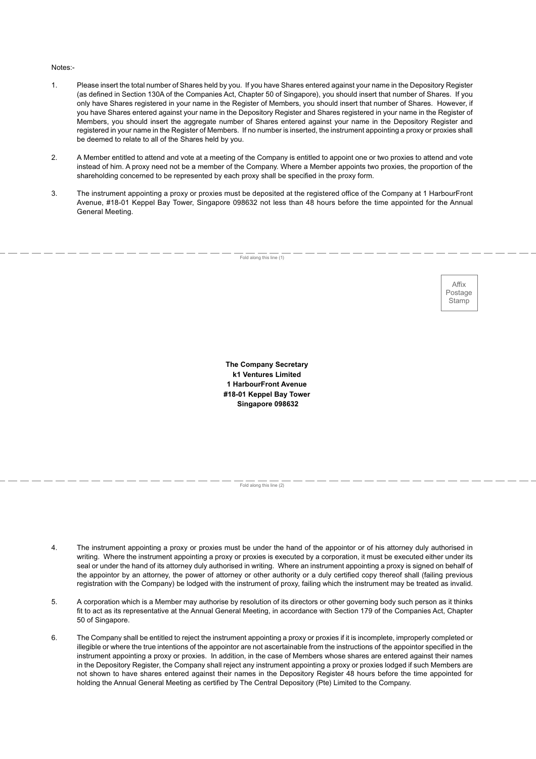Notes:-

1. Please insert the total number of Shares held by you. If you have Shares entered against your name in the Depository Register (as defined in Section 130A of the Companies Act, Chapter 50 of Singapore), you should insert that number of Shares. If you only have Shares registered in your name in the Register of Members, you should insert that number of Shares. However, if you have Shares entered against your name in the Depository Register and Shares registered in your name in the Register of Members, you should insert the aggregate number of Shares entered against your name in the Depository Register and registered in your name in the Register of Members. If no number is inserted, the instrument appointing a proxy or proxies shall be deemed to relate to all of the Shares held by you.

2. A Member entitled to attend and vote at a meeting of the Company is entitled to appoint one or two proxies to attend and vote instead of him. A proxy need not be a member of the Company. Where a Member appoints two proxies, the proportion of the shareholding concerned to be represented by each proxy shall be specified in the proxy form.

3. The instrument appointing a proxy or proxies must be deposited at the registered office of the Company at 1 HarbourFront Avenue, #18-01 Keppel Bay Tower, Singapore 098632 not less than 48 hours before the time appointed for the Annual General Meeting.

Fold along this line (1)

Affix Postage Stamp

**The Company Secretary**
**k1 Ventures Limited**
**1 HarbourFront Avenue**
**#18-01 Keppel Bay Tower**
**Singapore 098632**

Fold along this line (2)

4. The instrument appointing a proxy or proxies must be under the hand of the appointor or of his attorney duly authorised in writing. Where the instrument appointing a proxy or proxies is executed by a corporation, it must be executed either under its seal or under the hand of its attorney duly authorised in writing. Where an instrument appointing a proxy is signed on behalf of the appointor by an attorney, the power of attorney or other authority or a duly certified copy thereof shall (failing previous registration with the Company) be lodged with the instrument of proxy, failing which the instrument may be treated as invalid.

5. A corporation which is a Member may authorise by resolution of its directors or other governing body such person as it thinks fit to act as its representative at the Annual General Meeting, in accordance with Section 179 of the Companies Act, Chapter 50 of Singapore.

6. The Company shall be entitled to reject the instrument appointing a proxy or proxies if it is incomplete, improperly completed or illegible or where the true intentions of the appointor are not ascertainable from the instructions of the appointor specified in the instrument appointing a proxy or proxies. In addition, in the case of Members whose shares are entered against their names in the Depository Register, the Company shall reject any instrument appointing a proxy or proxies lodged if such Members are not shown to have shares entered against their names in the Depository Register 48 hours before the time appointed for holding the Annual General Meeting as certified by The Central Depository (Pte) Limited to the Company.